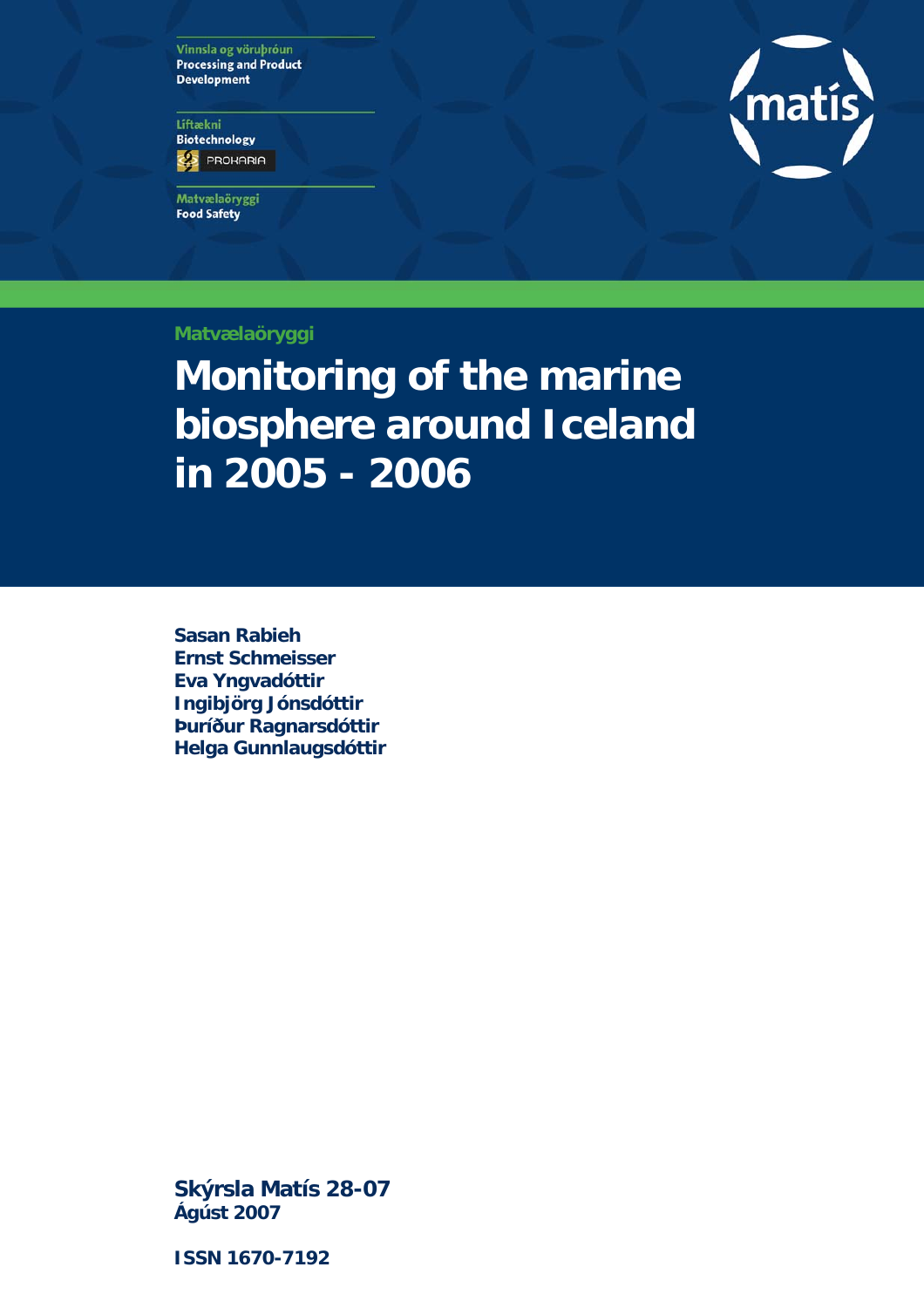Vinnsla og vöruþróun
Processing and Product Development

Líftækni
Biotechnology
PROKARIA

Matvælaöryggi
Food Safety

matís

Matvælaöryggi

# Monitoring of the marine biosphere around Iceland in 2005 - 2006

**Sasan Rabieh**
**Ernst Schmeisser**
**Eva Yngvadóttir**
**Ingibjörg Jónsdóttir**
**Þuríður Ragnarsdóttir**
**Helga Gunnlaugsdóttir**

**Skýrsla Matís 28-07**
**Ágúst 2007**

**ISSN 1670-7192**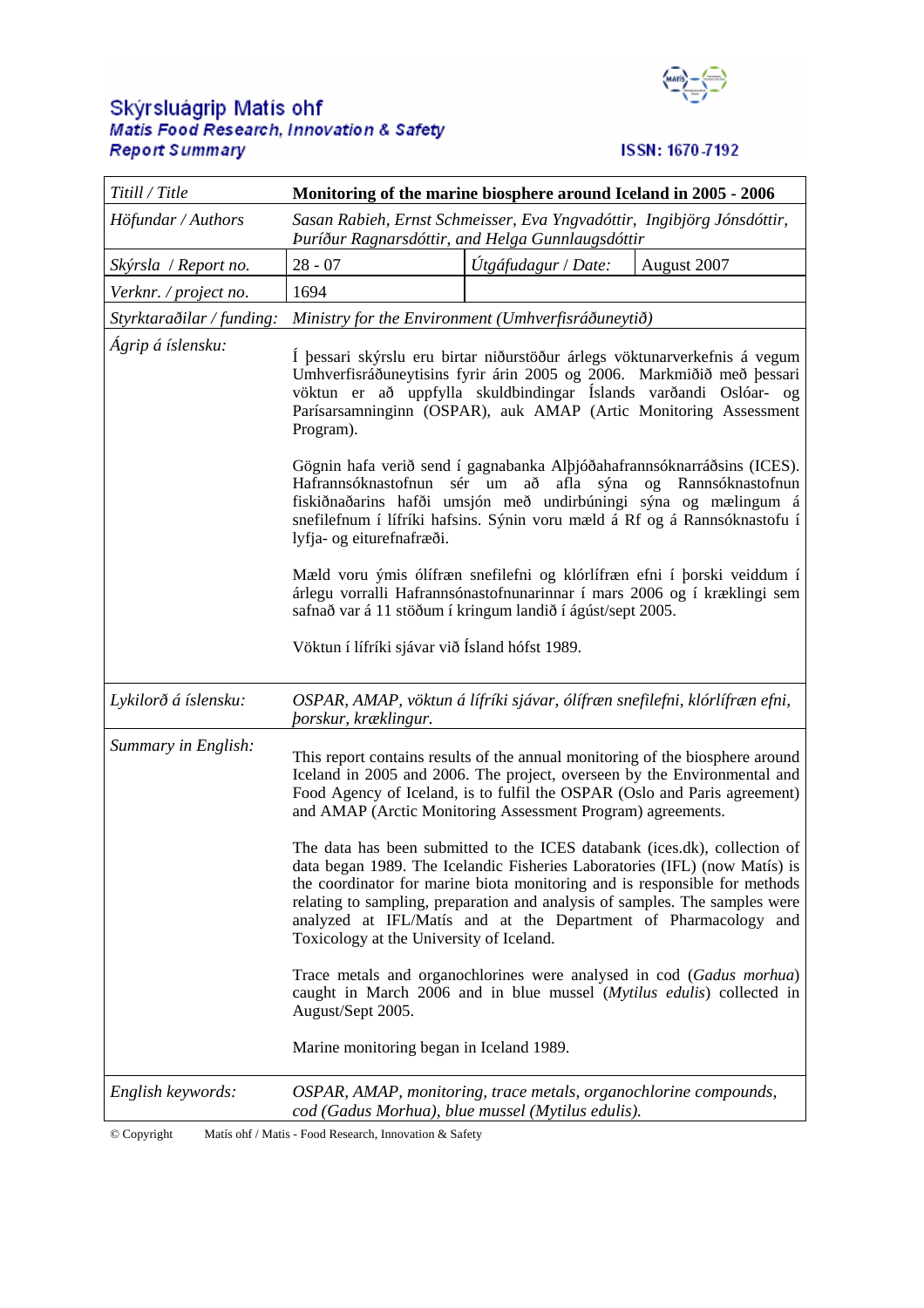**Skýrsluágrip Matís ohf**
***Matis Food Research, Innovation & Safety***
***Report Summary***

**ISSN: 1670-7192**

| *Titill / Title* | **Monitoring of the marine biosphere around Iceland in 2005 - 2006** | | |
|---|---|---|---|
| *Höfundar / Authors* | *Sasan Rabieh, Ernst Schmeisser, Eva Yngvadóttir, Ingibjörg Jónsdóttir, Þuríður Ragnarsdóttir, and Helga Gunnlaugsdóttir* | | |
| *Skýrsla / Report no.* | 28 - 07 | *Útgáfudagur / Date:* | August 2007 |
| *Verknr. / project no.* | 1694 | | |
| *Styrktaraðilar / funding:* | *Ministry for the Environment (Umhverfisráðuneytið)* | | |
| *Ágrip á íslensku:* | Í þessari skýrslu eru birtar niðurstöður árlegs vöktunarverkefnis á vegum Umhverfisráðuneytisins fyrir árin 2005 og 2006. Markmiðið með þessari vöktun er að uppfylla skuldbindingar Íslands varðandi Oslóar- og Parísarsamninginn (OSPAR), auk AMAP (Artic Monitoring Assessment Program).<br><br>Gögnin hafa verið send í gagnabanka Alþjóðahafrannsóknarráðsins (ICES). Hafrannsóknastofnun sér um að afla sýna og Rannsóknastofnun fiskiðnaðarins hafði umsjón með undirbúningi sýna og mælingum á snefilefnum í lífríki hafsins. Sýnin voru mæld á Rf og á Rannsóknastofu í lyfja- og eiturefnafræði.<br><br>Mæld voru ýmis ólífræn snefilefni og klórlífræn efni í þorski veiddum í árlegu vorralli Hafrannsónastofnunarinnar í mars 2006 og í kræklingi sem safnað var á 11 stöðum í kringum landið í ágúst/sept 2005.<br><br>Vöktun í lífríki sjávar við Ísland hófst 1989. | | |
| *Lykilorð á íslensku:* | *OSPAR, AMAP, vöktun á lífríki sjávar, ólífræn snefilefni, klórlífræn efni, þorskur, kræklingur.* | | |
| *Summary in English:* | This report contains results of the annual monitoring of the biosphere around Iceland in 2005 and 2006. The project, overseen by the Environmental and Food Agency of Iceland, is to fulfil the OSPAR (Oslo and Paris agreement) and AMAP (Arctic Monitoring Assessment Program) agreements.<br><br>The data has been submitted to the ICES databank (ices.dk), collection of data began 1989. The Icelandic Fisheries Laboratories (IFL) (now Matís) is the coordinator for marine biota monitoring and is responsible for methods relating to sampling, preparation and analysis of samples. The samples were analyzed at IFL/Matís and at the Department of Pharmacology and Toxicology at the University of Iceland.<br><br>Trace metals and organochlorines were analysed in cod (*Gadus morhua*) caught in March 2006 and in blue mussel (*Mytilus edulis*) collected in August/Sept 2005.<br><br>Marine monitoring began in Iceland 1989. | | |
| *English keywords:* | *OSPAR, AMAP, monitoring, trace metals, organochlorine compounds, cod (Gadus Morhua), blue mussel (Mytilus edulis).* | | |

© Copyright Matís ohf / Matis - Food Research, Innovation & Safety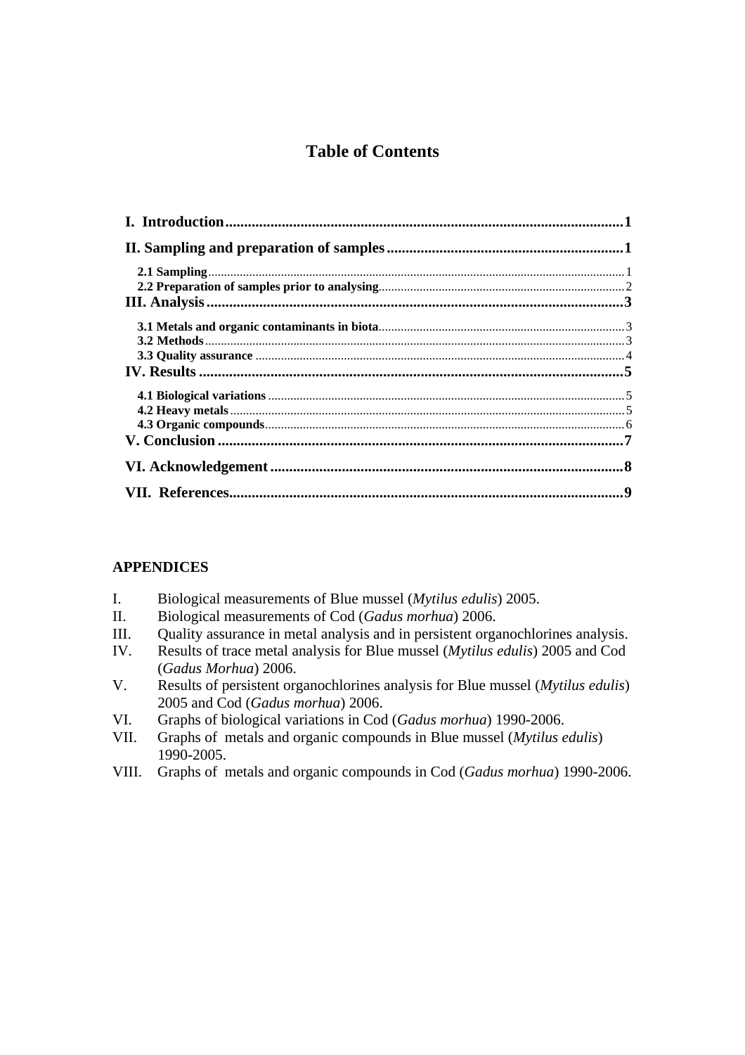# Table of Contents

**I. Introduction** .......... **1**

**II. Sampling and preparation of samples** .......... **1**

- **2.1 Sampling** .......... 1
- **2.2 Preparation of samples prior to analysing** .......... 2

**III. Analysis** .......... **3**

- **3.1 Metals and organic contaminants in biota** .......... 3
- **3.2 Methods** .......... 3
- **3.3 Quality assurance** .......... 4

**IV. Results** .......... **5**

- **4.1 Biological variations** .......... 5
- **4.2 Heavy metals** .......... 5
- **4.3 Organic compounds** .......... 6

**V. Conclusion** .......... **7**

**VI. Acknowledgement** .......... **8**

**VII. References** .......... **9**

## APPENDICES

I. Biological measurements of Blue mussel (*Mytilus edulis*) 2005.

II. Biological measurements of Cod (*Gadus morhua*) 2006.

III. Quality assurance in metal analysis and in persistent organochlorines analysis.

IV. Results of trace metal analysis for Blue mussel (*Mytilus edulis*) 2005 and Cod (*Gadus Morhua*) 2006.

V. Results of persistent organochlorines analysis for Blue mussel (*Mytilus edulis*) 2005 and Cod (*Gadus morhua*) 2006.

VI. Graphs of biological variations in Cod (*Gadus morhua*) 1990-2006.

VII. Graphs of metals and organic compounds in Blue mussel (*Mytilus edulis*) 1990-2005.

VIII. Graphs of metals and organic compounds in Cod (*Gadus morhua*) 1990-2006.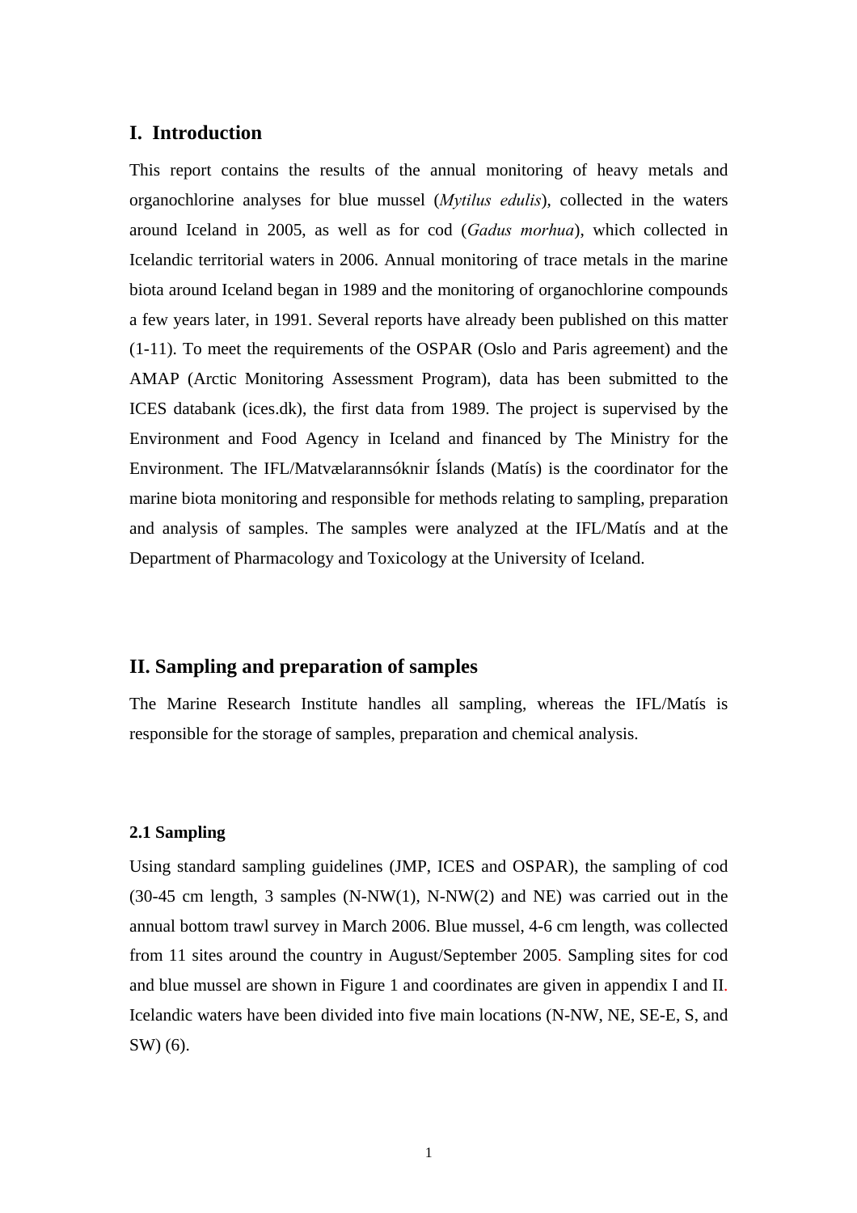# I. Introduction

This report contains the results of the annual monitoring of heavy metals and organochlorine analyses for blue mussel (*Mytilus edulis*), collected in the waters around Iceland in 2005, as well as for cod (*Gadus morhua*), which collected in Icelandic territorial waters in 2006. Annual monitoring of trace metals in the marine biota around Iceland began in 1989 and the monitoring of organochlorine compounds a few years later, in 1991. Several reports have already been published on this matter (1-11). To meet the requirements of the OSPAR (Oslo and Paris agreement) and the AMAP (Arctic Monitoring Assessment Program), data has been submitted to the ICES databank (ices.dk), the first data from 1989. The project is supervised by the Environment and Food Agency in Iceland and financed by The Ministry for the Environment. The IFL/Matvælarannsóknir Íslands (Matís) is the coordinator for the marine biota monitoring and responsible for methods relating to sampling, preparation and analysis of samples. The samples were analyzed at the IFL/Matís and at the Department of Pharmacology and Toxicology at the University of Iceland.

# II. Sampling and preparation of samples

The Marine Research Institute handles all sampling, whereas the IFL/Matís is responsible for the storage of samples, preparation and chemical analysis.

### 2.1 Sampling

Using standard sampling guidelines (JMP, ICES and OSPAR), the sampling of cod (30-45 cm length, 3 samples (N-NW(1), N-NW(2) and NE) was carried out in the annual bottom trawl survey in March 2006. Blue mussel, 4-6 cm length, was collected from 11 sites around the country in August/September 2005. Sampling sites for cod and blue mussel are shown in Figure 1 and coordinates are given in appendix I and II. Icelandic waters have been divided into five main locations (N-NW, NE, SE-E, S, and SW) (6).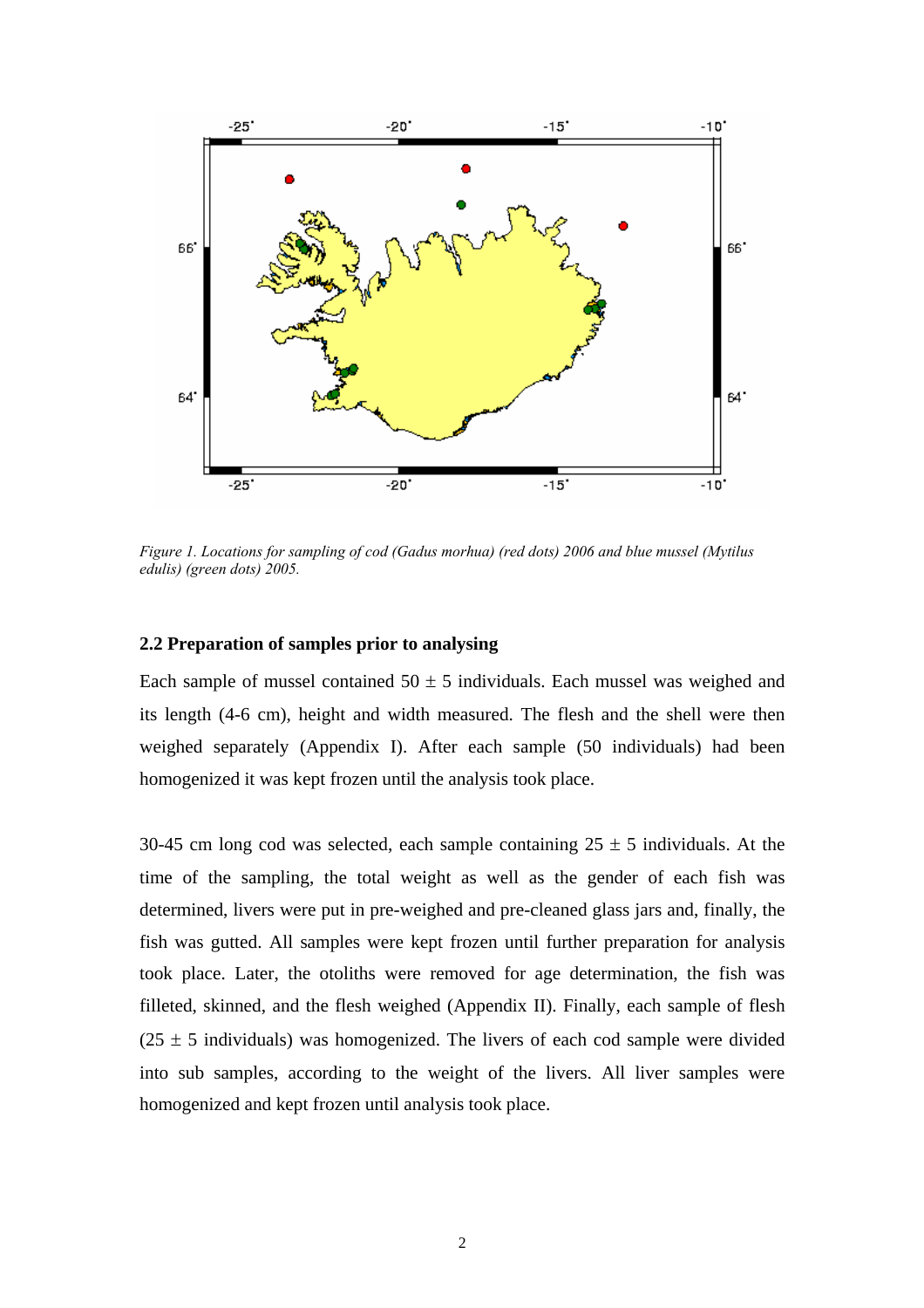*Figure 1. Locations for sampling of cod (Gadus morhua) (red dots) 2006 and blue mussel (Mytilus edulis) (green dots) 2005.*

### 2.2 Preparation of samples prior to analysing

Each sample of mussel contained 50 ± 5 individuals. Each mussel was weighed and its length (4-6 cm), height and width measured. The flesh and the shell were then weighed separately (Appendix I). After each sample (50 individuals) had been homogenized it was kept frozen until the analysis took place.

30-45 cm long cod was selected, each sample containing 25 ± 5 individuals. At the time of the sampling, the total weight as well as the gender of each fish was determined, livers were put in pre-weighed and pre-cleaned glass jars and, finally, the fish was gutted. All samples were kept frozen until further preparation for analysis took place. Later, the otoliths were removed for age determination, the fish was filleted, skinned, and the flesh weighed (Appendix II). Finally, each sample of flesh (25 ± 5 individuals) was homogenized. The livers of each cod sample were divided into sub samples, according to the weight of the livers. All liver samples were homogenized and kept frozen until analysis took place.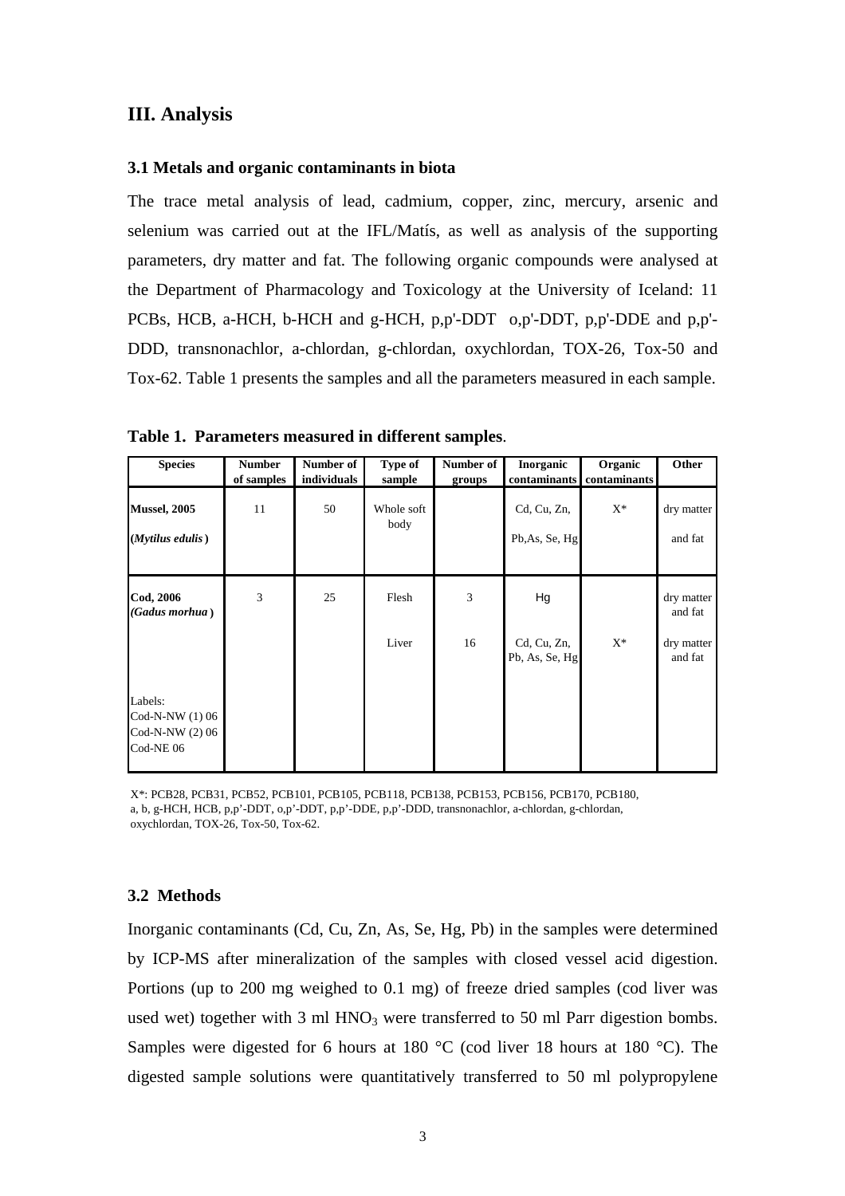## III. Analysis

### 3.1 Metals and organic contaminants in biota

The trace metal analysis of lead, cadmium, copper, zinc, mercury, arsenic and selenium was carried out at the IFL/Matís, as well as analysis of the supporting parameters, dry matter and fat. The following organic compounds were analysed at the Department of Pharmacology and Toxicology at the University of Iceland: 11 PCBs, HCB, a-HCH, b-HCH and g-HCH, p,p'-DDT o,p'-DDT, p,p'-DDE and p,p'-DDD, transnonachlor, a-chlordan, g-chlordan, oxychlordan, TOX-26, Tox-50 and Tox-62. Table 1 presents the samples and all the parameters measured in each sample.

**Table 1. Parameters measured in different samples**.

| Species | Number of samples | Number of individuals | Type of sample | Number of groups | Inorganic contaminants | Organic contaminants | Other |
|---|---|---|---|---|---|---|---|
| **Mussel, 2005** | 11 | 50 | Whole soft body | | Cd, Cu, Zn, | X* | dry matter |
| **(*Mytilus edulis*)** | | | | | Pb,As, Se, Hg | | and fat |
| **Cod, 2006** (*Gadus morhua*) | 3 | 25 | Flesh | 3 | Hg | | dry matter and fat |
| | | | Liver | 16 | Cd, Cu, Zn, Pb, As, Se, Hg | X* | dry matter and fat |
| Labels: Cod-N-NW (1) 06 Cod-N-NW (2) 06 Cod-NE 06 | | | | | | | |

X*: PCB28, PCB31, PCB52, PCB101, PCB105, PCB118, PCB138, PCB153, PCB156, PCB170, PCB180, a, b, g-HCH, HCB, p,p'-DDT, o,p'-DDT, p,p'-DDE, p,p'-DDD, transnonachlor, a-chlordan, g-chlordan, oxychlordan, TOX-26, Tox-50, Tox-62.

### 3.2 Methods

Inorganic contaminants (Cd, Cu, Zn, As, Se, Hg, Pb) in the samples were determined by ICP-MS after mineralization of the samples with closed vessel acid digestion. Portions (up to 200 mg weighed to 0.1 mg) of freeze dried samples (cod liver was used wet) together with 3 ml $HNO_3$ were transferred to 50 ml Parr digestion bombs. Samples were digested for 6 hours at 180 °C (cod liver 18 hours at 180 °C). The digested sample solutions were quantitatively transferred to 50 ml polypropylene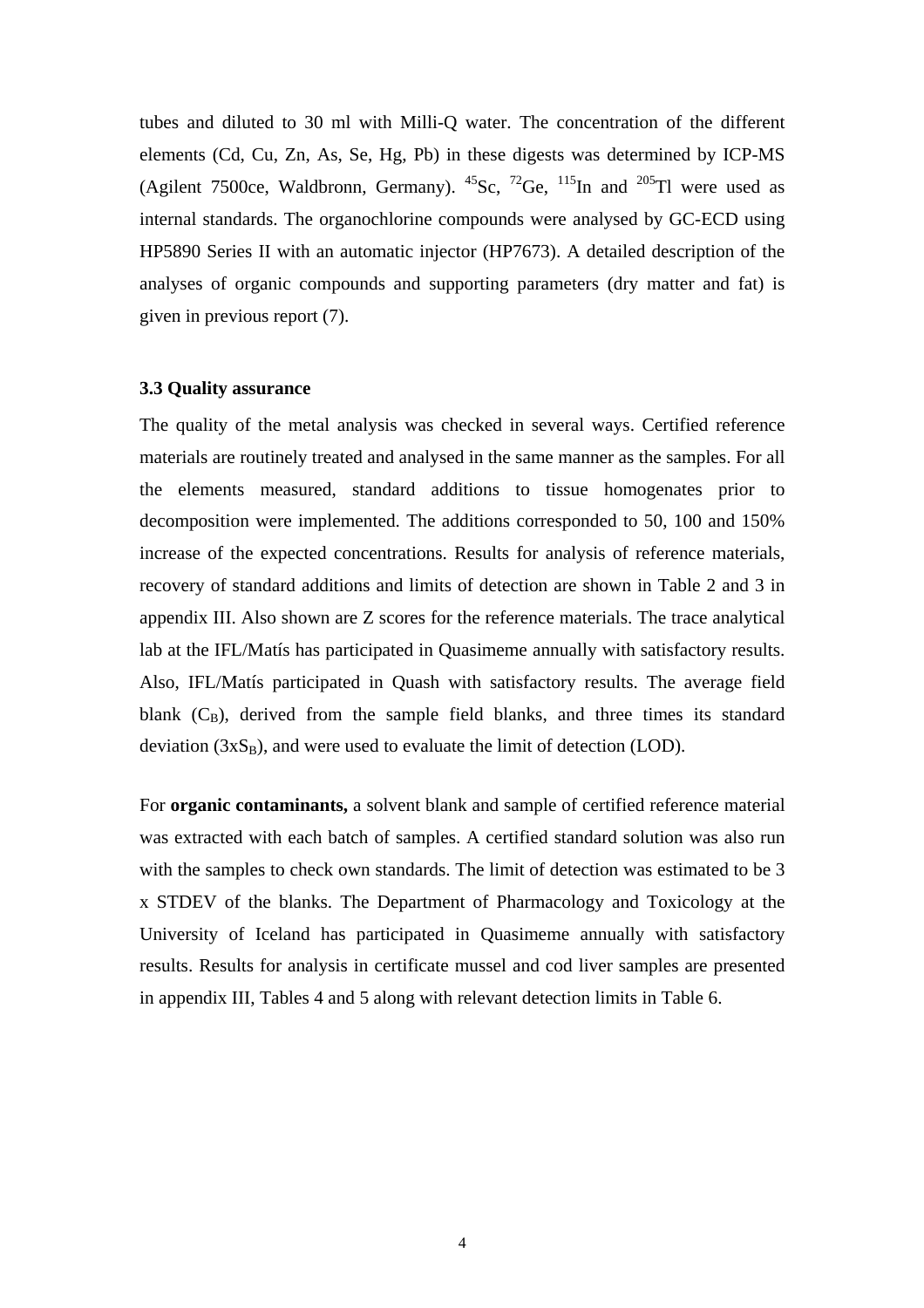tubes and diluted to 30 ml with Milli-Q water. The concentration of the different elements (Cd, Cu, Zn, As, Se, Hg, Pb) in these digests was determined by ICP-MS (Agilent 7500ce, Waldbronn, Germany). $^{45}Sc$, $^{72}Ge$, $^{115}In$ and $^{205}Tl$ were used as internal standards. The organochlorine compounds were analysed by GC-ECD using HP5890 Series II with an automatic injector (HP7673). A detailed description of the analyses of organic compounds and supporting parameters (dry matter and fat) is given in previous report (7).

### 3.3 Quality assurance

The quality of the metal analysis was checked in several ways. Certified reference materials are routinely treated and analysed in the same manner as the samples. For all the elements measured, standard additions to tissue homogenates prior to decomposition were implemented. The additions corresponded to 50, 100 and 150% increase of the expected concentrations. Results for analysis of reference materials, recovery of standard additions and limits of detection are shown in Table 2 and 3 in appendix III. Also shown are Z scores for the reference materials. The trace analytical lab at the IFL/Matís has participated in Quasimeme annually with satisfactory results. Also, IFL/Matís participated in Quash with satisfactory results. The average field blank ($C_B$), derived from the sample field blanks, and three times its standard deviation ($3xS_B$), and were used to evaluate the limit of detection (LOD).

For **organic contaminants,** a solvent blank and sample of certified reference material was extracted with each batch of samples. A certified standard solution was also run with the samples to check own standards. The limit of detection was estimated to be 3 x STDEV of the blanks. The Department of Pharmacology and Toxicology at the University of Iceland has participated in Quasimeme annually with satisfactory results. Results for analysis in certificate mussel and cod liver samples are presented in appendix III, Tables 4 and 5 along with relevant detection limits in Table 6.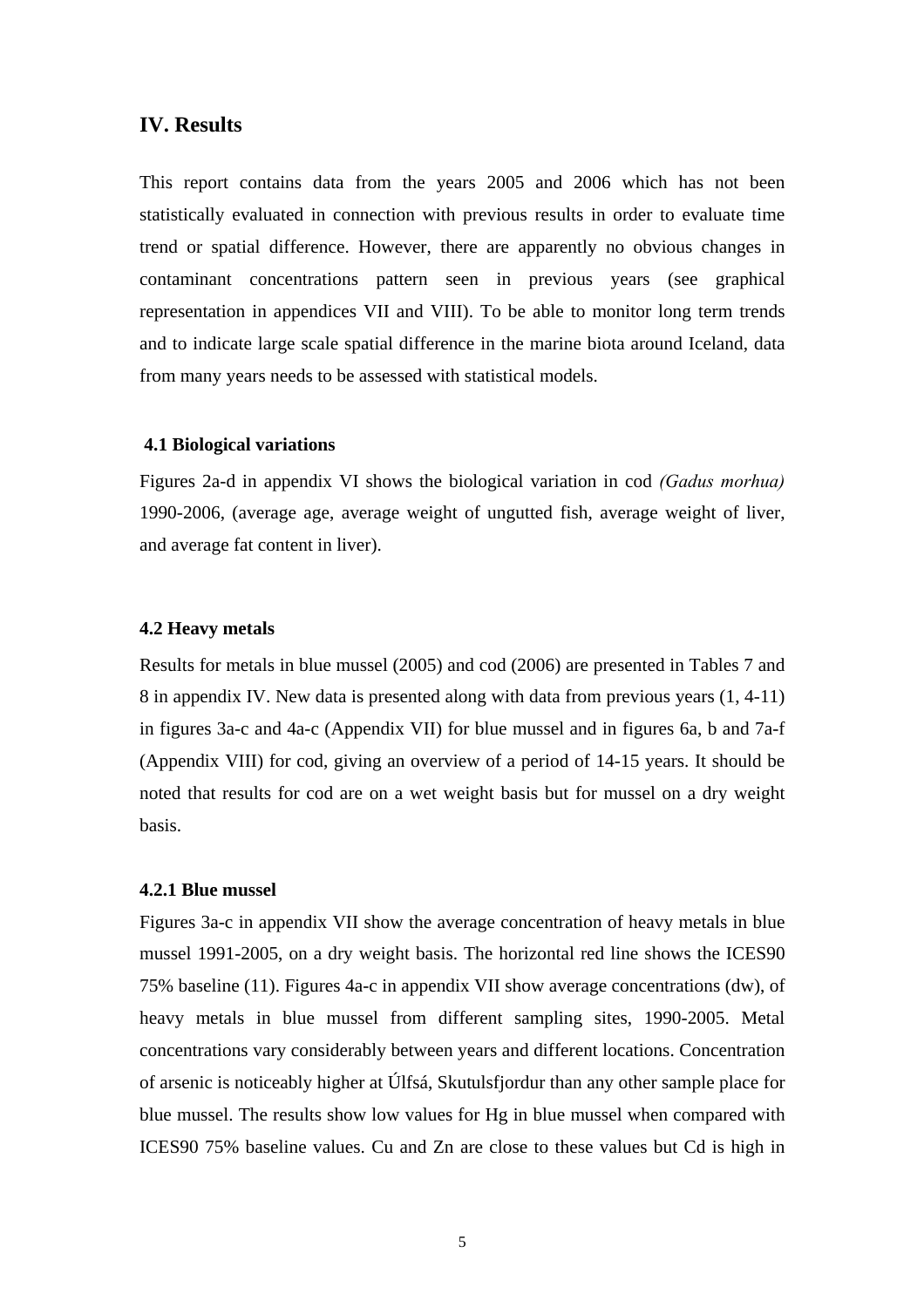## IV. Results

This report contains data from the years 2005 and 2006 which has not been statistically evaluated in connection with previous results in order to evaluate time trend or spatial difference. However, there are apparently no obvious changes in contaminant concentrations pattern seen in previous years (see graphical representation in appendices VII and VIII). To be able to monitor long term trends and to indicate large scale spatial difference in the marine biota around Iceland, data from many years needs to be assessed with statistical models.

### 4.1 Biological variations

Figures 2a-d in appendix VI shows the biological variation in cod *(Gadus morhua)* 1990-2006, (average age, average weight of ungutted fish, average weight of liver, and average fat content in liver).

### 4.2 Heavy metals

Results for metals in blue mussel (2005) and cod (2006) are presented in Tables 7 and 8 in appendix IV. New data is presented along with data from previous years (1, 4-11) in figures 3a-c and 4a-c (Appendix VII) for blue mussel and in figures 6a, b and 7a-f (Appendix VIII) for cod, giving an overview of a period of 14-15 years. It should be noted that results for cod are on a wet weight basis but for mussel on a dry weight basis.

#### 4.2.1 Blue mussel

Figures 3a-c in appendix VII show the average concentration of heavy metals in blue mussel 1991-2005, on a dry weight basis. The horizontal red line shows the ICES90 75% baseline (11). Figures 4a-c in appendix VII show average concentrations (dw), of heavy metals in blue mussel from different sampling sites, 1990-2005. Metal concentrations vary considerably between years and different locations. Concentration of arsenic is noticeably higher at Úlfsá, Skutulsfjordur than any other sample place for blue mussel. The results show low values for Hg in blue mussel when compared with ICES90 75% baseline values. Cu and Zn are close to these values but Cd is high in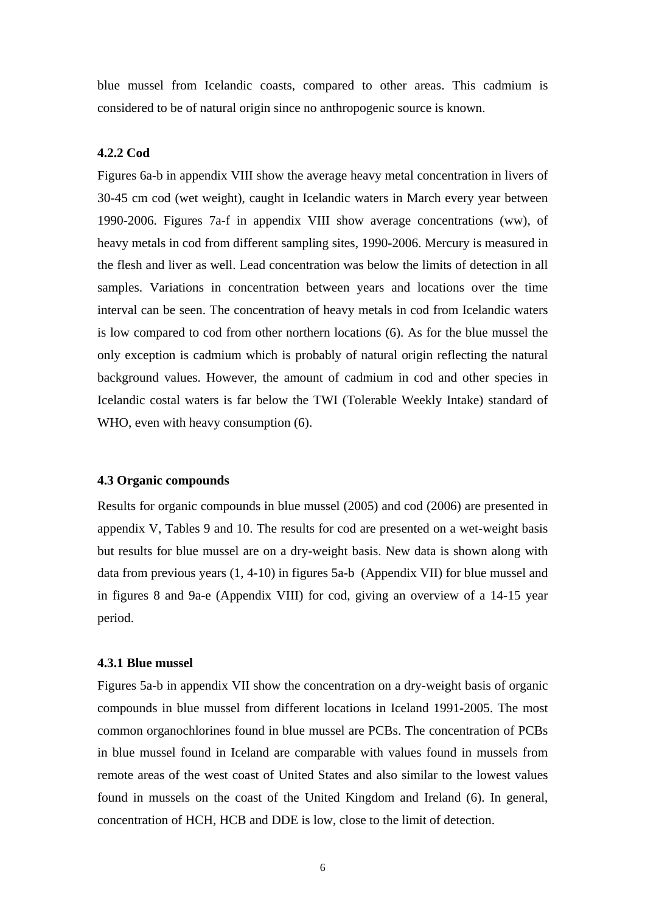blue mussel from Icelandic coasts, compared to other areas. This cadmium is considered to be of natural origin since no anthropogenic source is known.

#### 4.2.2 Cod

Figures 6a-b in appendix VIII show the average heavy metal concentration in livers of 30-45 cm cod (wet weight), caught in Icelandic waters in March every year between 1990-2006. Figures 7a-f in appendix VIII show average concentrations (ww), of heavy metals in cod from different sampling sites, 1990-2006. Mercury is measured in the flesh and liver as well. Lead concentration was below the limits of detection in all samples. Variations in concentration between years and locations over the time interval can be seen. The concentration of heavy metals in cod from Icelandic waters is low compared to cod from other northern locations (6). As for the blue mussel the only exception is cadmium which is probably of natural origin reflecting the natural background values. However, the amount of cadmium in cod and other species in Icelandic costal waters is far below the TWI (Tolerable Weekly Intake) standard of WHO, even with heavy consumption (6).

### 4.3 Organic compounds

Results for organic compounds in blue mussel (2005) and cod (2006) are presented in appendix V, Tables 9 and 10. The results for cod are presented on a wet-weight basis but results for blue mussel are on a dry-weight basis. New data is shown along with data from previous years (1, 4-10) in figures 5a-b (Appendix VII) for blue mussel and in figures 8 and 9a-e (Appendix VIII) for cod, giving an overview of a 14-15 year period.

#### 4.3.1 Blue mussel

Figures 5a-b in appendix VII show the concentration on a dry-weight basis of organic compounds in blue mussel from different locations in Iceland 1991-2005. The most common organochlorines found in blue mussel are PCBs. The concentration of PCBs in blue mussel found in Iceland are comparable with values found in mussels from remote areas of the west coast of United States and also similar to the lowest values found in mussels on the coast of the United Kingdom and Ireland (6). In general, concentration of HCH, HCB and DDE is low, close to the limit of detection.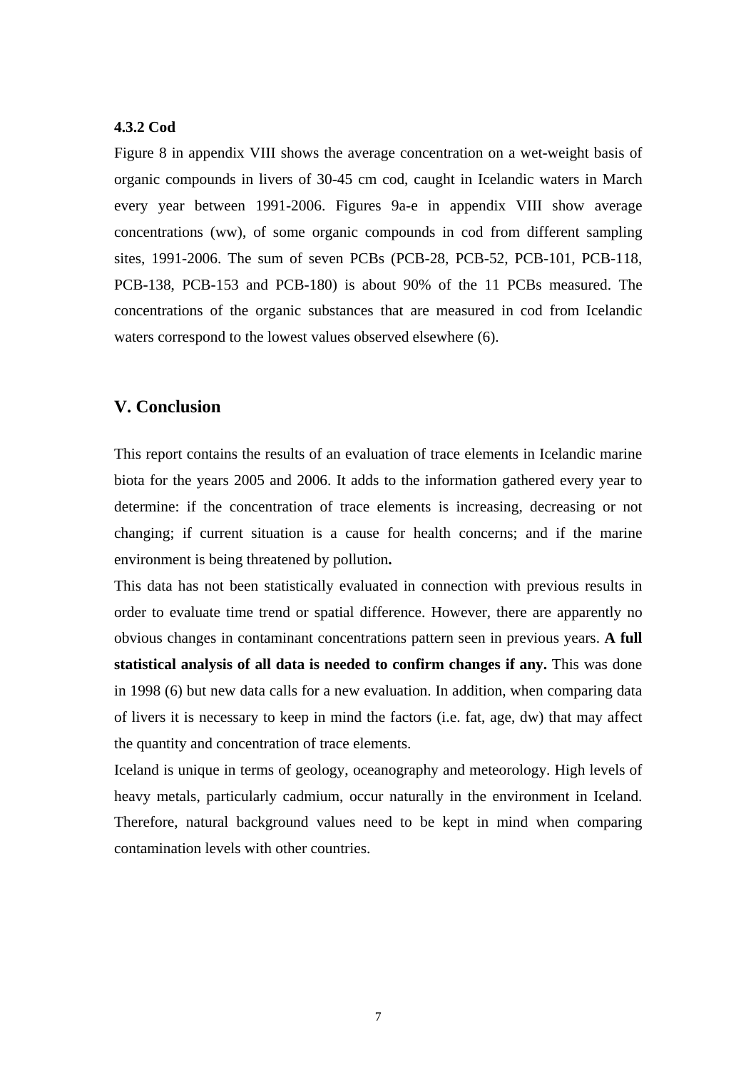#### 4.3.2 Cod

Figure 8 in appendix VIII shows the average concentration on a wet-weight basis of organic compounds in livers of 30-45 cm cod, caught in Icelandic waters in March every year between 1991-2006. Figures 9a-e in appendix VIII show average concentrations (ww), of some organic compounds in cod from different sampling sites, 1991-2006. The sum of seven PCBs (PCB-28, PCB-52, PCB-101, PCB-118, PCB-138, PCB-153 and PCB-180) is about 90% of the 11 PCBs measured. The concentrations of the organic substances that are measured in cod from Icelandic waters correspond to the lowest values observed elsewhere (6).

## V. Conclusion

This report contains the results of an evaluation of trace elements in Icelandic marine biota for the years 2005 and 2006. It adds to the information gathered every year to determine: if the concentration of trace elements is increasing, decreasing or not changing; if current situation is a cause for health concerns; and if the marine environment is being threatened by pollution**.**

This data has not been statistically evaluated in connection with previous results in order to evaluate time trend or spatial difference. However, there are apparently no obvious changes in contaminant concentrations pattern seen in previous years. **A full statistical analysis of all data is needed to confirm changes if any.** This was done in 1998 (6) but new data calls for a new evaluation. In addition, when comparing data of livers it is necessary to keep in mind the factors (i.e. fat, age, dw) that may affect the quantity and concentration of trace elements.

Iceland is unique in terms of geology, oceanography and meteorology. High levels of heavy metals, particularly cadmium, occur naturally in the environment in Iceland. Therefore, natural background values need to be kept in mind when comparing contamination levels with other countries.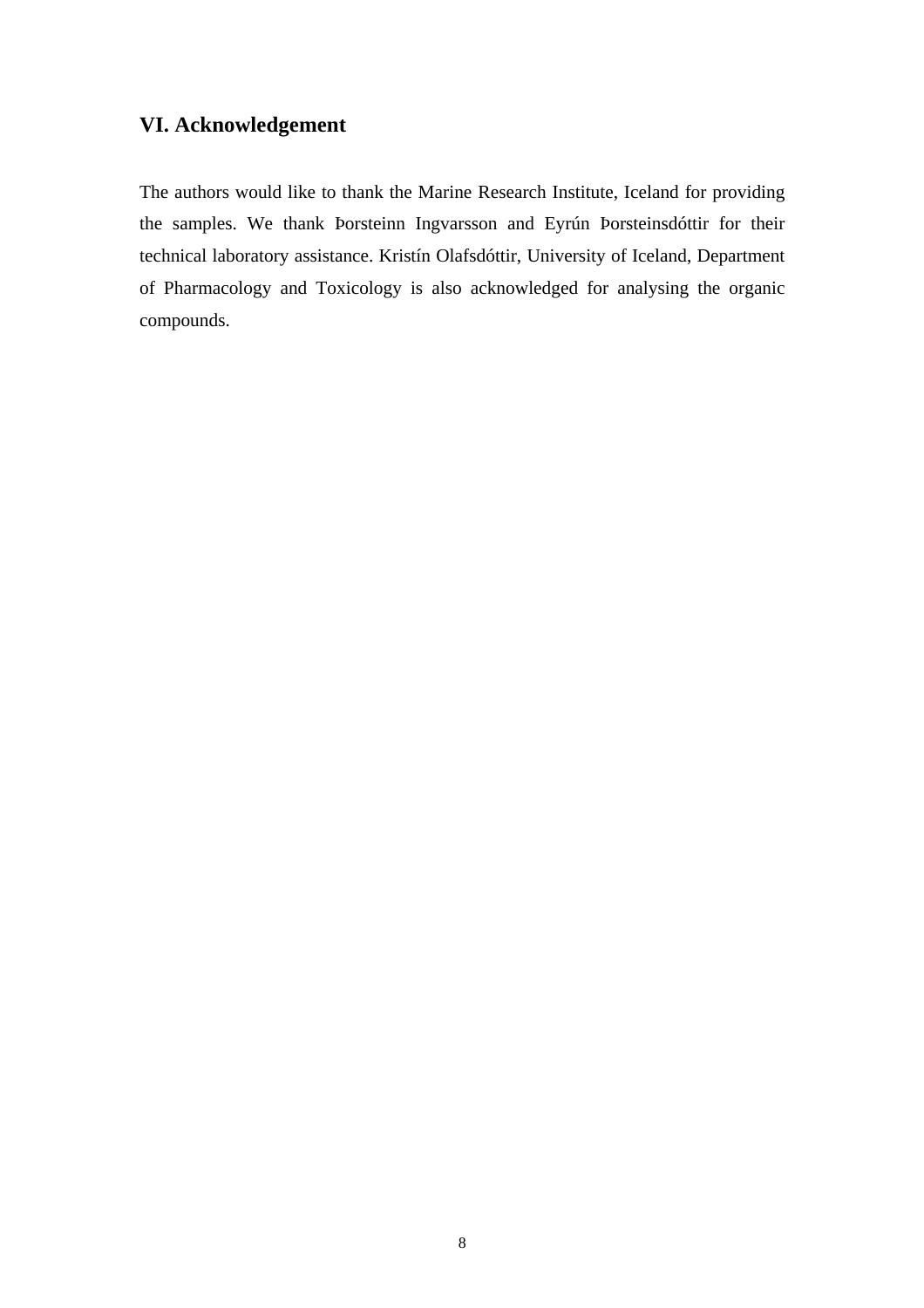## VI. Acknowledgement

The authors would like to thank the Marine Research Institute, Iceland for providing the samples. We thank Þorsteinn Ingvarsson and Eyrún Þorsteinsdóttir for their technical laboratory assistance. Kristín Olafsdóttir, University of Iceland, Department of Pharmacology and Toxicology is also acknowledged for analysing the organic compounds.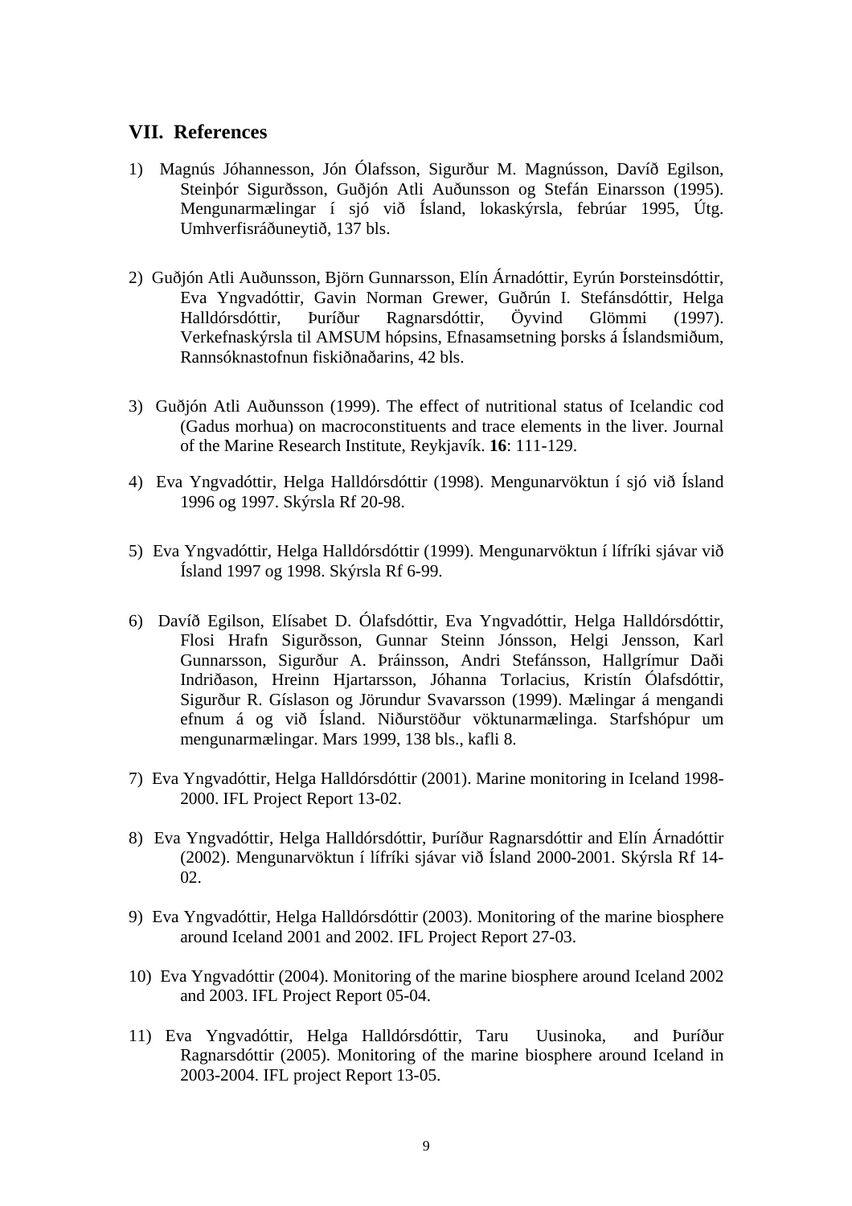## VII. References

1) Magnús Jóhannesson, Jón Ólafsson, Sigurður M. Magnússon, Davíð Egilson, Steinþór Sigurðsson, Guðjón Atli Auðunsson og Stefán Einarsson (1995). Mengunarmælingar í sjó við Ísland, lokaskýrsla, febrúar 1995, Útg. Umhverfisráðuneytið, 137 bls.

2) Guðjón Atli Auðunsson, Björn Gunnarsson, Elín Árnadóttir, Eyrún Þorsteinsdóttir, Eva Yngvadóttir, Gavin Norman Grewer, Guðrún I. Stefánsdóttir, Helga Halldórsdóttir, Þuríður Ragnarsdóttir, Öyvind Glömmi (1997). Verkefnaskýrsla til AMSUM hópsins, Efnasamsetning þorsks á Íslandsmiðum, Rannsóknastofnun fiskiðnaðarins, 42 bls.

3) Guðjón Atli Auðunsson (1999). The effect of nutritional status of Icelandic cod (Gadus morhua) on macroconstituents and trace elements in the liver. Journal of the Marine Research Institute, Reykjavík. **16**: 111-129.

4) Eva Yngvadóttir, Helga Halldórsdóttir (1998). Mengunarvöktun í sjó við Ísland 1996 og 1997. Skýrsla Rf 20-98.

5) Eva Yngvadóttir, Helga Halldórsdóttir (1999). Mengunarvöktun í lífríki sjávar við Ísland 1997 og 1998. Skýrsla Rf 6-99.

6) Davíð Egilson, Elísabet D. Ólafsdóttir, Eva Yngvadóttir, Helga Halldórsdóttir, Flosi Hrafn Sigurðsson, Gunnar Steinn Jónsson, Helgi Jensson, Karl Gunnarsson, Sigurður A. Þráinsson, Andri Stefánsson, Hallgrímur Daði Indriðason, Hreinn Hjartarsson, Jóhanna Torlacius, Kristín Ólafsdóttir, Sigurður R. Gíslason og Jörundur Svavarsson (1999). Mælingar á mengandi efnum á og við Ísland. Niðurstöður vöktunarmælinga. Starfshópur um mengunarmælingar. Mars 1999, 138 bls., kafli 8.

7) Eva Yngvadóttir, Helga Halldórsdóttir (2001). Marine monitoring in Iceland 1998-2000. IFL Project Report 13-02.

8) Eva Yngvadóttir, Helga Halldórsdóttir, Þuríður Ragnarsdóttir and Elín Árnadóttir (2002). Mengunarvöktun í lífríki sjávar við Ísland 2000-2001. Skýrsla Rf 14-02.

9) Eva Yngvadóttir, Helga Halldórsdóttir (2003). Monitoring of the marine biosphere around Iceland 2001 and 2002. IFL Project Report 27-03.

10) Eva Yngvadóttir (2004). Monitoring of the marine biosphere around Iceland 2002 and 2003. IFL Project Report 05-04.

11) Eva Yngvadóttir, Helga Halldórsdóttir, Taru Uusinoka, and Þuríður Ragnarsdóttir (2005). Monitoring of the marine biosphere around Iceland in 2003-2004. IFL project Report 13-05.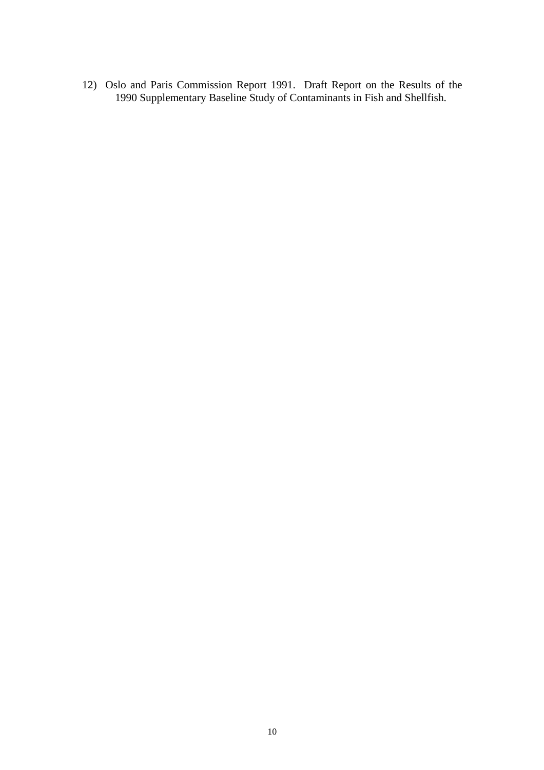12) Oslo and Paris Commission Report 1991. Draft Report on the Results of the 1990 Supplementary Baseline Study of Contaminants in Fish and Shellfish.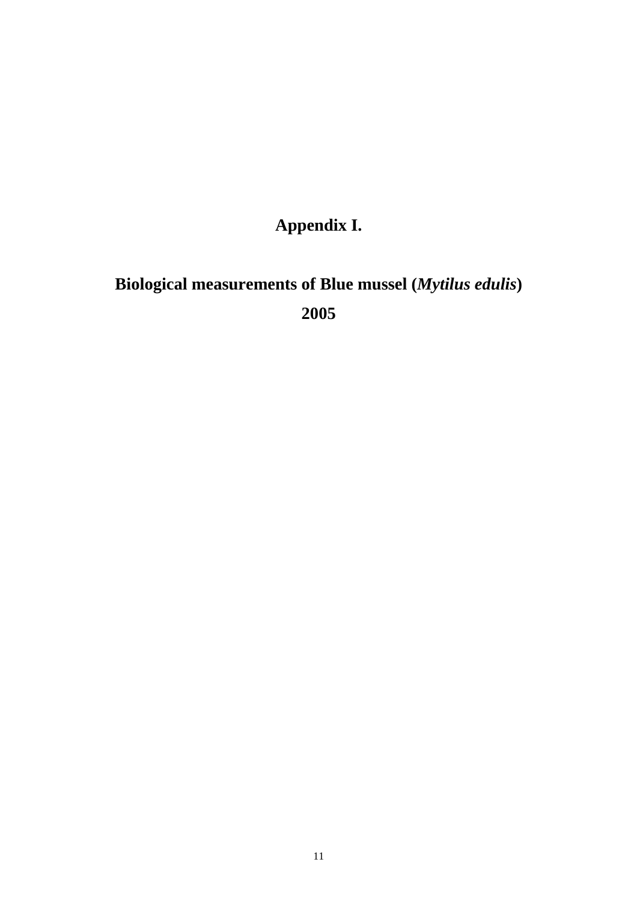# Appendix I.

## Biological measurements of Blue mussel (*Mytilus edulis*) 2005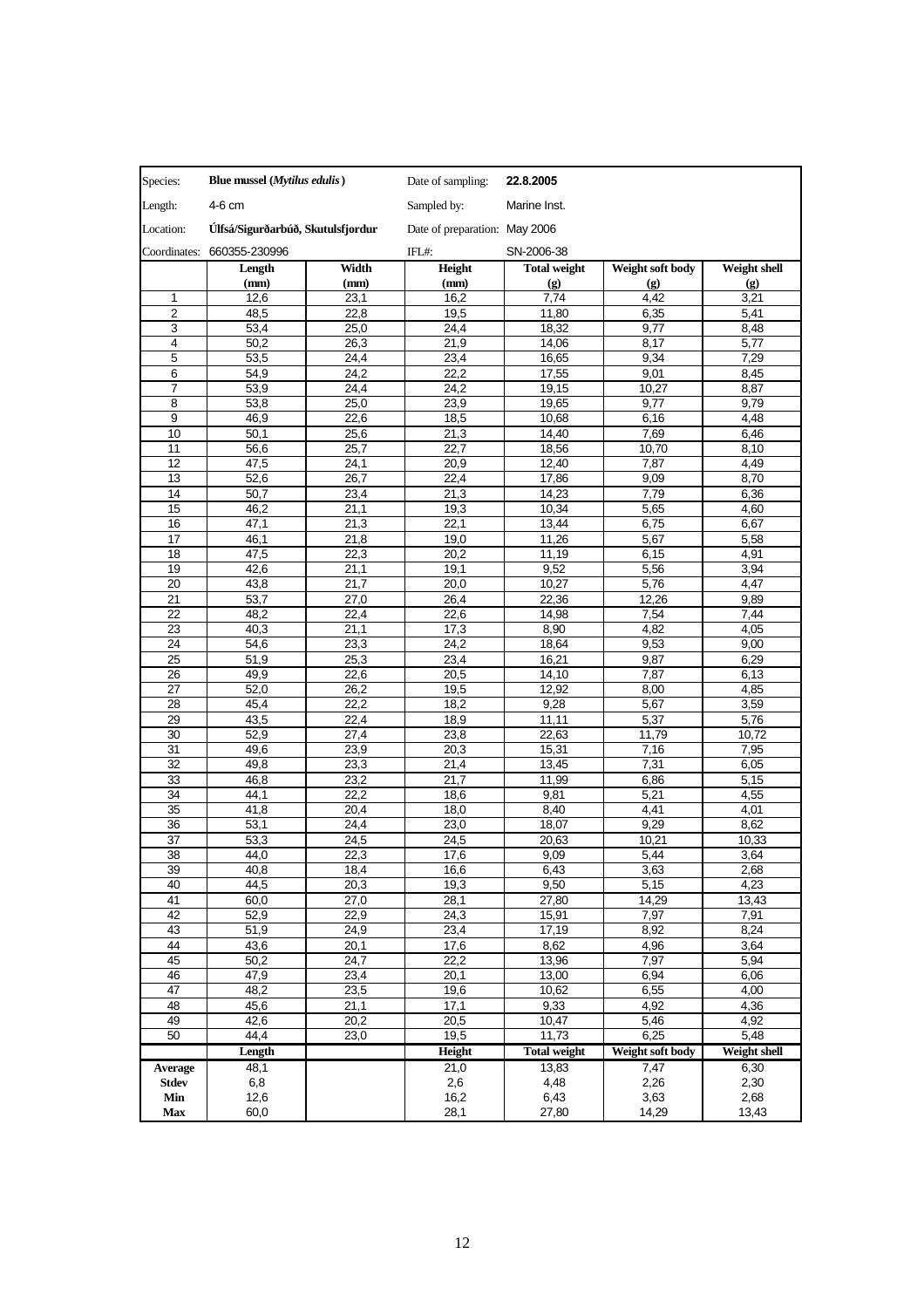| Species: | **Blue mussel (*Mytilus edulis*)** | | Date of sampling: | **22.8.2005** | | |
|---|---|---|---|---|---|---|
| Length: | 4-6 cm | | Sampled by: | Marine Inst. | | |
| Location: | **Úlfsá/Sigurðarbúð, Skutulsfjordur** | | Date of preparation: | May 2006 | | |
| Coordinates: | 660355-230996 | | IFL#: | SN-2006-38 | | |
| | **Length (mm)** | **Width (mm)** | **Height (mm)** | **Total weight (g)** | **Weight soft body (g)** | **Weight shell (g)** |
| 1 | 12,6 | 23,1 | 16,2 | 7,74 | 4,42 | 3,21 |
| 2 | 48,5 | 22,8 | 19,5 | 11,80 | 6,35 | 5,41 |
| 3 | 53,4 | 25,0 | 24,4 | 18,32 | 9,77 | 8,48 |
| 4 | 50,2 | 26,3 | 21,9 | 14,06 | 8,17 | 5,77 |
| 5 | 53,5 | 24,4 | 23,4 | 16,65 | 9,34 | 7,29 |
| 6 | 54,9 | 24,2 | 22,2 | 17,55 | 9,01 | 8,45 |
| 7 | 53,9 | 24,4 | 24,2 | 19,15 | 10,27 | 8,87 |
| 8 | 53,8 | 25,0 | 23,9 | 19,65 | 9,77 | 9,79 |
| 9 | 46,9 | 22,6 | 18,5 | 10,68 | 6,16 | 4,48 |
| 10 | 50,1 | 25,6 | 21,3 | 14,40 | 7,69 | 6,46 |
| 11 | 56,6 | 25,7 | 22,7 | 18,56 | 10,70 | 8,10 |
| 12 | 47,5 | 24,1 | 20,9 | 12,40 | 7,87 | 4,49 |
| 13 | 52,6 | 26,7 | 22,4 | 17,86 | 9,09 | 8,70 |
| 14 | 50,7 | 23,4 | 21,3 | 14,23 | 7,79 | 6,36 |
| 15 | 46,2 | 21,1 | 19,3 | 10,34 | 5,65 | 4,60 |
| 16 | 47,1 | 21,3 | 22,1 | 13,44 | 6,75 | 6,67 |
| 17 | 46,1 | 21,8 | 19,0 | 11,26 | 5,67 | 5,58 |
| 18 | 47,5 | 22,3 | 20,2 | 11,19 | 6,15 | 4,91 |
| 19 | 42,6 | 21,1 | 19,1 | 9,52 | 5,56 | 3,94 |
| 20 | 43,8 | 21,7 | 20,0 | 10,27 | 5,76 | 4,47 |
| 21 | 53,7 | 27,0 | 26,4 | 22,36 | 12,26 | 9,89 |
| 22 | 48,2 | 22,4 | 22,6 | 14,98 | 7,54 | 7,44 |
| 23 | 40,3 | 21,1 | 17,3 | 8,90 | 4,82 | 4,05 |
| 24 | 54,6 | 23,3 | 24,2 | 18,64 | 9,53 | 9,00 |
| 25 | 51,9 | 25,3 | 23,4 | 16,21 | 9,87 | 6,29 |
| 26 | 49,9 | 22,6 | 20,5 | 14,10 | 7,87 | 6,13 |
| 27 | 52,0 | 26,2 | 19,5 | 12,92 | 8,00 | 4,85 |
| 28 | 45,4 | 22,2 | 18,2 | 9,28 | 5,67 | 3,59 |
| 29 | 43,5 | 22,4 | 18,9 | 11,11 | 5,37 | 5,76 |
| 30 | 52,9 | 27,4 | 23,8 | 22,63 | 11,79 | 10,72 |
| 31 | 49,6 | 23,9 | 20,3 | 15,31 | 7,16 | 7,95 |
| 32 | 49,8 | 23,3 | 21,4 | 13,45 | 7,31 | 6,05 |
| 33 | 46,8 | 23,2 | 21,7 | 11,99 | 6,86 | 5,15 |
| 34 | 44,1 | 22,2 | 18,6 | 9,81 | 5,21 | 4,55 |
| 35 | 41,8 | 20,4 | 18,0 | 8,40 | 4,41 | 4,01 |
| 36 | 53,1 | 24,4 | 23,0 | 18,07 | 9,29 | 8,62 |
| 37 | 53,3 | 24,5 | 24,5 | 20,63 | 10,21 | 10,33 |
| 38 | 44,0 | 22,3 | 17,6 | 9,09 | 5,44 | 3,64 |
| 39 | 40,8 | 18,4 | 16,6 | 6,43 | 3,63 | 2,68 |
| 40 | 44,5 | 20,3 | 19,3 | 9,50 | 5,15 | 4,23 |
| 41 | 60,0 | 27,0 | 28,1 | 27,80 | 14,29 | 13,43 |
| 42 | 52,9 | 22,9 | 24,3 | 15,91 | 7,97 | 7,91 |
| 43 | 51,9 | 24,9 | 23,4 | 17,19 | 8,92 | 8,24 |
| 44 | 43,6 | 20,1 | 17,6 | 8,62 | 4,96 | 3,64 |
| 45 | 50,2 | 24,7 | 22,2 | 13,96 | 7,97 | 5,94 |
| 46 | 47,9 | 23,4 | 20,1 | 13,00 | 6,94 | 6,06 |
| 47 | 48,2 | 23,5 | 19,6 | 10,62 | 6,55 | 4,00 |
| 48 | 45,6 | 21,1 | 17,1 | 9,33 | 4,92 | 4,36 |
| 49 | 42,6 | 20,2 | 20,5 | 10,47 | 5,46 | 4,92 |
| 50 | 44,4 | 23,0 | 19,5 | 11,73 | 6,25 | 5,48 |
| | **Length** | | **Height** | **Total weight** | **Weight soft body** | **Weight shell** |
| **Average** | 48,1 | | 21,0 | 13,83 | 7,47 | 6,30 |
| **Stdev** | 6,8 | | 2,6 | 4,48 | 2,26 | 2,30 |
| **Min** | 12,6 | | 16,2 | 6,43 | 3,63 | 2,68 |
| **Max** | 60,0 | | 28,1 | 27,80 | 14,29 | 13,43 |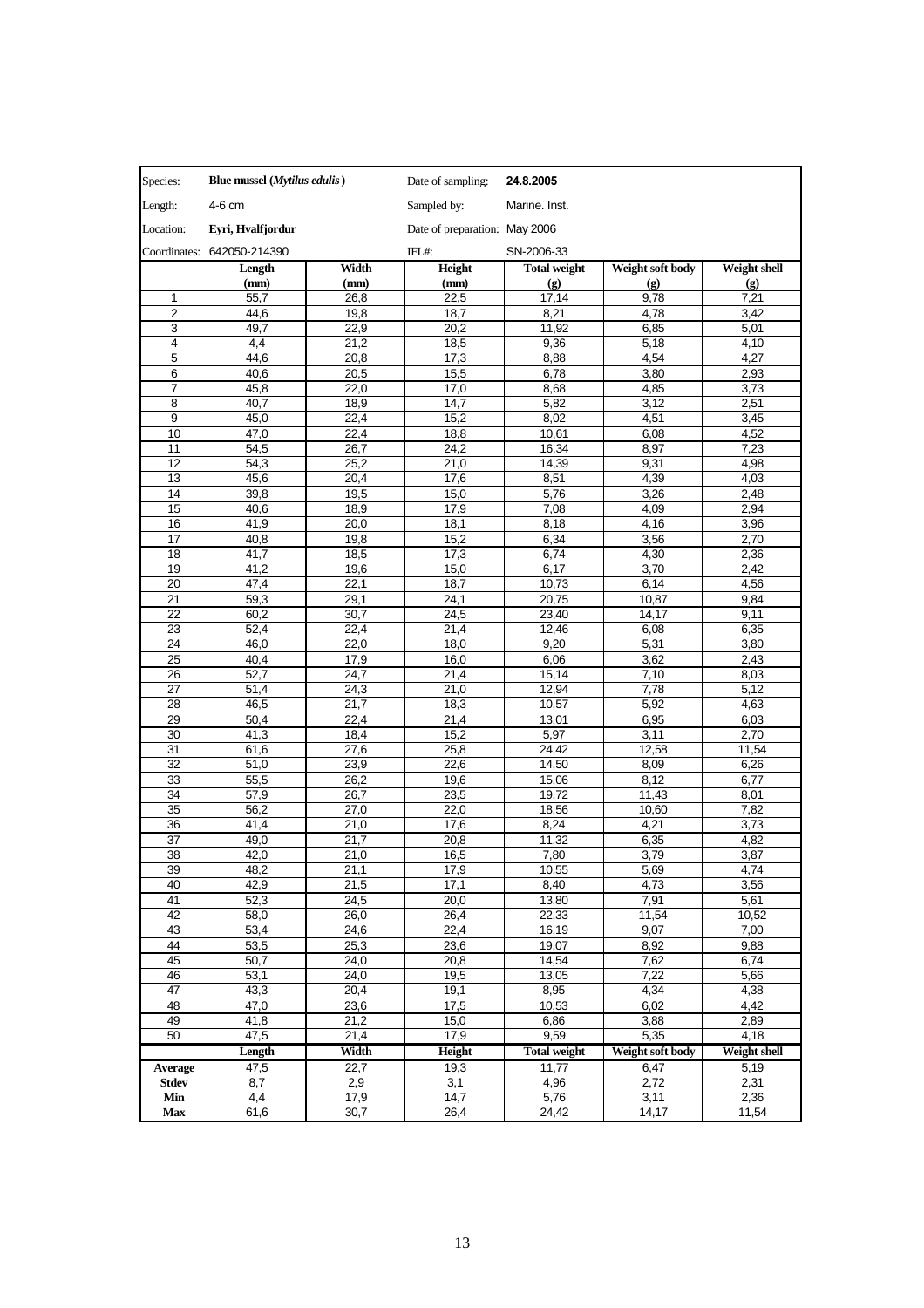| Species: | **Blue mussel (*Mytilus edulis*)** | | Date of sampling: | **24.8.2005** | | |
|---|---|---|---|---|---|---|
| Length: | 4-6 cm | | Sampled by: | Marine. Inst. | | |
| Location: | **Eyri, Hvalfjordur** | | Date of preparation: | May 2006 | | |
| Coordinates: | 642050-214390 | | IFL#: | SN-2006-33 | | |
| | **Length (mm)** | **Width (mm)** | **Height (mm)** | **Total weight (g)** | **Weight soft body (g)** | **Weight shell (g)** |
| 1 | 55,7 | 26,8 | 22,5 | 17,14 | 9,78 | 7,21 |
| 2 | 44,6 | 19,8 | 18,7 | 8,21 | 4,78 | 3,42 |
| 3 | 49,7 | 22,9 | 20,2 | 11,92 | 6,85 | 5,01 |
| 4 | 4,4 | 21,2 | 18,5 | 9,36 | 5,18 | 4,10 |
| 5 | 44,6 | 20,8 | 17,3 | 8,88 | 4,54 | 4,27 |
| 6 | 40,6 | 20,5 | 15,5 | 6,78 | 3,80 | 2,93 |
| 7 | 45,8 | 22,0 | 17,0 | 8,68 | 4,85 | 3,73 |
| 8 | 40,7 | 18,9 | 14,7 | 5,82 | 3,12 | 2,51 |
| 9 | 45,0 | 22,4 | 15,2 | 8,02 | 4,51 | 3,45 |
| 10 | 47,0 | 22,4 | 18,8 | 10,61 | 6,08 | 4,52 |
| 11 | 54,5 | 26,7 | 24,2 | 16,34 | 8,97 | 7,23 |
| 12 | 54,3 | 25,2 | 21,0 | 14,39 | 9,31 | 4,98 |
| 13 | 45,6 | 20,4 | 17,6 | 8,51 | 4,39 | 4,03 |
| 14 | 39,8 | 19,5 | 15,0 | 5,76 | 3,26 | 2,48 |
| 15 | 40,6 | 18,9 | 17,9 | 7,08 | 4,09 | 2,94 |
| 16 | 41,9 | 20,0 | 18,1 | 8,18 | 4,16 | 3,96 |
| 17 | 40,8 | 19,8 | 15,2 | 6,34 | 3,56 | 2,70 |
| 18 | 41,7 | 18,5 | 17,3 | 6,74 | 4,30 | 2,36 |
| 19 | 41,2 | 19,6 | 15,0 | 6,17 | 3,70 | 2,42 |
| 20 | 47,4 | 22,1 | 18,7 | 10,73 | 6,14 | 4,56 |
| 21 | 59,3 | 29,1 | 24,1 | 20,75 | 10,87 | 9,84 |
| 22 | 60,2 | 30,7 | 24,5 | 23,40 | 14,17 | 9,11 |
| 23 | 52,4 | 22,4 | 21,4 | 12,46 | 6,08 | 6,35 |
| 24 | 46,0 | 22,0 | 18,0 | 9,20 | 5,31 | 3,80 |
| 25 | 40,4 | 17,9 | 16,0 | 6,06 | 3,62 | 2,43 |
| 26 | 52,7 | 24,7 | 21,4 | 15,14 | 7,10 | 8,03 |
| 27 | 51,4 | 24,3 | 21,0 | 12,94 | 7,78 | 5,12 |
| 28 | 46,5 | 21,7 | 18,3 | 10,57 | 5,92 | 4,63 |
| 29 | 50,4 | 22,4 | 21,4 | 13,01 | 6,95 | 6,03 |
| 30 | 41,3 | 18,4 | 15,2 | 5,97 | 3,11 | 2,70 |
| 31 | 61,6 | 27,6 | 25,8 | 24,42 | 12,58 | 11,54 |
| 32 | 51,0 | 23,9 | 22,6 | 14,50 | 8,09 | 6,26 |
| 33 | 55,5 | 26,2 | 19,6 | 15,06 | 8,12 | 6,77 |
| 34 | 57,9 | 26,7 | 23,5 | 19,72 | 11,43 | 8,01 |
| 35 | 56,2 | 27,0 | 22,0 | 18,56 | 10,60 | 7,82 |
| 36 | 41,4 | 21,0 | 17,6 | 8,24 | 4,21 | 3,73 |
| 37 | 49,0 | 21,7 | 20,8 | 11,32 | 6,35 | 4,82 |
| 38 | 42,0 | 21,0 | 16,5 | 7,80 | 3,79 | 3,87 |
| 39 | 48,2 | 21,1 | 17,9 | 10,55 | 5,69 | 4,74 |
| 40 | 42,9 | 21,5 | 17,1 | 8,40 | 4,73 | 3,56 |
| 41 | 52,3 | 24,5 | 20,0 | 13,80 | 7,91 | 5,61 |
| 42 | 58,0 | 26,0 | 26,4 | 22,33 | 11,54 | 10,52 |
| 43 | 53,4 | 24,6 | 22,4 | 16,19 | 9,07 | 7,00 |
| 44 | 53,5 | 25,3 | 23,6 | 19,07 | 8,92 | 9,88 |
| 45 | 50,7 | 24,0 | 20,8 | 14,54 | 7,62 | 6,74 |
| 46 | 53,1 | 24,0 | 19,5 | 13,05 | 7,22 | 5,66 |
| 47 | 43,3 | 20,4 | 19,1 | 8,95 | 4,34 | 4,38 |
| 48 | 47,0 | 23,6 | 17,5 | 10,53 | 6,02 | 4,42 |
| 49 | 41,8 | 21,2 | 15,0 | 6,86 | 3,88 | 2,89 |
| 50 | 47,5 | 21,4 | 17,9 | 9,59 | 5,35 | 4,18 |
| | **Length** | **Width** | **Height** | **Total weight** | **Weight soft body** | **Weight shell** |
| **Average** | 47,5 | 22,7 | 19,3 | 11,77 | 6,47 | 5,19 |
| **Stdev** | 8,7 | 2,9 | 3,1 | 4,96 | 2,72 | 2,31 |
| **Min** | 4,4 | 17,9 | 14,7 | 5,76 | 3,11 | 2,36 |
| **Max** | 61,6 | 30,7 | 26,4 | 24,42 | 14,17 | 11,54 |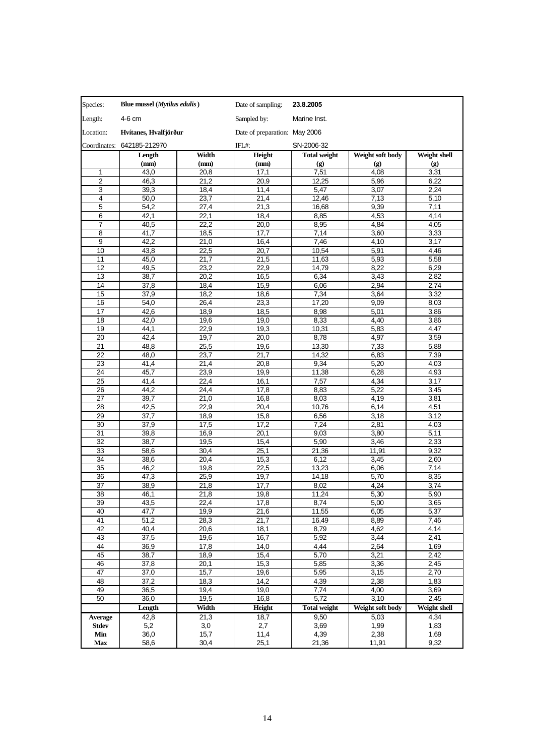| Species: | **Blue mussel (*Mytilus edulis*)** | | Date of sampling: | **23.8.2005** | | |
|---|---|---|---|---|---|---|
| Length: | 4-6 cm | | Sampled by: | Marine Inst. | | |
| Location: | **Hvítanes, Hvalfjörður** | | Date of preparation: | May 2006 | | |
| Coordinates: | 642185-212970 | | IFL#: | SN-2006-32 | | |
| | **Length (mm)** | **Width (mm)** | **Height (mm)** | **Total weight (g)** | **Weight soft body (g)** | **Weight shell (g)** |
| 1 | 43,0 | 20,8 | 17,1 | 7,51 | 4,08 | 3,31 |
| 2 | 46,3 | 21,2 | 20,9 | 12,25 | 5,96 | 6,22 |
| 3 | 39,3 | 18,4 | 11,4 | 5,47 | 3,07 | 2,24 |
| 4 | 50,0 | 23,7 | 21,4 | 12,46 | 7,13 | 5,10 |
| 5 | 54,2 | 27,4 | 21,3 | 16,68 | 9,39 | 7,11 |
| 6 | 42,1 | 22,1 | 18,4 | 8,85 | 4,53 | 4,14 |
| 7 | 40,5 | 22,2 | 20,0 | 8,95 | 4,84 | 4,05 |
| 8 | 41,7 | 18,5 | 17,7 | 7,14 | 3,60 | 3,33 |
| 9 | 42,2 | 21,0 | 16,4 | 7,46 | 4,10 | 3,17 |
| 10 | 43,8 | 22,5 | 20,7 | 10,54 | 5,91 | 4,46 |
| 11 | 45,0 | 21,7 | 21,5 | 11,63 | 5,93 | 5,58 |
| 12 | 49,5 | 23,2 | 22,9 | 14,79 | 8,22 | 6,29 |
| 13 | 38,7 | 20,2 | 16,5 | 6,34 | 3,43 | 2,82 |
| 14 | 37,8 | 18,4 | 15,9 | 6,06 | 2,94 | 2,74 |
| 15 | 37,9 | 18,2 | 18,6 | 7,34 | 3,64 | 3,32 |
| 16 | 54,0 | 26,4 | 23,3 | 17,20 | 9,09 | 8,03 |
| 17 | 42,6 | 18,9 | 18,5 | 8,98 | 5,01 | 3,86 |
| 18 | 42,0 | 19,6 | 19,0 | 8,33 | 4,40 | 3,86 |
| 19 | 44,1 | 22,9 | 19,3 | 10,31 | 5,83 | 4,47 |
| 20 | 42,4 | 19,7 | 20,0 | 8,78 | 4,97 | 3,59 |
| 21 | 48,8 | 25,5 | 19,6 | 13,30 | 7,33 | 5,88 |
| 22 | 48,0 | 23,7 | 21,7 | 14,32 | 6,83 | 7,39 |
| 23 | 41,4 | 21,4 | 20,8 | 9,34 | 5,20 | 4,03 |
| 24 | 45,7 | 23,9 | 19,9 | 11,38 | 6,28 | 4,93 |
| 25 | 41,4 | 22,4 | 16,1 | 7,57 | 4,34 | 3,17 |
| 26 | 44,2 | 24,4 | 17,8 | 8,83 | 5,22 | 3,45 |
| 27 | 39,7 | 21,0 | 16,8 | 8,03 | 4,19 | 3,81 |
| 28 | 42,5 | 22,9 | 20,4 | 10,76 | 6,14 | 4,51 |
| 29 | 37,7 | 18,9 | 15,8 | 6,56 | 3,18 | 3,12 |
| 30 | 37,9 | 17,5 | 17,2 | 7,24 | 2,81 | 4,03 |
| 31 | 39,8 | 16,9 | 20,1 | 9,03 | 3,80 | 5,11 |
| 32 | 38,7 | 19,5 | 15,4 | 5,90 | 3,46 | 2,33 |
| 33 | 58,6 | 30,4 | 25,1 | 21,36 | 11,91 | 9,32 |
| 34 | 38,6 | 20,4 | 15,3 | 6,12 | 3,45 | 2,60 |
| 35 | 46,2 | 19,8 | 22,5 | 13,23 | 6,06 | 7,14 |
| 36 | 47,3 | 25,9 | 19,7 | 14,18 | 5,70 | 8,35 |
| 37 | 38,9 | 21,8 | 17,7 | 8,02 | 4,24 | 3,74 |
| 38 | 46,1 | 21,8 | 19,8 | 11,24 | 5,30 | 5,90 |
| 39 | 43,5 | 22,4 | 17,8 | 8,74 | 5,00 | 3,65 |
| 40 | 47,7 | 19,9 | 21,6 | 11,55 | 6,05 | 5,37 |
| 41 | 51,2 | 28,3 | 21,7 | 16,49 | 8,89 | 7,46 |
| 42 | 40,4 | 20,6 | 18,1 | 8,79 | 4,62 | 4,14 |
| 43 | 37,5 | 19,6 | 16,7 | 5,92 | 3,44 | 2,41 |
| 44 | 36,9 | 17,8 | 14,0 | 4,44 | 2,64 | 1,69 |
| 45 | 38,7 | 18,9 | 15,4 | 5,70 | 3,21 | 2,42 |
| 46 | 37,8 | 20,1 | 15,3 | 5,85 | 3,36 | 2,45 |
| 47 | 37,0 | 15,7 | 19,6 | 5,95 | 3,15 | 2,70 |
| 48 | 37,2 | 18,3 | 14,2 | 4,39 | 2,38 | 1,83 |
| 49 | 36,5 | 19,4 | 19,0 | 7,74 | 4,00 | 3,69 |
| 50 | 36,0 | 19,5 | 16,8 | 5,72 | 3,10 | 2,45 |
| | **Length** | **Width** | **Height** | **Total weight** | **Weight soft body** | **Weight shell** |
| **Average** | 42,8 | 21,3 | 18,7 | 9,50 | 5,03 | 4,34 |
| **Stdev** | 5,2 | 3,0 | 2,7 | 3,69 | 1,99 | 1,83 |
| **Min** | 36,0 | 15,7 | 11,4 | 4,39 | 2,38 | 1,69 |
| **Max** | 58,6 | 30,4 | 25,1 | 21,36 | 11,91 | 9,32 |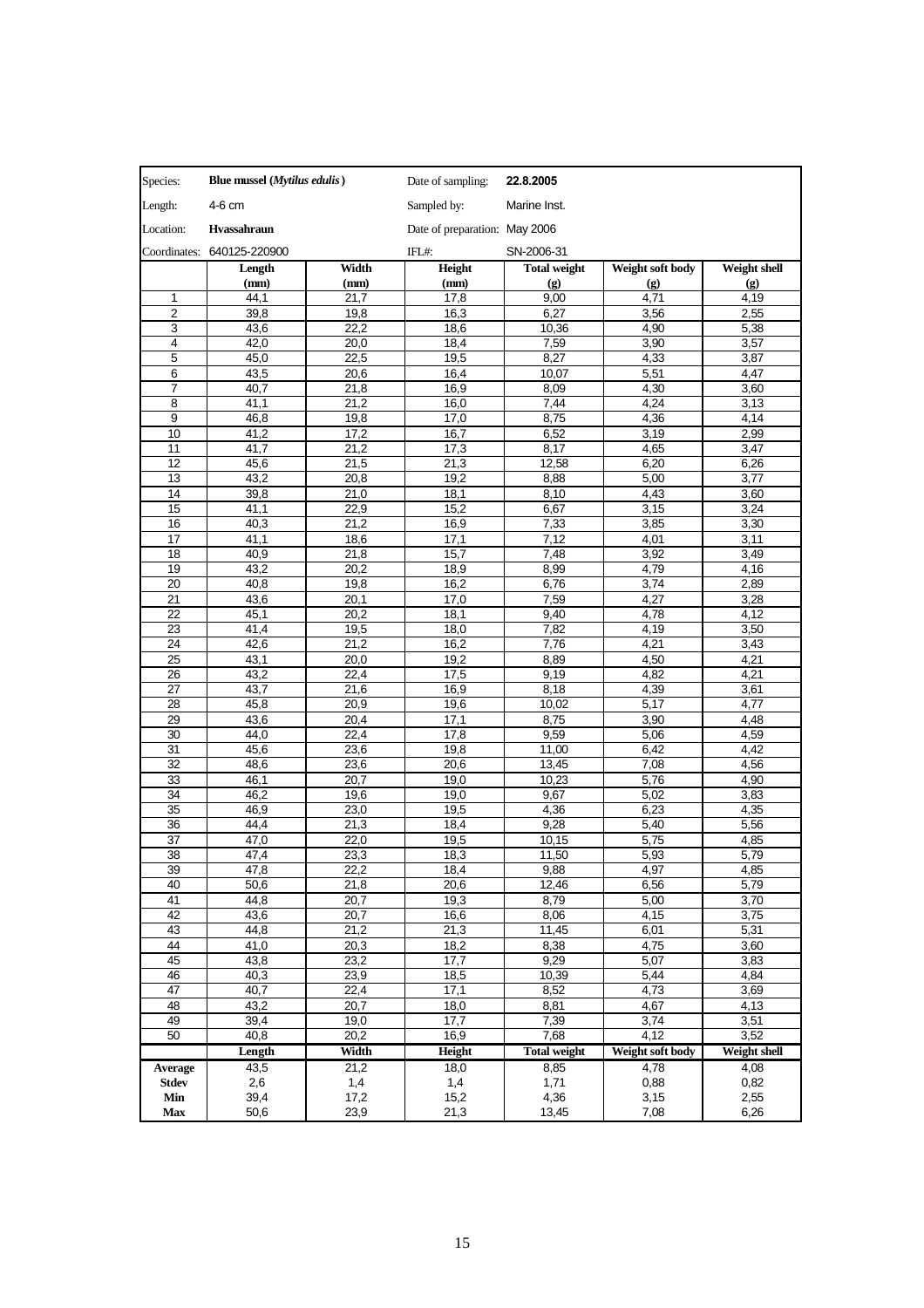| Species: | **Blue mussel (*Mytilus edulis*)** | | Date of sampling: | **22.8.2005** | |
|---|---|---|---|---|---|
| Length: | 4-6 cm | | Sampled by: | Marine Inst. | |
| Location: | **Hvassahraun** | | Date of preparation: | May 2006 | |
| Coordinates: | 640125-220900 | | IFL#: | SN-2006-31 | |

| | Length (mm) | Width (mm) | Height (mm) | Total weight (g) | Weight soft body (g) | Weight shell (g) |
|---|---|---|---|---|---|---|
| 1 | 44,1 | 21,7 | 17,8 | 9,00 | 4,71 | 4,19 |
| 2 | 39,8 | 19,8 | 16,3 | 6,27 | 3,56 | 2,55 |
| 3 | 43,6 | 22,2 | 18,6 | 10,36 | 4,90 | 5,38 |
| 4 | 42,0 | 20,0 | 18,4 | 7,59 | 3,90 | 3,57 |
| 5 | 45,0 | 22,5 | 19,5 | 8,27 | 4,33 | 3,87 |
| 6 | 43,5 | 20,6 | 16,4 | 10,07 | 5,51 | 4,47 |
| 7 | 40,7 | 21,8 | 16,9 | 8,09 | 4,30 | 3,60 |
| 8 | 41,1 | 21,2 | 16,0 | 7,44 | 4,24 | 3,13 |
| 9 | 46,8 | 19,8 | 17,0 | 8,75 | 4,36 | 4,14 |
| 10 | 41,2 | 17,2 | 16,7 | 6,52 | 3,19 | 2,99 |
| 11 | 41,7 | 21,2 | 17,3 | 8,17 | 4,65 | 3,47 |
| 12 | 45,6 | 21,5 | 21,3 | 12,58 | 6,20 | 6,26 |
| 13 | 43,2 | 20,8 | 19,2 | 8,88 | 5,00 | 3,77 |
| 14 | 39,8 | 21,0 | 18,1 | 8,10 | 4,43 | 3,60 |
| 15 | 41,1 | 22,9 | 15,2 | 6,67 | 3,15 | 3,24 |
| 16 | 40,3 | 21,2 | 16,9 | 7,33 | 3,85 | 3,30 |
| 17 | 41,1 | 18,6 | 17,1 | 7,12 | 4,01 | 3,11 |
| 18 | 40,9 | 21,8 | 15,7 | 7,48 | 3,92 | 3,49 |
| 19 | 43,2 | 20,2 | 18,9 | 8,99 | 4,79 | 4,16 |
| 20 | 40,8 | 19,8 | 16,2 | 6,76 | 3,74 | 2,89 |
| 21 | 43,6 | 20,1 | 17,0 | 7,59 | 4,27 | 3,28 |
| 22 | 45,1 | 20,2 | 18,1 | 9,40 | 4,78 | 4,12 |
| 23 | 41,4 | 19,5 | 18,0 | 7,82 | 4,19 | 3,50 |
| 24 | 42,6 | 21,2 | 16,2 | 7,76 | 4,21 | 3,43 |
| 25 | 43,1 | 20,0 | 19,2 | 8,89 | 4,50 | 4,21 |
| 26 | 43,2 | 22,4 | 17,5 | 9,19 | 4,82 | 4,21 |
| 27 | 43,7 | 21,6 | 16,9 | 8,18 | 4,39 | 3,61 |
| 28 | 45,8 | 20,9 | 19,6 | 10,02 | 5,17 | 4,77 |
| 29 | 43,6 | 20,4 | 17,1 | 8,75 | 3,90 | 4,48 |
| 30 | 44,0 | 22,4 | 17,8 | 9,59 | 5,06 | 4,59 |
| 31 | 45,6 | 23,6 | 19,8 | 11,00 | 6,42 | 4,42 |
| 32 | 48,6 | 23,6 | 20,6 | 13,45 | 7,08 | 4,56 |
| 33 | 46,1 | 20,7 | 19,0 | 10,23 | 5,76 | 4,90 |
| 34 | 46,2 | 19,6 | 19,0 | 9,67 | 5,02 | 3,83 |
| 35 | 46,9 | 23,0 | 19,5 | 4,36 | 6,23 | 4,35 |
| 36 | 44,4 | 21,3 | 18,4 | 9,28 | 5,40 | 5,56 |
| 37 | 47,0 | 22,0 | 19,5 | 10,15 | 5,75 | 4,85 |
| 38 | 47,4 | 23,3 | 18,3 | 11,50 | 5,93 | 5,79 |
| 39 | 47,8 | 22,2 | 18,4 | 9,88 | 4,97 | 4,85 |
| 40 | 50,6 | 21,8 | 20,6 | 12,46 | 6,56 | 5,79 |
| 41 | 44,8 | 20,7 | 19,3 | 8,79 | 5,00 | 3,70 |
| 42 | 43,6 | 20,7 | 16,6 | 8,06 | 4,15 | 3,75 |
| 43 | 44,8 | 21,2 | 21,3 | 11,45 | 6,01 | 5,31 |
| 44 | 41,0 | 20,3 | 18,2 | 8,38 | 4,75 | 3,60 |
| 45 | 43,8 | 23,2 | 17,7 | 9,29 | 5,07 | 3,83 |
| 46 | 40,3 | 23,9 | 18,5 | 10,39 | 5,44 | 4,84 |
| 47 | 40,7 | 22,4 | 17,1 | 8,52 | 4,73 | 3,69 |
| 48 | 43,2 | 20,7 | 18,0 | 8,81 | 4,67 | 4,13 |
| 49 | 39,4 | 19,0 | 17,7 | 7,39 | 3,74 | 3,51 |
| 50 | 40,8 | 20,2 | 16,9 | 7,68 | 4,12 | 3,52 |
| | **Length** | **Width** | **Height** | **Total weight** | **Weight soft body** | **Weight shell** |
| **Average** | 43,5 | 21,2 | 18,0 | 8,85 | 4,78 | 4,08 |
| **Stdev** | 2,6 | 1,4 | 1,4 | 1,71 | 0,88 | 0,82 |
| **Min** | 39,4 | 17,2 | 15,2 | 4,36 | 3,15 | 2,55 |
| **Max** | 50,6 | 23,9 | 21,3 | 13,45 | 7,08 | 6,26 |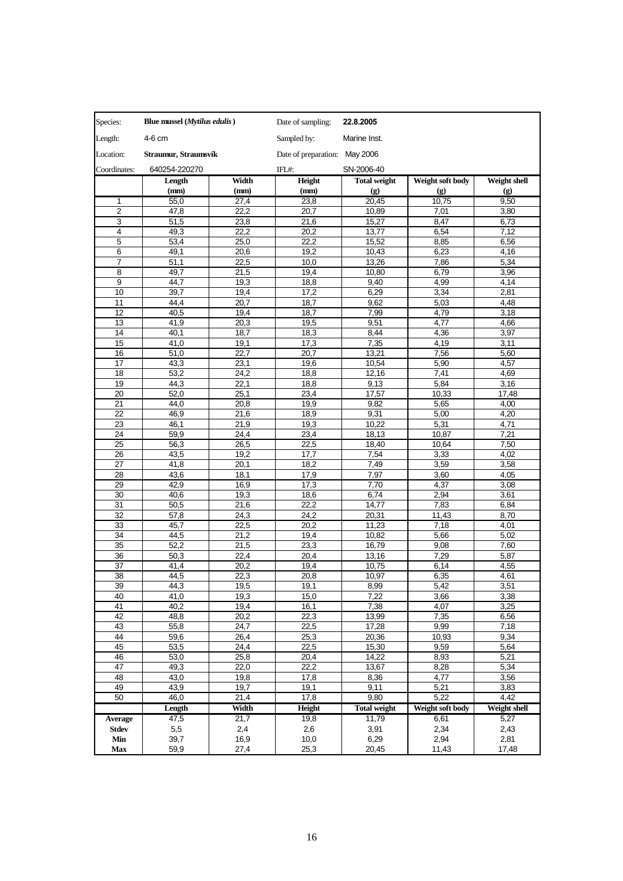| Species: | **Blue mussel (*Mytilus edulis*)** | | Date of sampling: | **22.8.2005** | | |
|---|---|---|---|---|---|---|
| Length: | 4-6 cm | | Sampled by: | Marine Inst. | | |
| Location: | **Straumur, Straumsvík** | | Date of preparation: | May 2006 | | |
| Coordinates: | 640254-220270 | | IFL#: | SN-2006-40 | | |
| | **Length (mm)** | **Width (mm)** | **Height (mm)** | **Total weight (g)** | **Weight soft body (g)** | **Weight shell (g)** |
| 1 | 55,0 | 27,4 | 23,8 | 20,45 | 10,75 | 9,50 |
| 2 | 47,8 | 22,2 | 20,7 | 10,89 | 7,01 | 3,80 |
| 3 | 51,5 | 23,8 | 21,6 | 15,27 | 8,47 | 6,73 |
| 4 | 49,3 | 22,2 | 20,2 | 13,77 | 6,54 | 7,12 |
| 5 | 53,4 | 25,0 | 22,2 | 15,52 | 8,85 | 6,56 |
| 6 | 49,1 | 20,6 | 19,2 | 10,43 | 6,23 | 4,16 |
| 7 | 51,1 | 22,5 | 10,0 | 13,26 | 7,86 | 5,34 |
| 8 | 49,7 | 21,5 | 19,4 | 10,80 | 6,79 | 3,96 |
| 9 | 44,7 | 19,3 | 18,8 | 9,40 | 4,99 | 4,14 |
| 10 | 39,7 | 19,4 | 17,2 | 6,29 | 3,34 | 2,81 |
| 11 | 44,4 | 20,7 | 18,7 | 9,62 | 5,03 | 4,48 |
| 12 | 40,5 | 19,4 | 18,7 | 7,99 | 4,79 | 3,18 |
| 13 | 41,9 | 20,3 | 19,5 | 9,51 | 4,77 | 4,66 |
| 14 | 40,1 | 18,7 | 18,3 | 8,44 | 4,36 | 3,97 |
| 15 | 41,0 | 19,1 | 17,3 | 7,35 | 4,19 | 3,11 |
| 16 | 51,0 | 22,7 | 20,7 | 13,21 | 7,56 | 5,60 |
| 17 | 43,3 | 23,1 | 19,6 | 10,54 | 5,90 | 4,57 |
| 18 | 53,2 | 24,2 | 18,8 | 12,16 | 7,41 | 4,69 |
| 19 | 44,3 | 22,1 | 18,8 | 9,13 | 5,84 | 3,16 |
| 20 | 52,0 | 25,1 | 23,4 | 17,57 | 10,33 | 17,48 |
| 21 | 44,0 | 20,8 | 19,9 | 9,82 | 5,65 | 4,00 |
| 22 | 46,9 | 21,6 | 18,9 | 9,31 | 5,00 | 4,20 |
| 23 | 46,1 | 21,9 | 19,3 | 10,22 | 5,31 | 4,71 |
| 24 | 59,9 | 24,4 | 23,4 | 18,13 | 10,87 | 7,21 |
| 25 | 56,3 | 26,5 | 22,5 | 18,40 | 10,64 | 7,50 |
| 26 | 43,5 | 19,2 | 17,7 | 7,54 | 3,33 | 4,02 |
| 27 | 41,8 | 20,1 | 18,2 | 7,49 | 3,59 | 3,58 |
| 28 | 43,6 | 18,1 | 17,9 | 7,97 | 3,60 | 4,05 |
| 29 | 42,9 | 16,9 | 17,3 | 7,70 | 4,37 | 3,08 |
| 30 | 40,6 | 19,3 | 18,6 | 6,74 | 2,94 | 3,61 |
| 31 | 50,5 | 21,6 | 22,2 | 14,77 | 7,83 | 6,84 |
| 32 | 57,8 | 24,3 | 24,2 | 20,31 | 11,43 | 8,70 |
| 33 | 45,7 | 22,5 | 20,2 | 11,23 | 7,18 | 4,01 |
| 34 | 44,5 | 21,2 | 19,4 | 10,82 | 5,66 | 5,02 |
| 35 | 52,2 | 21,5 | 23,3 | 16,79 | 9,08 | 7,60 |
| 36 | 50,3 | 22,4 | 20,4 | 13,16 | 7,29 | 5,87 |
| 37 | 41,4 | 20,2 | 19,4 | 10,75 | 6,14 | 4,55 |
| 38 | 44,5 | 22,3 | 20,8 | 10,97 | 6,35 | 4,61 |
| 39 | 44,3 | 19,5 | 19,1 | 8,99 | 5,42 | 3,51 |
| 40 | 41,0 | 19,3 | 15,0 | 7,22 | 3,66 | 3,38 |
| 41 | 40,2 | 19,4 | 16,1 | 7,38 | 4,07 | 3,25 |
| 42 | 48,8 | 20,2 | 22,3 | 13,99 | 7,35 | 6,56 |
| 43 | 55,8 | 24,7 | 22,5 | 17,28 | 9,99 | 7,18 |
| 44 | 59,6 | 26,4 | 25,3 | 20,36 | 10,93 | 9,34 |
| 45 | 53,5 | 24,4 | 22,5 | 15,30 | 9,59 | 5,64 |
| 46 | 53,0 | 25,8 | 20,4 | 14,22 | 8,93 | 5,21 |
| 47 | 49,3 | 22,0 | 22,2 | 13,67 | 8,28 | 5,34 |
| 48 | 43,0 | 19,8 | 17,8 | 8,36 | 4,77 | 3,56 |
| 49 | 43,9 | 19,7 | 19,1 | 9,11 | 5,21 | 3,83 |
| 50 | 46,0 | 21,4 | 17,8 | 9,80 | 5,22 | 4,42 |
| | **Length** | **Width** | **Height** | **Total weight** | **Weight soft body** | **Weight shell** |
| **Average** | 47,5 | 21,7 | 19,8 | 11,79 | 6,61 | 5,27 |
| **Stdev** | 5,5 | 2,4 | 2,6 | 3,91 | 2,34 | 2,43 |
| **Min** | 39,7 | 16,9 | 10,0 | 6,29 | 2,94 | 2,81 |
| **Max** | 59,9 | 27,4 | 25,3 | 20,45 | 11,43 | 17,48 |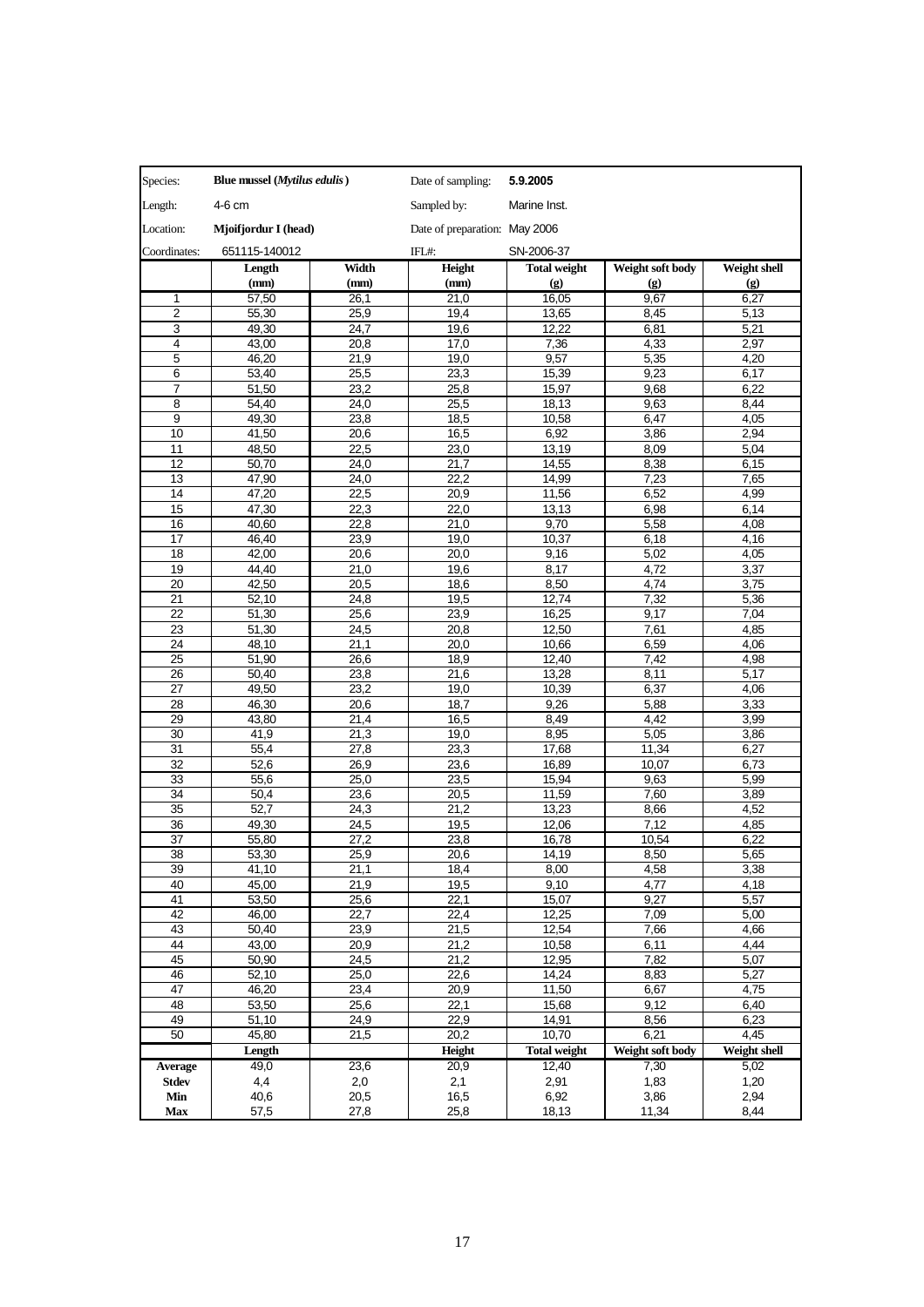| Species: | **Blue mussel (*Mytilus edulis*)** | | Date of sampling: | **5.9.2005** | | |
|---|---|---|---|---|---|---|
| Length: | 4-6 cm | | Sampled by: | Marine Inst. | | |
| Location: | **Mjoifjordur I (head)** | | Date of preparation: | May 2006 | | |
| Coordinates: | 651115-140012 | | IFL#: | SN-2006-37 | | |
| | **Length (mm)** | **Width (mm)** | **Height (mm)** | **Total weight (g)** | **Weight soft body (g)** | **Weight shell (g)** |
| 1 | 57,50 | 26,1 | 21,0 | 16,05 | 9,67 | 6,27 |
| 2 | 55,30 | 25,9 | 19,4 | 13,65 | 8,45 | 5,13 |
| 3 | 49,30 | 24,7 | 19,6 | 12,22 | 6,81 | 5,21 |
| 4 | 43,00 | 20,8 | 17,0 | 7,36 | 4,33 | 2,97 |
| 5 | 46,20 | 21,9 | 19,0 | 9,57 | 5,35 | 4,20 |
| 6 | 53,40 | 25,5 | 23,3 | 15,39 | 9,23 | 6,17 |
| 7 | 51,50 | 23,2 | 25,8 | 15,97 | 9,68 | 6,22 |
| 8 | 54,40 | 24,0 | 25,5 | 18,13 | 9,63 | 8,44 |
| 9 | 49,30 | 23,8 | 18,5 | 10,58 | 6,47 | 4,05 |
| 10 | 41,50 | 20,6 | 16,5 | 6,92 | 3,86 | 2,94 |
| 11 | 48,50 | 22,5 | 23,0 | 13,19 | 8,09 | 5,04 |
| 12 | 50,70 | 24,0 | 21,7 | 14,55 | 8,38 | 6,15 |
| 13 | 47,90 | 24,0 | 22,2 | 14,99 | 7,23 | 7,65 |
| 14 | 47,20 | 22,5 | 20,9 | 11,56 | 6,52 | 4,99 |
| 15 | 47,30 | 22,3 | 22,0 | 13,13 | 6,98 | 6,14 |
| 16 | 40,60 | 22,8 | 21,0 | 9,70 | 5,58 | 4,08 |
| 17 | 46,40 | 23,9 | 19,0 | 10,37 | 6,18 | 4,16 |
| 18 | 42,00 | 20,6 | 20,0 | 9,16 | 5,02 | 4,05 |
| 19 | 44,40 | 21,0 | 19,6 | 8,17 | 4,72 | 3,37 |
| 20 | 42,50 | 20,5 | 18,6 | 8,50 | 4,74 | 3,75 |
| 21 | 52,10 | 24,8 | 19,5 | 12,74 | 7,32 | 5,36 |
| 22 | 51,30 | 25,6 | 23,9 | 16,25 | 9,17 | 7,04 |
| 23 | 51,30 | 24,5 | 20,8 | 12,50 | 7,61 | 4,85 |
| 24 | 48,10 | 21,1 | 20,0 | 10,66 | 6,59 | 4,06 |
| 25 | 51,90 | 26,6 | 18,9 | 12,40 | 7,42 | 4,98 |
| 26 | 50,40 | 23,8 | 21,6 | 13,28 | 8,11 | 5,17 |
| 27 | 49,50 | 23,2 | 19,0 | 10,39 | 6,37 | 4,06 |
| 28 | 46,30 | 20,6 | 18,7 | 9,26 | 5,88 | 3,33 |
| 29 | 43,80 | 21,4 | 16,5 | 8,49 | 4,42 | 3,99 |
| 30 | 41,9 | 21,3 | 19,0 | 8,95 | 5,05 | 3,86 |
| 31 | 55,4 | 27,8 | 23,3 | 17,68 | 11,34 | 6,27 |
| 32 | 52,6 | 26,9 | 23,6 | 16,89 | 10,07 | 6,73 |
| 33 | 55,6 | 25,0 | 23,5 | 15,94 | 9,63 | 5,99 |
| 34 | 50,4 | 23,6 | 20,5 | 11,59 | 7,60 | 3,89 |
| 35 | 52,7 | 24,3 | 21,2 | 13,23 | 8,66 | 4,52 |
| 36 | 49,30 | 24,5 | 19,5 | 12,06 | 7,12 | 4,85 |
| 37 | 55,80 | 27,2 | 23,8 | 16,78 | 10,54 | 6,22 |
| 38 | 53,30 | 25,9 | 20,6 | 14,19 | 8,50 | 5,65 |
| 39 | 41,10 | 21,1 | 18,4 | 8,00 | 4,58 | 3,38 |
| 40 | 45,00 | 21,9 | 19,5 | 9,10 | 4,77 | 4,18 |
| 41 | 53,50 | 25,6 | 22,1 | 15,07 | 9,27 | 5,57 |
| 42 | 46,00 | 22,7 | 22,4 | 12,25 | 7,09 | 5,00 |
| 43 | 50,40 | 23,9 | 21,5 | 12,54 | 7,66 | 4,66 |
| 44 | 43,00 | 20,9 | 21,2 | 10,58 | 6,11 | 4,44 |
| 45 | 50,90 | 24,5 | 21,2 | 12,95 | 7,82 | 5,07 |
| 46 | 52,10 | 25,0 | 22,6 | 14,24 | 8,83 | 5,27 |
| 47 | 46,20 | 23,4 | 20,9 | 11,50 | 6,67 | 4,75 |
| 48 | 53,50 | 25,6 | 22,1 | 15,68 | 9,12 | 6,40 |
| 49 | 51,10 | 24,9 | 22,9 | 14,91 | 8,56 | 6,23 |
| 50 | 45,80 | 21,5 | 20,2 | 10,70 | 6,21 | 4,45 |
| | **Length** | | **Height** | **Total weight** | **Weight soft body** | **Weight shell** |
| **Average** | 49,0 | 23,6 | 20,9 | 12,40 | 7,30 | 5,02 |
| **Stdev** | 4,4 | 2,0 | 2,1 | 2,91 | 1,83 | 1,20 |
| **Min** | 40,6 | 20,5 | 16,5 | 6,92 | 3,86 | 2,94 |
| **Max** | 57,5 | 27,8 | 25,8 | 18,13 | 11,34 | 8,44 |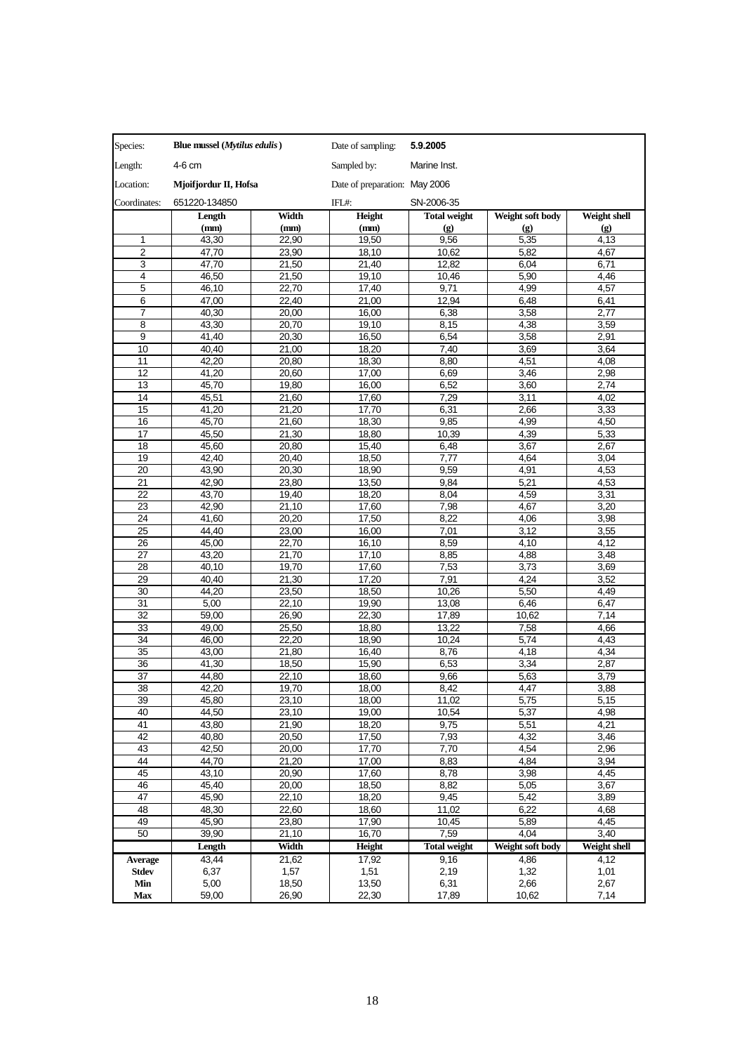| Species: | **Blue mussel (*Mytilus edulis*)** | | Date of sampling: | **5.9.2005** | | |
|---|---|---|---|---|---|---|
| Length: | 4-6 cm | | Sampled by: | Marine Inst. | | |
| Location: | **Mjoifjordur II, Hofsa** | | Date of preparation: | May 2006 | | |
| Coordinates: | 651220-134850 | | IFL#: | SN-2006-35 | | |
| | **Length (mm)** | **Width (mm)** | **Height (mm)** | **Total weight (g)** | **Weight soft body (g)** | **Weight shell (g)** |
| 1 | 43,30 | 22,90 | 19,50 | 9,56 | 5,35 | 4,13 |
| 2 | 47,70 | 23,90 | 18,10 | 10,62 | 5,82 | 4,67 |
| 3 | 47,70 | 21,50 | 21,40 | 12,82 | 6,04 | 6,71 |
| 4 | 46,50 | 21,50 | 19,10 | 10,46 | 5,90 | 4,46 |
| 5 | 46,10 | 22,70 | 17,40 | 9,71 | 4,99 | 4,57 |
| 6 | 47,00 | 22,40 | 21,00 | 12,94 | 6,48 | 6,41 |
| 7 | 40,30 | 20,00 | 16,00 | 6,38 | 3,58 | 2,77 |
| 8 | 43,30 | 20,70 | 19,10 | 8,15 | 4,38 | 3,59 |
| 9 | 41,40 | 20,30 | 16,50 | 6,54 | 3,58 | 2,91 |
| 10 | 40,40 | 21,00 | 18,20 | 7,40 | 3,69 | 3,64 |
| 11 | 42,20 | 20,80 | 18,30 | 8,80 | 4,51 | 4,08 |
| 12 | 41,20 | 20,60 | 17,00 | 6,69 | 3,46 | 2,98 |
| 13 | 45,70 | 19,80 | 16,00 | 6,52 | 3,60 | 2,74 |
| 14 | 45,51 | 21,60 | 17,60 | 7,29 | 3,11 | 4,02 |
| 15 | 41,20 | 21,20 | 17,70 | 6,31 | 2,66 | 3,33 |
| 16 | 45,70 | 21,60 | 18,30 | 9,85 | 4,99 | 4,50 |
| 17 | 45,50 | 21,30 | 18,80 | 10,39 | 4,39 | 5,33 |
| 18 | 45,60 | 20,80 | 15,40 | 6,48 | 3,67 | 2,67 |
| 19 | 42,40 | 20,40 | 18,50 | 7,77 | 4,64 | 3,04 |
| 20 | 43,90 | 20,30 | 18,90 | 9,59 | 4,91 | 4,53 |
| 21 | 42,90 | 23,80 | 13,50 | 9,84 | 5,21 | 4,53 |
| 22 | 43,70 | 19,40 | 18,20 | 8,04 | 4,59 | 3,31 |
| 23 | 42,90 | 21,10 | 17,60 | 7,98 | 4,67 | 3,20 |
| 24 | 41,60 | 20,20 | 17,50 | 8,22 | 4,06 | 3,98 |
| 25 | 44,40 | 23,00 | 16,00 | 7,01 | 3,12 | 3,55 |
| 26 | 45,00 | 22,70 | 16,10 | 8,59 | 4,10 | 4,12 |
| 27 | 43,20 | 21,70 | 17,10 | 8,85 | 4,88 | 3,48 |
| 28 | 40,10 | 19,70 | 17,60 | 7,53 | 3,73 | 3,69 |
| 29 | 40,40 | 21,30 | 17,20 | 7,91 | 4,24 | 3,52 |
| 30 | 44,20 | 23,50 | 18,50 | 10,26 | 5,50 | 4,49 |
| 31 | 5,00 | 22,10 | 19,90 | 13,08 | 6,46 | 6,47 |
| 32 | 59,00 | 26,90 | 22,30 | 17,89 | 10,62 | 7,14 |
| 33 | 49,00 | 25,50 | 18,80 | 13,22 | 7,58 | 4,66 |
| 34 | 46,00 | 22,20 | 18,90 | 10,24 | 5,74 | 4,43 |
| 35 | 43,00 | 21,80 | 16,40 | 8,76 | 4,18 | 4,34 |
| 36 | 41,30 | 18,50 | 15,90 | 6,53 | 3,34 | 2,87 |
| 37 | 44,80 | 22,10 | 18,60 | 9,66 | 5,63 | 3,79 |
| 38 | 42,20 | 19,70 | 18,00 | 8,42 | 4,47 | 3,88 |
| 39 | 45,80 | 23,10 | 18,00 | 11,02 | 5,75 | 5,15 |
| 40 | 44,50 | 23,10 | 19,00 | 10,54 | 5,37 | 4,98 |
| 41 | 43,80 | 21,90 | 18,20 | 9,75 | 5,51 | 4,21 |
| 42 | 40,80 | 20,50 | 17,50 | 7,93 | 4,32 | 3,46 |
| 43 | 42,50 | 20,00 | 17,70 | 7,70 | 4,54 | 2,96 |
| 44 | 44,70 | 21,20 | 17,00 | 8,83 | 4,84 | 3,94 |
| 45 | 43,10 | 20,90 | 17,60 | 8,78 | 3,98 | 4,45 |
| 46 | 45,40 | 20,00 | 18,50 | 8,82 | 5,05 | 3,67 |
| 47 | 45,90 | 22,10 | 18,20 | 9,45 | 5,42 | 3,89 |
| 48 | 48,30 | 22,60 | 18,60 | 11,02 | 6,22 | 4,68 |
| 49 | 45,90 | 23,80 | 17,90 | 10,45 | 5,89 | 4,45 |
| 50 | 39,90 | 21,10 | 16,70 | 7,59 | 4,04 | 3,40 |
| | **Length** | **Width** | **Height** | **Total weight** | **Weight soft body** | **Weight shell** |
| **Average** | 43,44 | 21,62 | 17,92 | 9,16 | 4,86 | 4,12 |
| **Stdev** | 6,37 | 1,57 | 1,51 | 2,19 | 1,32 | 1,01 |
| **Min** | 5,00 | 18,50 | 13,50 | 6,31 | 2,66 | 2,67 |
| **Max** | 59,00 | 26,90 | 22,30 | 17,89 | 10,62 | 7,14 |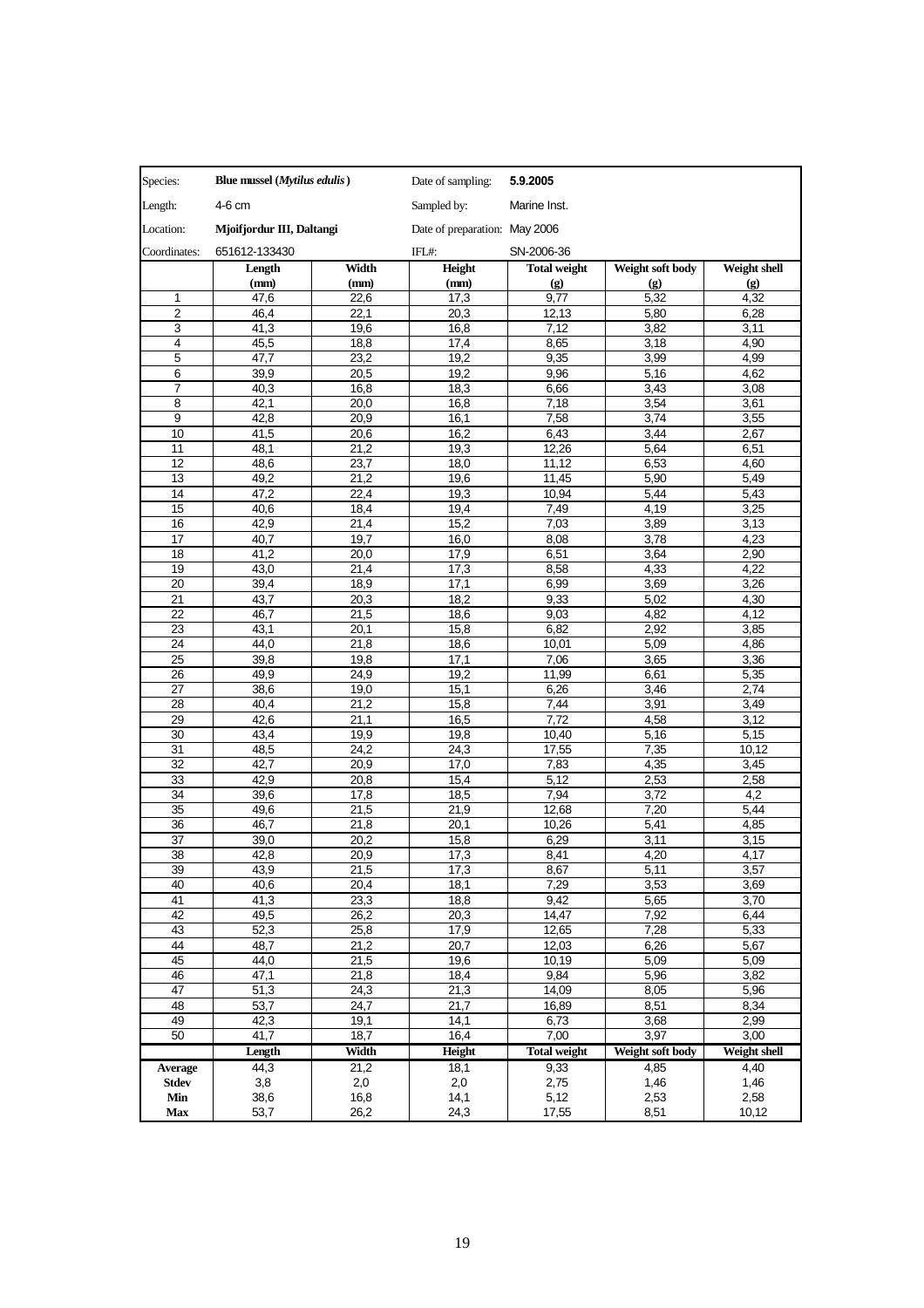| Species: | **Blue mussel (*Mytilus edulis*)** | | Date of sampling: | **5.9.2005** | | |
|---|---|---|---|---|---|---|
| Length: | 4-6 cm | | Sampled by: | Marine Inst. | | |
| Location: | **Mjoifjordur III, Daltangi** | | Date of preparation: | May 2006 | | |
| Coordinates: | 651612-133430 | | IFL#: | SN-2006-36 | | |
| | **Length (mm)** | **Width (mm)** | **Height (mm)** | **Total weight (g)** | **Weight soft body (g)** | **Weight shell (g)** |
| 1 | 47,6 | 22,6 | 17,3 | 9,77 | 5,32 | 4,32 |
| 2 | 46,4 | 22,1 | 20,3 | 12,13 | 5,80 | 6,28 |
| 3 | 41,3 | 19,6 | 16,8 | 7,12 | 3,82 | 3,11 |
| 4 | 45,5 | 18,8 | 17,4 | 8,65 | 3,18 | 4,90 |
| 5 | 47,7 | 23,2 | 19,2 | 9,35 | 3,99 | 4,99 |
| 6 | 39,9 | 20,5 | 19,2 | 9,96 | 5,16 | 4,62 |
| 7 | 40,3 | 16,8 | 18,3 | 6,66 | 3,43 | 3,08 |
| 8 | 42,1 | 20,0 | 16,8 | 7,18 | 3,54 | 3,61 |
| 9 | 42,8 | 20,9 | 16,1 | 7,58 | 3,74 | 3,55 |
| 10 | 41,5 | 20,6 | 16,2 | 6,43 | 3,44 | 2,67 |
| 11 | 48,1 | 21,2 | 19,3 | 12,26 | 5,64 | 6,51 |
| 12 | 48,6 | 23,7 | 18,0 | 11,12 | 6,53 | 4,60 |
| 13 | 49,2 | 21,2 | 19,6 | 11,45 | 5,90 | 5,49 |
| 14 | 47,2 | 22,4 | 19,3 | 10,94 | 5,44 | 5,43 |
| 15 | 40,6 | 18,4 | 19,4 | 7,49 | 4,19 | 3,25 |
| 16 | 42,9 | 21,4 | 15,2 | 7,03 | 3,89 | 3,13 |
| 17 | 40,7 | 19,7 | 16,0 | 8,08 | 3,78 | 4,23 |
| 18 | 41,2 | 20,0 | 17,9 | 6,51 | 3,64 | 2,90 |
| 19 | 43,0 | 21,4 | 17,3 | 8,58 | 4,33 | 4,22 |
| 20 | 39,4 | 18,9 | 17,1 | 6,99 | 3,69 | 3,26 |
| 21 | 43,7 | 20,3 | 18,2 | 9,33 | 5,02 | 4,30 |
| 22 | 46,7 | 21,5 | 18,6 | 9,03 | 4,82 | 4,12 |
| 23 | 43,1 | 20,1 | 15,8 | 6,82 | 2,92 | 3,85 |
| 24 | 44,0 | 21,8 | 18,6 | 10,01 | 5,09 | 4,86 |
| 25 | 39,8 | 19,8 | 17,1 | 7,06 | 3,65 | 3,36 |
| 26 | 49,9 | 24,9 | 19,2 | 11,99 | 6,61 | 5,35 |
| 27 | 38,6 | 19,0 | 15,1 | 6,26 | 3,46 | 2,74 |
| 28 | 40,4 | 21,2 | 15,8 | 7,44 | 3,91 | 3,49 |
| 29 | 42,6 | 21,1 | 16,5 | 7,72 | 4,58 | 3,12 |
| 30 | 43,4 | 19,9 | 19,8 | 10,40 | 5,16 | 5,15 |
| 31 | 48,5 | 24,2 | 24,3 | 17,55 | 7,35 | 10,12 |
| 32 | 42,7 | 20,9 | 17,0 | 7,83 | 4,35 | 3,45 |
| 33 | 42,9 | 20,8 | 15,4 | 5,12 | 2,53 | 2,58 |
| 34 | 39,6 | 17,8 | 18,5 | 7,94 | 3,72 | 4,2 |
| 35 | 49,6 | 21,5 | 21,9 | 12,68 | 7,20 | 5,44 |
| 36 | 46,7 | 21,8 | 20,1 | 10,26 | 5,41 | 4,85 |
| 37 | 39,0 | 20,2 | 15,8 | 6,29 | 3,11 | 3,15 |
| 38 | 42,8 | 20,9 | 17,3 | 8,41 | 4,20 | 4,17 |
| 39 | 43,9 | 21,5 | 17,3 | 8,67 | 5,11 | 3,57 |
| 40 | 40,6 | 20,4 | 18,1 | 7,29 | 3,53 | 3,69 |
| 41 | 41,3 | 23,3 | 18,8 | 9,42 | 5,65 | 3,70 |
| 42 | 49,5 | 26,2 | 20,3 | 14,47 | 7,92 | 6,44 |
| 43 | 52,3 | 25,8 | 17,9 | 12,65 | 7,28 | 5,33 |
| 44 | 48,7 | 21,2 | 20,7 | 12,03 | 6,26 | 5,67 |
| 45 | 44,0 | 21,5 | 19,6 | 10,19 | 5,09 | 5,09 |
| 46 | 47,1 | 21,8 | 18,4 | 9,84 | 5,96 | 3,82 |
| 47 | 51,3 | 24,3 | 21,3 | 14,09 | 8,05 | 5,96 |
| 48 | 53,7 | 24,7 | 21,7 | 16,89 | 8,51 | 8,34 |
| 49 | 42,3 | 19,1 | 14,1 | 6,73 | 3,68 | 2,99 |
| 50 | 41,7 | 18,7 | 16,4 | 7,00 | 3,97 | 3,00 |
| | **Length** | **Width** | **Height** | **Total weight** | **Weight soft body** | **Weight shell** |
| **Average** | 44,3 | 21,2 | 18,1 | 9,33 | 4,85 | 4,40 |
| **Stdev** | 3,8 | 2,0 | 2,0 | 2,75 | 1,46 | 1,46 |
| **Min** | 38,6 | 16,8 | 14,1 | 5,12 | 2,53 | 2,58 |
| **Max** | 53,7 | 26,2 | 24,3 | 17,55 | 8,51 | 10,12 |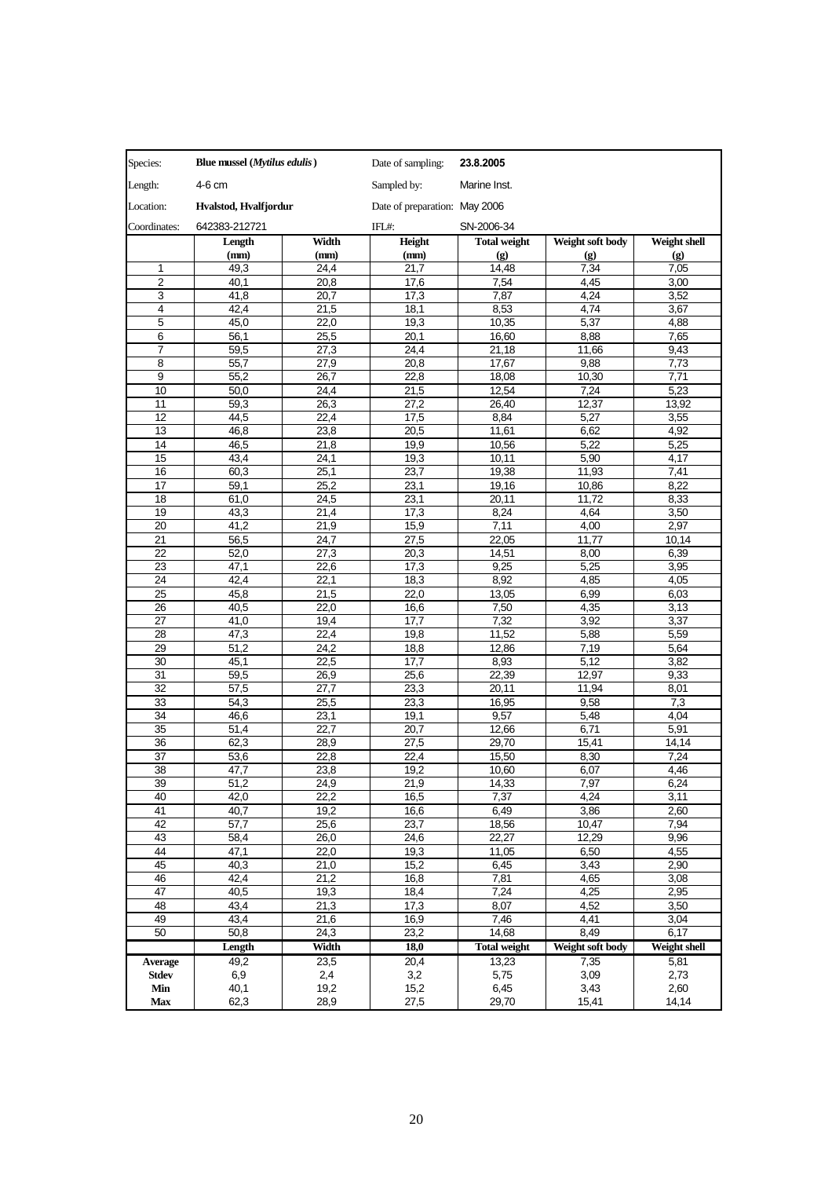| Species: | **Blue mussel (*Mytilus edulis*)** | | Date of sampling: | **23.8.2005** | | |
|---|---|---|---|---|---|---|
| Length: | 4-6 cm | | Sampled by: | Marine Inst. | | |
| Location: | **Hvalstod, Hvalfjordur** | | Date of preparation: | May 2006 | | |
| Coordinates: | 642383-212721 | | IFL#: | SN-2006-34 | | |
| | **Length (mm)** | **Width (mm)** | **Height (mm)** | **Total weight (g)** | **Weight soft body (g)** | **Weight shell (g)** |
| 1 | 49,3 | 24,4 | 21,7 | 14,48 | 7,34 | 7,05 |
| 2 | 40,1 | 20,8 | 17,6 | 7,54 | 4,45 | 3,00 |
| 3 | 41,8 | 20,7 | 17,3 | 7,87 | 4,24 | 3,52 |
| 4 | 42,4 | 21,5 | 18,1 | 8,53 | 4,74 | 3,67 |
| 5 | 45,0 | 22,0 | 19,3 | 10,35 | 5,37 | 4,88 |
| 6 | 56,1 | 25,5 | 20,1 | 16,60 | 8,88 | 7,65 |
| 7 | 59,5 | 27,3 | 24,4 | 21,18 | 11,66 | 9,43 |
| 8 | 55,7 | 27,9 | 20,8 | 17,67 | 9,88 | 7,73 |
| 9 | 55,2 | 26,7 | 22,8 | 18,08 | 10,30 | 7,71 |
| 10 | 50,0 | 24,4 | 21,5 | 12,54 | 7,24 | 5,23 |
| 11 | 59,3 | 26,3 | 27,2 | 26,40 | 12,37 | 13,92 |
| 12 | 44,5 | 22,4 | 17,5 | 8,84 | 5,27 | 3,55 |
| 13 | 46,8 | 23,8 | 20,5 | 11,61 | 6,62 | 4,92 |
| 14 | 46,5 | 21,8 | 19,9 | 10,56 | 5,22 | 5,25 |
| 15 | 43,4 | 24,1 | 19,3 | 10,11 | 5,90 | 4,17 |
| 16 | 60,3 | 25,1 | 23,7 | 19,38 | 11,93 | 7,41 |
| 17 | 59,1 | 25,2 | 23,1 | 19,16 | 10,86 | 8,22 |
| 18 | 61,0 | 24,5 | 23,1 | 20,11 | 11,72 | 8,33 |
| 19 | 43,3 | 21,4 | 17,3 | 8,24 | 4,64 | 3,50 |
| 20 | 41,2 | 21,9 | 15,9 | 7,11 | 4,00 | 2,97 |
| 21 | 56,5 | 24,7 | 27,5 | 22,05 | 11,77 | 10,14 |
| 22 | 52,0 | 27,3 | 20,3 | 14,51 | 8,00 | 6,39 |
| 23 | 47,1 | 22,6 | 17,3 | 9,25 | 5,25 | 3,95 |
| 24 | 42,4 | 22,1 | 18,3 | 8,92 | 4,85 | 4,05 |
| 25 | 45,8 | 21,5 | 22,0 | 13,05 | 6,99 | 6,03 |
| 26 | 40,5 | 22,0 | 16,6 | 7,50 | 4,35 | 3,13 |
| 27 | 41,0 | 19,4 | 17,7 | 7,32 | 3,92 | 3,37 |
| 28 | 47,3 | 22,4 | 19,8 | 11,52 | 5,88 | 5,59 |
| 29 | 51,2 | 24,2 | 18,8 | 12,86 | 7,19 | 5,64 |
| 30 | 45,1 | 22,5 | 17,7 | 8,93 | 5,12 | 3,82 |
| 31 | 59,5 | 26,9 | 25,6 | 22,39 | 12,97 | 9,33 |
| 32 | 57,5 | 27,7 | 23,3 | 20,11 | 11,94 | 8,01 |
| 33 | 54,3 | 25,5 | 23,3 | 16,95 | 9,58 | 7,3 |
| 34 | 46,6 | 23,1 | 19,1 | 9,57 | 5,48 | 4,04 |
| 35 | 51,4 | 22,7 | 20,7 | 12,66 | 6,71 | 5,91 |
| 36 | 62,3 | 28,9 | 27,5 | 29,70 | 15,41 | 14,14 |
| 37 | 53,6 | 22,8 | 22,4 | 15,50 | 8,30 | 7,24 |
| 38 | 47,7 | 23,8 | 19,2 | 10,60 | 6,07 | 4,46 |
| 39 | 51,2 | 24,9 | 21,9 | 14,33 | 7,97 | 6,24 |
| 40 | 42,0 | 22,2 | 16,5 | 7,37 | 4,24 | 3,11 |
| 41 | 40,7 | 19,2 | 16,6 | 6,49 | 3,86 | 2,60 |
| 42 | 57,7 | 25,6 | 23,7 | 18,56 | 10,47 | 7,94 |
| 43 | 58,4 | 26,0 | 24,6 | 22,27 | 12,29 | 9,96 |
| 44 | 47,1 | 22,0 | 19,3 | 11,05 | 6,50 | 4,55 |
| 45 | 40,3 | 21,0 | 15,2 | 6,45 | 3,43 | 2,90 |
| 46 | 42,4 | 21,2 | 16,8 | 7,81 | 4,65 | 3,08 |
| 47 | 40,5 | 19,3 | 18,4 | 7,24 | 4,25 | 2,95 |
| 48 | 43,4 | 21,3 | 17,3 | 8,07 | 4,52 | 3,50 |
| 49 | 43,4 | 21,6 | 16,9 | 7,46 | 4,41 | 3,04 |
| 50 | 50,8 | 24,3 | 23,2 | 14,68 | 8,49 | 6,17 |
| | **Length** | **Width** | **18,0** | **Total weight** | **Weight soft body** | **Weight shell** |
| **Average** | 49,2 | 23,5 | 20,4 | 13,23 | 7,35 | 5,81 |
| **Stdev** | 6,9 | 2,4 | 3,2 | 5,75 | 3,09 | 2,73 |
| **Min** | 40,1 | 19,2 | 15,2 | 6,45 | 3,43 | 2,60 |
| **Max** | 62,3 | 28,9 | 27,5 | 29,70 | 15,41 | 14,14 |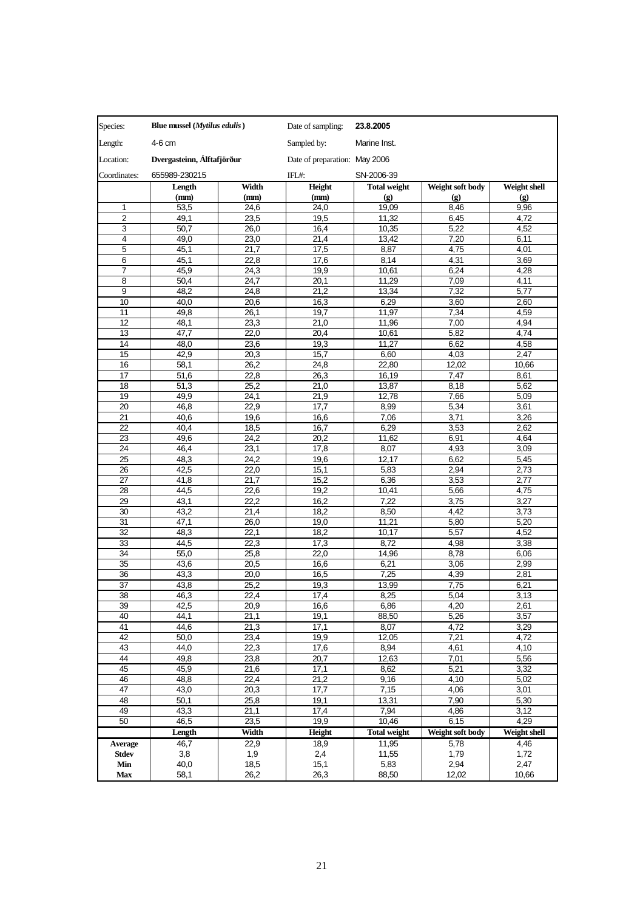| Species: | **Blue mussel (*Mytilus edulis*)** | | Date of sampling: | **23.8.2005** | | |
|---|---|---|---|---|---|---|
| Length: | 4-6 cm | | Sampled by: | Marine Inst. | | |
| Location: | **Dvergasteinn, Álftafjörður** | | Date of preparation: | May 2006 | | |
| Coordinates: | 655989-230215 | | IFL#: | SN-2006-39 | | |
| | **Length (mm)** | **Width (mm)** | **Height (mm)** | **Total weight (g)** | **Weight soft body (g)** | **Weight shell (g)** |
| 1 | 53,5 | 24,6 | 24,0 | 19,09 | 8,46 | 9,96 |
| 2 | 49,1 | 23,5 | 19,5 | 11,32 | 6,45 | 4,72 |
| 3 | 50,7 | 26,0 | 16,4 | 10,35 | 5,22 | 4,52 |
| 4 | 49,0 | 23,0 | 21,4 | 13,42 | 7,20 | 6,11 |
| 5 | 45,1 | 21,7 | 17,5 | 8,87 | 4,75 | 4,01 |
| 6 | 45,1 | 22,8 | 17,6 | 8,14 | 4,31 | 3,69 |
| 7 | 45,9 | 24,3 | 19,9 | 10,61 | 6,24 | 4,28 |
| 8 | 50,4 | 24,7 | 20,1 | 11,29 | 7,09 | 4,11 |
| 9 | 48,2 | 24,8 | 21,2 | 13,34 | 7,32 | 5,77 |
| 10 | 40,0 | 20,6 | 16,3 | 6,29 | 3,60 | 2,60 |
| 11 | 49,8 | 26,1 | 19,7 | 11,97 | 7,34 | 4,59 |
| 12 | 48,1 | 23,3 | 21,0 | 11,96 | 7,00 | 4,94 |
| 13 | 47,7 | 22,0 | 20,4 | 10,61 | 5,82 | 4,74 |
| 14 | 48,0 | 23,6 | 19,3 | 11,27 | 6,62 | 4,58 |
| 15 | 42,9 | 20,3 | 15,7 | 6,60 | 4,03 | 2,47 |
| 16 | 58,1 | 26,2 | 24,8 | 22,80 | 12,02 | 10,66 |
| 17 | 51,6 | 22,8 | 26,3 | 16,19 | 7,47 | 8,61 |
| 18 | 51,3 | 25,2 | 21,0 | 13,87 | 8,18 | 5,62 |
| 19 | 49,9 | 24,1 | 21,9 | 12,78 | 7,66 | 5,09 |
| 20 | 46,8 | 22,9 | 17,7 | 8,99 | 5,34 | 3,61 |
| 21 | 40,6 | 19,6 | 16,6 | 7,06 | 3,71 | 3,26 |
| 22 | 40,4 | 18,5 | 16,7 | 6,29 | 3,53 | 2,62 |
| 23 | 49,6 | 24,2 | 20,2 | 11,62 | 6,91 | 4,64 |
| 24 | 46,4 | 23,1 | 17,8 | 8,07 | 4,93 | 3,09 |
| 25 | 48,3 | 24,2 | 19,6 | 12,17 | 6,62 | 5,45 |
| 26 | 42,5 | 22,0 | 15,1 | 5,83 | 2,94 | 2,73 |
| 27 | 41,8 | 21,7 | 15,2 | 6,36 | 3,53 | 2,77 |
| 28 | 44,5 | 22,6 | 19,2 | 10,41 | 5,66 | 4,75 |
| 29 | 43,1 | 22,2 | 16,2 | 7,22 | 3,75 | 3,27 |
| 30 | 43,2 | 21,4 | 18,2 | 8,50 | 4,42 | 3,73 |
| 31 | 47,1 | 26,0 | 19,0 | 11,21 | 5,80 | 5,20 |
| 32 | 48,3 | 22,1 | 18,2 | 10,17 | 5,57 | 4,52 |
| 33 | 44,5 | 22,3 | 17,3 | 8,72 | 4,98 | 3,38 |
| 34 | 55,0 | 25,8 | 22,0 | 14,96 | 8,78 | 6,06 |
| 35 | 43,6 | 20,5 | 16,6 | 6,21 | 3,06 | 2,99 |
| 36 | 43,3 | 20,0 | 16,5 | 7,25 | 4,39 | 2,81 |
| 37 | 43,8 | 25,2 | 19,3 | 13,99 | 7,75 | 6,21 |
| 38 | 46,3 | 22,4 | 17,4 | 8,25 | 5,04 | 3,13 |
| 39 | 42,5 | 20,9 | 16,6 | 6,86 | 4,20 | 2,61 |
| 40 | 44,1 | 21,1 | 19,1 | 88,50 | 5,26 | 3,57 |
| 41 | 44,6 | 21,3 | 17,1 | 8,07 | 4,72 | 3,29 |
| 42 | 50,0 | 23,4 | 19,9 | 12,05 | 7,21 | 4,72 |
| 43 | 44,0 | 22,3 | 17,6 | 8,94 | 4,61 | 4,10 |
| 44 | 49,8 | 23,8 | 20,7 | 12,63 | 7,01 | 5,56 |
| 45 | 45,9 | 21,6 | 17,1 | 8,62 | 5,21 | 3,32 |
| 46 | 48,8 | 22,4 | 21,2 | 9,16 | 4,10 | 5,02 |
| 47 | 43,0 | 20,3 | 17,7 | 7,15 | 4,06 | 3,01 |
| 48 | 50,1 | 25,8 | 19,1 | 13,31 | 7,90 | 5,30 |
| 49 | 43,3 | 21,1 | 17,4 | 7,94 | 4,86 | 3,12 |
| 50 | 46,5 | 23,5 | 19,9 | 10,46 | 6,15 | 4,29 |
| | **Length** | **Width** | **Height** | **Total weight** | **Weight soft body** | **Weight shell** |
| **Average** | 46,7 | 22,9 | 18,9 | 11,95 | 5,78 | 4,46 |
| **Stdev** | 3,8 | 1,9 | 2,4 | 11,55 | 1,79 | 1,72 |
| **Min** | 40,0 | 18,5 | 15,1 | 5,83 | 2,94 | 2,47 |
| **Max** | 58,1 | 26,2 | 26,3 | 88,50 | 12,02 | 10,66 |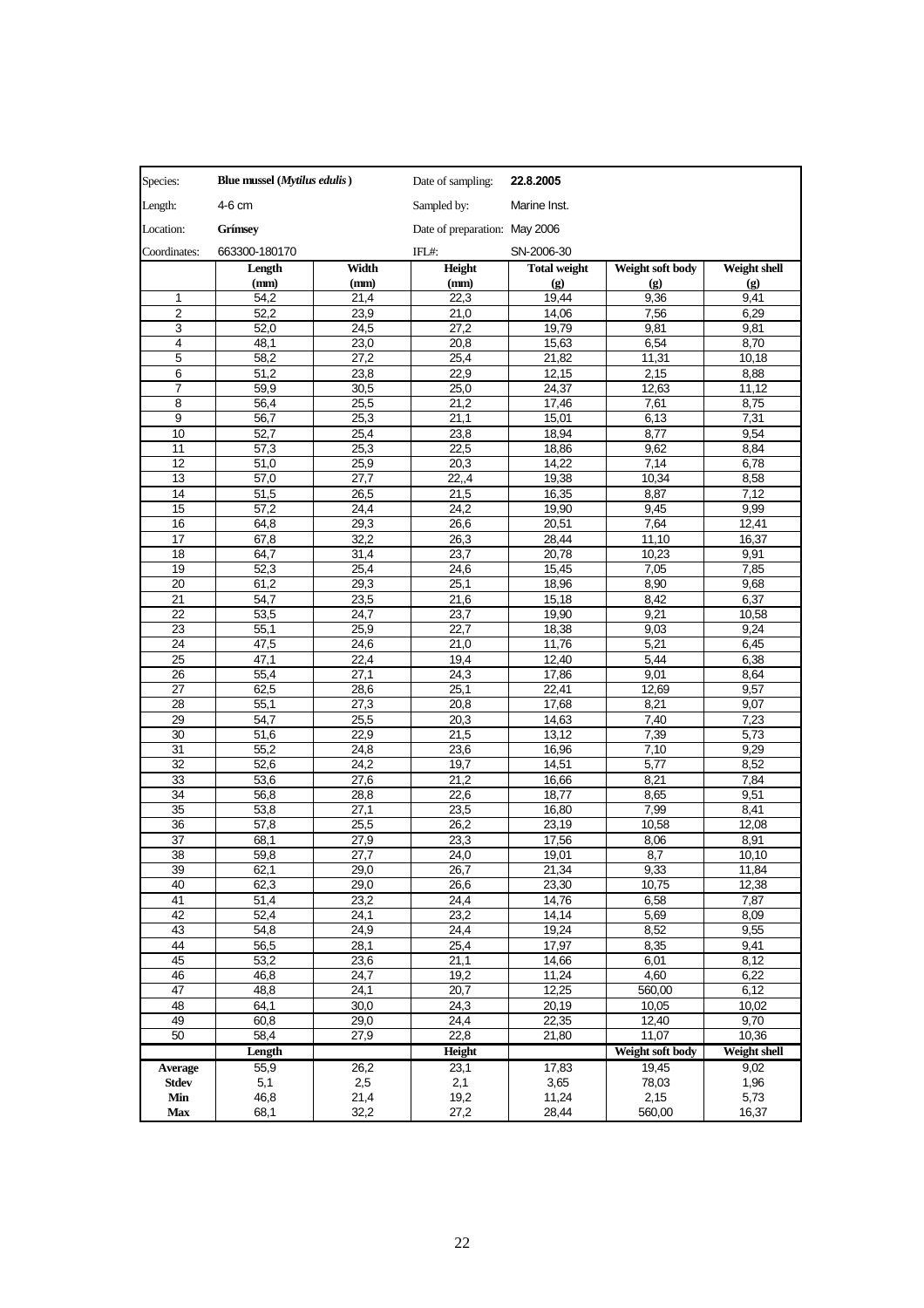| Species: | **Blue mussel (*Mytilus edulis*)** | | Date of sampling: | **22.8.2005** | | |
|---|---|---|---|---|---|---|
| Length: | 4-6 cm | | Sampled by: | Marine Inst. | | |
| Location: | **Grímsey** | | Date of preparation: | May 2006 | | |
| Coordinates: | 663300-180170 | | IFL#: | SN-2006-30 | | |
| | **Length (mm)** | **Width (mm)** | **Height (mm)** | **Total weight (g)** | **Weight soft body (g)** | **Weight shell (g)** |
| 1 | 54,2 | 21,4 | 22,3 | 19,44 | 9,36 | 9,41 |
| 2 | 52,2 | 23,9 | 21,0 | 14,06 | 7,56 | 6,29 |
| 3 | 52,0 | 24,5 | 27,2 | 19,79 | 9,81 | 9,81 |
| 4 | 48,1 | 23,0 | 20,8 | 15,63 | 6,54 | 8,70 |
| 5 | 58,2 | 27,2 | 25,4 | 21,82 | 11,31 | 10,18 |
| 6 | 51,2 | 23,8 | 22,9 | 12,15 | 2,15 | 8,88 |
| 7 | 59,9 | 30,5 | 25,0 | 24,37 | 12,63 | 11,12 |
| 8 | 56,4 | 25,5 | 21,2 | 17,46 | 7,61 | 8,75 |
| 9 | 56,7 | 25,3 | 21,1 | 15,01 | 6,13 | 7,31 |
| 10 | 52,7 | 25,4 | 23,8 | 18,94 | 8,77 | 9,54 |
| 11 | 57,3 | 25,3 | 22,5 | 18,86 | 9,62 | 8,84 |
| 12 | 51,0 | 25,9 | 20,3 | 14,22 | 7,14 | 6,78 |
| 13 | 57,0 | 27,7 | 22,,4 | 19,38 | 10,34 | 8,58 |
| 14 | 51,5 | 26,5 | 21,5 | 16,35 | 8,87 | 7,12 |
| 15 | 57,2 | 24,4 | 24,2 | 19,90 | 9,45 | 9,99 |
| 16 | 64,8 | 29,3 | 26,6 | 20,51 | 7,64 | 12,41 |
| 17 | 67,8 | 32,2 | 26,3 | 28,44 | 11,10 | 16,37 |
| 18 | 64,7 | 31,4 | 23,7 | 20,78 | 10,23 | 9,91 |
| 19 | 52,3 | 25,4 | 24,6 | 15,45 | 7,05 | 7,85 |
| 20 | 61,2 | 29,3 | 25,1 | 18,96 | 8,90 | 9,68 |
| 21 | 54,7 | 23,5 | 21,6 | 15,18 | 8,42 | 6,37 |
| 22 | 53,5 | 24,7 | 23,7 | 19,90 | 9,21 | 10,58 |
| 23 | 55,1 | 25,9 | 22,7 | 18,38 | 9,03 | 9,24 |
| 24 | 47,5 | 24,6 | 21,0 | 11,76 | 5,21 | 6,45 |
| 25 | 47,1 | 22,4 | 19,4 | 12,40 | 5,44 | 6,38 |
| 26 | 55,4 | 27,1 | 24,3 | 17,86 | 9,01 | 8,64 |
| 27 | 62,5 | 28,6 | 25,1 | 22,41 | 12,69 | 9,57 |
| 28 | 55,1 | 27,3 | 20,8 | 17,68 | 8,21 | 9,07 |
| 29 | 54,7 | 25,5 | 20,3 | 14,63 | 7,40 | 7,23 |
| 30 | 51,6 | 22,9 | 21,5 | 13,12 | 7,39 | 5,73 |
| 31 | 55,2 | 24,8 | 23,6 | 16,96 | 7,10 | 9,29 |
| 32 | 52,6 | 24,2 | 19,7 | 14,51 | 5,77 | 8,52 |
| 33 | 53,6 | 27,6 | 21,2 | 16,66 | 8,21 | 7,84 |
| 34 | 56,8 | 28,8 | 22,6 | 18,77 | 8,65 | 9,51 |
| 35 | 53,8 | 27,1 | 23,5 | 16,80 | 7,99 | 8,41 |
| 36 | 57,8 | 25,5 | 26,2 | 23,19 | 10,58 | 12,08 |
| 37 | 68,1 | 27,9 | 23,3 | 17,56 | 8,06 | 8,91 |
| 38 | 59,8 | 27,7 | 24,0 | 19,01 | 8,7 | 10,10 |
| 39 | 62,1 | 29,0 | 26,7 | 21,34 | 9,33 | 11,84 |
| 40 | 62,3 | 29,0 | 26,6 | 23,30 | 10,75 | 12,38 |
| 41 | 51,4 | 23,2 | 24,4 | 14,76 | 6,58 | 7,87 |
| 42 | 52,4 | 24,1 | 23,2 | 14,14 | 5,69 | 8,09 |
| 43 | 54,8 | 24,9 | 24,4 | 19,24 | 8,52 | 9,55 |
| 44 | 56,5 | 28,1 | 25,4 | 17,97 | 8,35 | 9,41 |
| 45 | 53,2 | 23,6 | 21,1 | 14,66 | 6,01 | 8,12 |
| 46 | 46,8 | 24,7 | 19,2 | 11,24 | 4,60 | 6,22 |
| 47 | 48,8 | 24,1 | 20,7 | 12,25 | 560,00 | 6,12 |
| 48 | 64,1 | 30,0 | 24,3 | 20,19 | 10,05 | 10,02 |
| 49 | 60,8 | 29,0 | 24,4 | 22,35 | 12,40 | 9,70 |
| 50 | 58,4 | 27,9 | 22,8 | 21,80 | 11,07 | 10,36 |
| | **Length** | | **Height** | | **Weight soft body** | **Weight shell** |
| **Average** | 55,9 | 26,2 | 23,1 | 17,83 | 19,45 | 9,02 |
| **Stdev** | 5,1 | 2,5 | 2,1 | 3,65 | 78,03 | 1,96 |
| **Min** | 46,8 | 21,4 | 19,2 | 11,24 | 2,15 | 5,73 |
| **Max** | 68,1 | 32,2 | 27,2 | 28,44 | 560,00 | 16,37 |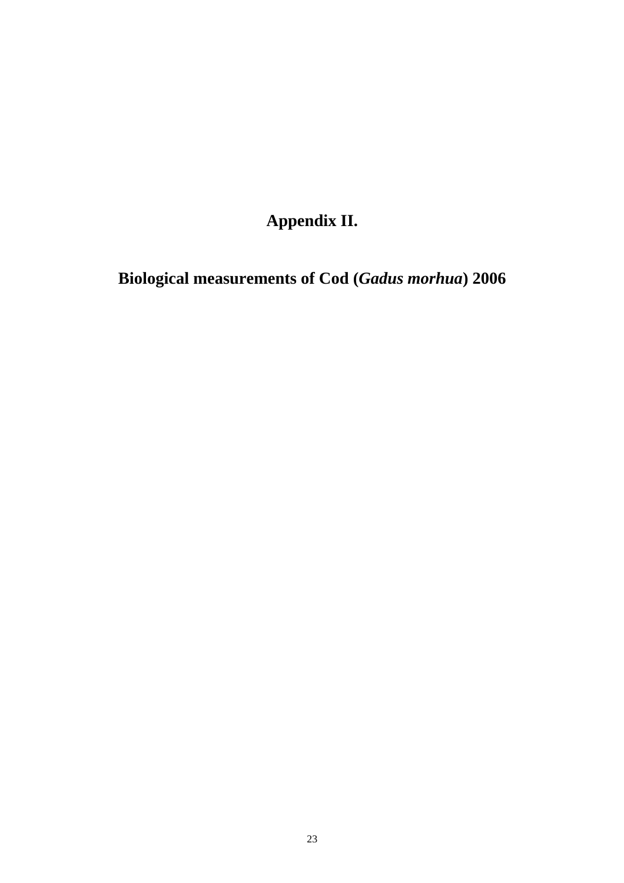# Appendix II.

# Biological measurements of Cod (*Gadus morhua*) 2006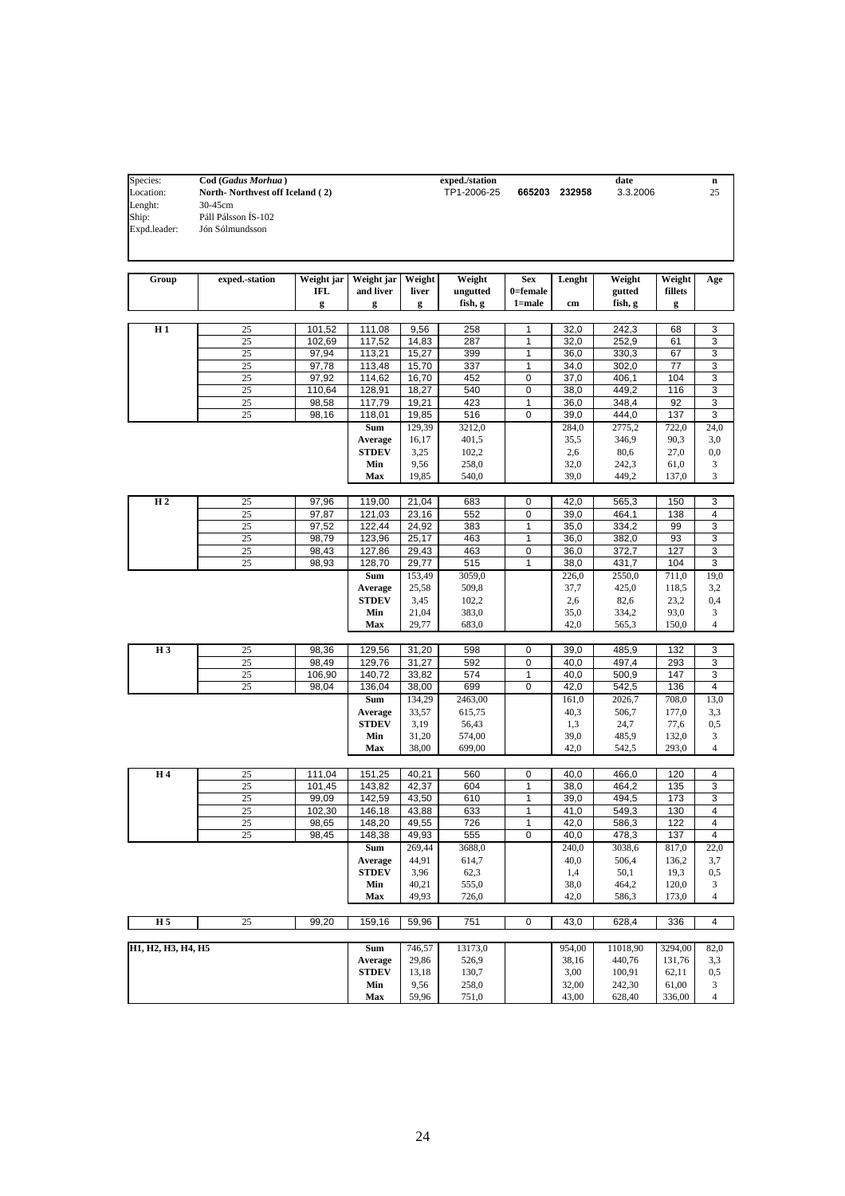| | | | | | | | | | |
|---|---|---|---|---|---|---|---|---|---|
| Species: | **Cod (*Gadus Morhua*)** | | | **exped./station** | | | **date** | | **n** |
| Location: | **North- Northvest off Iceland ( 2)** | | | TP1-2006-25 | **665203** | **232958** | 3.3.2006 | | 25 |
| Lenght: | 30-45cm | | | | | | | | |
| Ship: | Páll Pálsson ÍS-102 | | | | | | | | |
| Expd.leader: | Jón Sólmundsson | | | | | | | | |

| Group | exped.-station | Weight jar IFL g | Weight jar and liver g | Weight liver g | Weight ungutted fish, g | Sex 0=female 1=male | Lenght cm | Weight gutted fish, g | Weight fillets g | Age |
|---|---|---|---|---|---|---|---|---|---|---|
| **H 1** | 25 | 101,52 | 111,08 | 9,56 | 258 | 1 | 32,0 | 242,3 | 68 | 3 |
| | 25 | 102,69 | 117,52 | 14,83 | 287 | 1 | 32,0 | 252,9 | 61 | 3 |
| | 25 | 97,94 | 113,21 | 15,27 | 399 | 1 | 36,0 | 330,3 | 67 | 3 |
| | 25 | 97,78 | 113,48 | 15,70 | 337 | 1 | 34,0 | 302,0 | 77 | 3 |
| | 25 | 97,92 | 114,62 | 16,70 | 452 | 0 | 37,0 | 406,1 | 104 | 3 |
| | 25 | 110,64 | 128,91 | 18,27 | 540 | 0 | 38,0 | 449,2 | 116 | 3 |
| | 25 | 98,58 | 117,79 | 19,21 | 423 | 1 | 36,0 | 348,4 | 92 | 3 |
| | 25 | 98,16 | 118,01 | 19,85 | 516 | 0 | 39,0 | 444,0 | 137 | 3 |
| | | | **Sum** | 129,39 | 3212,0 | | 284,0 | 2775,2 | 722,0 | 24,0 |
| | | | **Average** | 16,17 | 401,5 | | 35,5 | 346,9 | 90,3 | 3,0 |
| | | | **STDEV** | 3,25 | 102,2 | | 2,6 | 80,6 | 27,0 | 0,0 |
| | | | **Min** | 9,56 | 258,0 | | 32,0 | 242,3 | 61,0 | 3 |
| | | | **Max** | 19,85 | 540,0 | | 39,0 | 449,2 | 137,0 | 3 |
| **H 2** | 25 | 97,96 | 119,00 | 21,04 | 683 | 0 | 42,0 | 565,3 | 150 | 3 |
| | 25 | 97,87 | 121,03 | 23,16 | 552 | 0 | 39,0 | 464,1 | 138 | 4 |
| | 25 | 97,52 | 122,44 | 24,92 | 383 | 1 | 35,0 | 334,2 | 99 | 3 |
| | 25 | 98,79 | 123,96 | 25,17 | 463 | 1 | 36,0 | 382,0 | 93 | 3 |
| | 25 | 98,43 | 127,86 | 29,43 | 463 | 0 | 36,0 | 372,7 | 127 | 3 |
| | 25 | 98,93 | 128,70 | 29,77 | 515 | 1 | 38,0 | 431,7 | 104 | 3 |
| | | | **Sum** | 153,49 | 3059,0 | | 226,0 | 2550,0 | 711,0 | 19,0 |
| | | | **Average** | 25,58 | 509,8 | | 37,7 | 425,0 | 118,5 | 3,2 |
| | | | **STDEV** | 3,45 | 102,2 | | 2,6 | 82,6 | 23,2 | 0,4 |
| | | | **Min** | 21,04 | 383,0 | | 35,0 | 334,2 | 93,0 | 3 |
| | | | **Max** | 29,77 | 683,0 | | 42,0 | 565,3 | 150,0 | 4 |
| **H 3** | 25 | 98,36 | 129,56 | 31,20 | 598 | 0 | 39,0 | 485,9 | 132 | 3 |
| | 25 | 98,49 | 129,76 | 31,27 | 592 | 0 | 40,0 | 497,4 | 293 | 3 |
| | 25 | 106,90 | 140,72 | 33,82 | 574 | 1 | 40,0 | 500,9 | 147 | 3 |
| | 25 | 98,04 | 136,04 | 38,00 | 699 | 0 | 42,0 | 542,5 | 136 | 4 |
| | | | **Sum** | 134,29 | 2463,00 | | 161,0 | 2026,7 | 708,0 | 13,0 |
| | | | **Average** | 33,57 | 615,75 | | 40,3 | 506,7 | 177,0 | 3,3 |
| | | | **STDEV** | 3,19 | 56,43 | | 1,3 | 24,7 | 77,6 | 0,5 |
| | | | **Min** | 31,20 | 574,00 | | 39,0 | 485,9 | 132,0 | 3 |
| | | | **Max** | 38,00 | 699,00 | | 42,0 | 542,5 | 293,0 | 4 |
| **H 4** | 25 | 111,04 | 151,25 | 40,21 | 560 | 0 | 40,0 | 466,0 | 120 | 4 |
| | 25 | 101,45 | 143,82 | 42,37 | 604 | 1 | 38,0 | 464,2 | 135 | 3 |
| | 25 | 99,09 | 142,59 | 43,50 | 610 | 1 | 39,0 | 494,5 | 173 | 3 |
| | 25 | 102,30 | 146,18 | 43,88 | 633 | 1 | 41,0 | 549,3 | 130 | 4 |
| | 25 | 98,65 | 148,20 | 49,55 | 726 | 1 | 42,0 | 586,3 | 122 | 4 |
| | 25 | 98,45 | 148,38 | 49,93 | 555 | 0 | 40,0 | 478,3 | 137 | 4 |
| | | | **Sum** | 269,44 | 3688,0 | | 240,0 | 3038,6 | 817,0 | 22,0 |
| | | | **Average** | 44,91 | 614,7 | | 40,0 | 506,4 | 136,2 | 3,7 |
| | | | **STDEV** | 3,96 | 62,3 | | 1,4 | 50,1 | 19,3 | 0,5 |
| | | | **Min** | 40,21 | 555,0 | | 38,0 | 464,2 | 120,0 | 3 |
| | | | **Max** | 49,93 | 726,0 | | 42,0 | 586,3 | 173,0 | 4 |
| **H 5** | 25 | 99,20 | 159,16 | 59,96 | 751 | 0 | 43,0 | 628,4 | 336 | 4 |
| **H1, H2, H3, H4, H5** | | | **Sum** | 746,57 | 13173,0 | | 954,00 | 11018,90 | 3294,00 | 82,0 |
| | | | **Average** | 29,86 | 526,9 | | 38,16 | 440,76 | 131,76 | 3,3 |
| | | | **STDEV** | 13,18 | 130,7 | | 3,00 | 100,91 | 62,11 | 0,5 |
| | | | **Min** | 9,56 | 258,0 | | 32,00 | 242,30 | 61,00 | 3 |
| | | | **Max** | 59,96 | 751,0 | | 43,00 | 628,40 | 336,00 | 4 |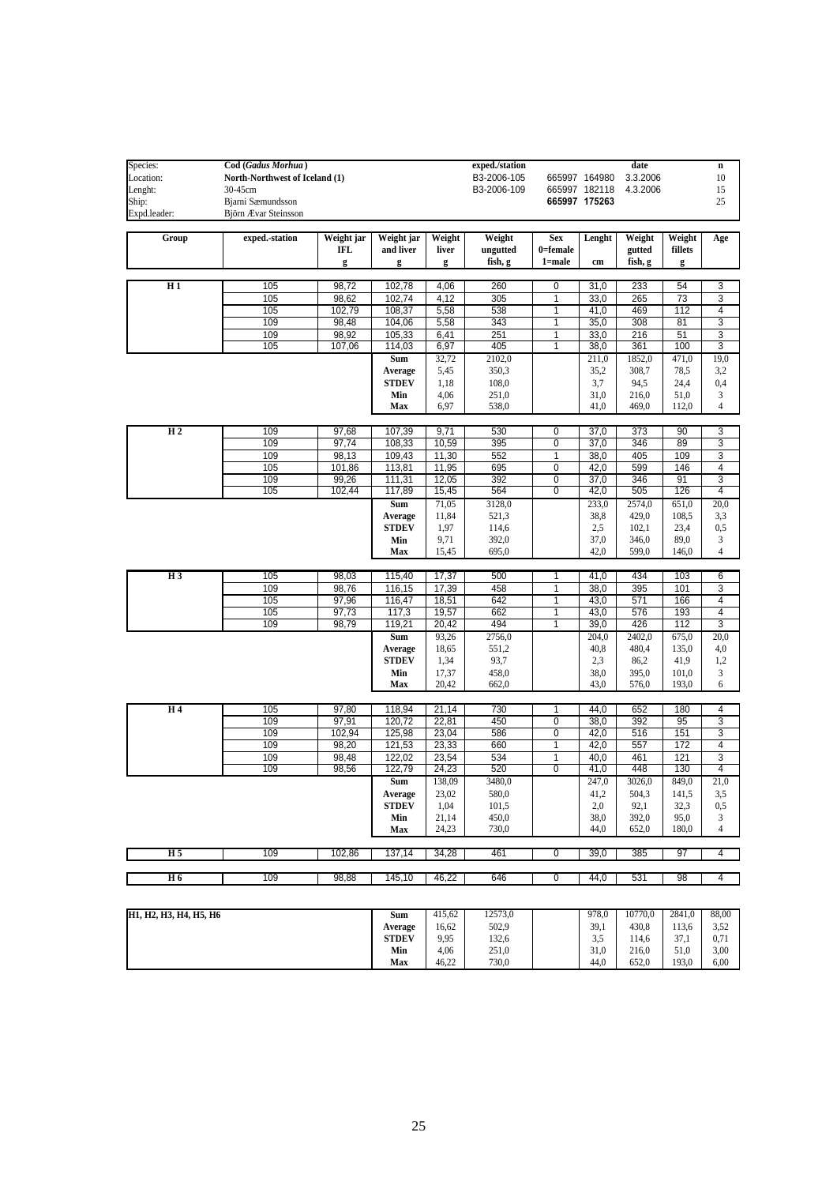| | | | | | | | |
|---|---|---|---|---|---|---|---|
| Species: | **Cod (*Gadus Morhua*)** | **exped./station** | | | **date** | **n** |
| Location: | **North-Northwest of Iceland (1)** | B3-2006-105 | 665997 | 164980 | 3.3.2006 | 10 |
| Lenght: | 30-45cm | B3-2006-109 | 665997 | 182118 | 4.3.2006 | 15 |
| Ship: | Bjarni Sæmundsson | | **665997** | **175263** | | 25 |
| Expd.leader: | Björn Ævar Steinsson | | | | | |

| Group | exped.-station | Weight jar IFL g | Weight jar and liver g | Weight liver g | Weight ungutted fish, g | Sex 0=female 1=male | Lenght cm | Weight gutted fish, g | Weight fillets g | Age |
|---|---|---|---|---|---|---|---|---|---|---|
| **H 1** | 105 | 98,72 | 102,78 | 4,06 | 260 | 0 | 31,0 | 233 | 54 | 3 |
| | 105 | 98,62 | 102,74 | 4,12 | 305 | 1 | 33,0 | 265 | 73 | 3 |
| | 105 | 102,79 | 108,37 | 5,58 | 538 | 1 | 41,0 | 469 | 112 | 4 |
| | 109 | 98,48 | 104,06 | 5,58 | 343 | 1 | 35,0 | 308 | 81 | 3 |
| | 109 | 98,92 | 105,33 | 6,41 | 251 | 1 | 33,0 | 216 | 51 | 3 |
| | 105 | 107,06 | 114,03 | 6,97 | 405 | 1 | 38,0 | 361 | 100 | 3 |
| | | | **Sum** | 32,72 | 2102,0 | | 211,0 | 1852,0 | 471,0 | 19,0 |
| | | | **Average** | 5,45 | 350,3 | | 35,2 | 308,7 | 78,5 | 3,2 |
| | | | **STDEV** | 1,18 | 108,0 | | 3,7 | 94,5 | 24,4 | 0,4 |
| | | | **Min** | 4,06 | 251,0 | | 31,0 | 216,0 | 51,0 | 3 |
| | | | **Max** | 6,97 | 538,0 | | 41,0 | 469,0 | 112,0 | 4 |
| **H 2** | 109 | 97,68 | 107,39 | 9,71 | 530 | 0 | 37,0 | 373 | 90 | 3 |
| | 109 | 97,74 | 108,33 | 10,59 | 395 | 0 | 37,0 | 346 | 89 | 3 |
| | 109 | 98,13 | 109,43 | 11,30 | 552 | 1 | 38,0 | 405 | 109 | 3 |
| | 105 | 101,86 | 113,81 | 11,95 | 695 | 0 | 42,0 | 599 | 146 | 4 |
| | 109 | 99,26 | 111,31 | 12,05 | 392 | 0 | 37,0 | 346 | 91 | 3 |
| | 105 | 102,44 | 117,89 | 15,45 | 564 | 0 | 42,0 | 505 | 126 | 4 |
| | | | **Sum** | 71,05 | 3128,0 | | 233,0 | 2574,0 | 651,0 | 20,0 |
| | | | **Average** | 11,84 | 521,3 | | 38,8 | 429,0 | 108,5 | 3,3 |
| | | | **STDEV** | 1,97 | 114,6 | | 2,5 | 102,1 | 23,4 | 0,5 |
| | | | **Min** | 9,71 | 392,0 | | 37,0 | 346,0 | 89,0 | 3 |
| | | | **Max** | 15,45 | 695,0 | | 42,0 | 599,0 | 146,0 | 4 |
| **H 3** | 105 | 98,03 | 115,40 | 17,37 | 500 | 1 | 41,0 | 434 | 103 | 6 |
| | 109 | 98,76 | 116,15 | 17,39 | 458 | 1 | 38,0 | 395 | 101 | 3 |
| | 105 | 97,96 | 116,47 | 18,51 | 642 | 1 | 43,0 | 571 | 166 | 4 |
| | 105 | 97,73 | 117,3 | 19,57 | 662 | 1 | 43,0 | 576 | 193 | 4 |
| | 109 | 98,79 | 119,21 | 20,42 | 494 | 1 | 39,0 | 426 | 112 | 3 |
| | | | **Sum** | 93,26 | 2756,0 | | 204,0 | 2402,0 | 675,0 | 20,0 |
| | | | **Average** | 18,65 | 551,2 | | 40,8 | 480,4 | 135,0 | 4,0 |
| | | | **STDEV** | 1,34 | 93,7 | | 2,3 | 86,2 | 41,9 | 1,2 |
| | | | **Min** | 17,37 | 458,0 | | 38,0 | 395,0 | 101,0 | 3 |
| | | | **Max** | 20,42 | 662,0 | | 43,0 | 576,0 | 193,0 | 6 |
| **H 4** | 105 | 97,80 | 118,94 | 21,14 | 730 | 1 | 44,0 | 652 | 180 | 4 |
| | 109 | 97,91 | 120,72 | 22,81 | 450 | 0 | 38,0 | 392 | 95 | 3 |
| | 109 | 102,94 | 125,98 | 23,04 | 586 | 0 | 42,0 | 516 | 151 | 3 |
| | 109 | 98,20 | 121,53 | 23,33 | 660 | 1 | 42,0 | 557 | 172 | 4 |
| | 109 | 98,48 | 122,02 | 23,54 | 534 | 1 | 40,0 | 461 | 121 | 3 |
| | 109 | 98,56 | 122,79 | 24,23 | 520 | 0 | 41,0 | 448 | 130 | 4 |
| | | | **Sum** | 138,09 | 3480,0 | | 247,0 | 3026,0 | 849,0 | 21,0 |
| | | | **Average** | 23,02 | 580,0 | | 41,2 | 504,3 | 141,5 | 3,5 |
| | | | **STDEV** | 1,04 | 101,5 | | 2,0 | 92,1 | 32,3 | 0,5 |
| | | | **Min** | 21,14 | 450,0 | | 38,0 | 392,0 | 95,0 | 3 |
| | | | **Max** | 24,23 | 730,0 | | 44,0 | 652,0 | 180,0 | 4 |
| **H 5** | 109 | 102,86 | 137,14 | 34,28 | 461 | 0 | 39,0 | 385 | 97 | 4 |
| **H 6** | 109 | 98,88 | 145,10 | 46,22 | 646 | 0 | 44,0 | 531 | 98 | 4 |
| **H1, H2, H3, H4, H5, H6** | | | **Sum** | 415,62 | 12573,0 | | 978,0 | 10770,0 | 2841,0 | 88,00 |
| | | | **Average** | 16,62 | 502,9 | | 39,1 | 430,8 | 113,6 | 3,52 |
| | | | **STDEV** | 9,95 | 132,6 | | 3,5 | 114,6 | 37,1 | 0,71 |
| | | | **Min** | 4,06 | 251,0 | | 31,0 | 216,0 | 51,0 | 3,00 |
| | | | **Max** | 46,22 | 730,0 | | 44,0 | 652,0 | 193,0 | 6,00 |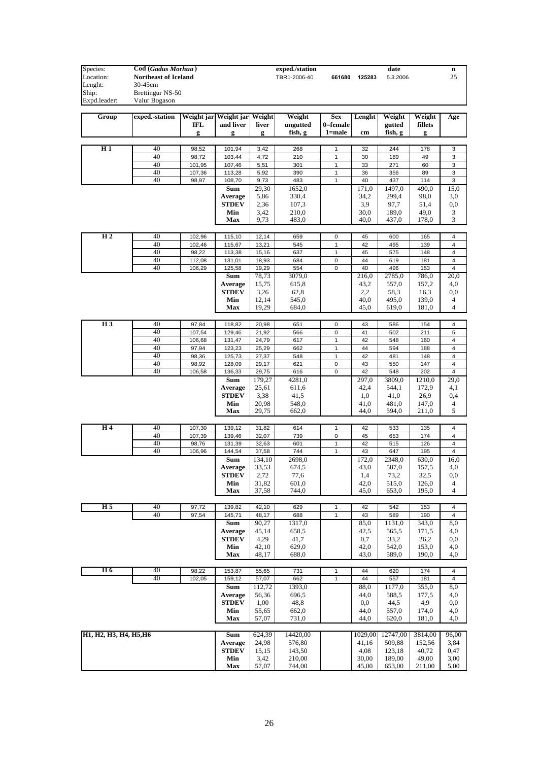| | | | | |
|---|---|---|---|---|
| Species: | Cod (*Gadus Morhua*) | exped./station | date | n |
| Location: | Northeast of Iceland | TBR1-2006-40 661680 125283 | 5.3.2006 | 25 |
| Lenght: | 30-45cm | | | |
| Ship: | Brettingur NS-50 | | | |
| Expd.leader: | Valur Bogason | | | |

| Group | exped.-station | Weight jar IFL g | Weight jar and liver g | Weight liver g | Weight ungutted fish, g | Sex 0=female 1=male | Lenght cm | Weight gutted fish, g | Weight fillets g | Age |
|---|---|---|---|---|---|---|---|---|---|---|
| H 1 | 40 | 98,52 | 101,94 | 3,42 | 268 | 1 | 32 | 244 | 178 | 3 |
| | 40 | 98,72 | 103,44 | 4,72 | 210 | 1 | 30 | 189 | 49 | 3 |
| | 40 | 101,95 | 107,46 | 5,51 | 301 | 1 | 33 | 271 | 60 | 3 |
| | 40 | 107,36 | 113,28 | 5,92 | 390 | 1 | 36 | 356 | 89 | 3 |
| | 40 | 98,97 | 108,70 | 9,73 | 483 | 1 | 40 | 437 | 114 | 3 |
| | | | **Sum** | 29,30 | 1652,0 | | 171,0 | 1497,0 | 490,0 | 15,0 |
| | | | **Average** | 5,86 | 330,4 | | 34,2 | 299,4 | 98,0 | 3,0 |
| | | | **STDEV** | 2,36 | 107,3 | | 3,9 | 97,7 | 51,4 | 0,0 |
| | | | **Min** | 3,42 | 210,0 | | 30,0 | 189,0 | 49,0 | 3 |
| | | | **Max** | 9,73 | 483,0 | | 40,0 | 437,0 | 178,0 | 3 |
| H 2 | 40 | 102,96 | 115,10 | 12,14 | 659 | 0 | 45 | 600 | 165 | 4 |
| | 40 | 102,46 | 115,67 | 13,21 | 545 | 1 | 42 | 495 | 139 | 4 |
| | 40 | 98,22 | 113,38 | 15,16 | 637 | 1 | 45 | 575 | 148 | 4 |
| | 40 | 112,08 | 131,01 | 18,93 | 684 | 0 | 44 | 619 | 181 | 4 |
| | 40 | 106,29 | 125,58 | 19,29 | 554 | 0 | 40 | 496 | 153 | 4 |
| | | | **Sum** | 78,73 | 3079,0 | | 216,0 | 2785,0 | 786,0 | 20,0 |
| | | | **Average** | 15,75 | 615,8 | | 43,2 | 557,0 | 157,2 | 4,0 |
| | | | **STDEV** | 3,26 | 62,8 | | 2,2 | 58,3 | 16,3 | 0,0 |
| | | | **Min** | 12,14 | 545,0 | | 40,0 | 495,0 | 139,0 | 4 |
| | | | **Max** | 19,29 | 684,0 | | 45,0 | 619,0 | 181,0 | 4 |
| H 3 | 40 | 97,84 | 118,82 | 20,98 | 651 | 0 | 43 | 586 | 154 | 4 |
| | 40 | 107,54 | 129,46 | 21,92 | 566 | 0 | 41 | 502 | 211 | 5 |
| | 40 | 106,68 | 131,47 | 24,79 | 617 | 1 | 42 | 548 | 160 | 4 |
| | 40 | 97,94 | 123,23 | 25,29 | 662 | 1 | 44 | 594 | 188 | 4 |
| | 40 | 98,36 | 125,73 | 27,37 | 548 | 1 | 42 | 481 | 148 | 4 |
| | 40 | 98,92 | 128,09 | 29,17 | 621 | 0 | 43 | 550 | 147 | 4 |
| | 40 | 106,58 | 136,33 | 29,75 | 616 | 0 | 42 | 548 | 202 | 4 |
| | | | **Sum** | 179,27 | 4281,0 | | 297,0 | 3809,0 | 1210,0 | 29,0 |
| | | | **Average** | 25,61 | 611,6 | | 42,4 | 544,1 | 172,9 | 4,1 |
| | | | **STDEV** | 3,38 | 41,5 | | 1,0 | 41,0 | 26,9 | 0,4 |
| | | | **Min** | 20,98 | 548,0 | | 41,0 | 481,0 | 147,0 | 4 |
| | | | **Max** | 29,75 | 662,0 | | 44,0 | 594,0 | 211,0 | 5 |
| H 4 | 40 | 107,30 | 139,12 | 31,82 | 614 | 1 | 42 | 533 | 135 | 4 |
| | 40 | 107,39 | 139,46 | 32,07 | 739 | 0 | 45 | 653 | 174 | 4 |
| | 40 | 98,76 | 131,39 | 32,63 | 601 | 1 | 42 | 515 | 126 | 4 |
| | 40 | 106,96 | 144,54 | 37,58 | 744 | 1 | 43 | 647 | 195 | 4 |
| | | | **Sum** | 134,10 | 2698,0 | | 172,0 | 2348,0 | 630,0 | 16,0 |
| | | | **Average** | 33,53 | 674,5 | | 43,0 | 587,0 | 157,5 | 4,0 |
| | | | **STDEV** | 2,72 | 77,6 | | 1,4 | 73,2 | 32,5 | 0,0 |
| | | | **Min** | 31,82 | 601,0 | | 42,0 | 515,0 | 126,0 | 4 |
| | | | **Max** | 37,58 | 744,0 | | 45,0 | 653,0 | 195,0 | 4 |
| H 5 | 40 | 97,72 | 139,82 | 42,10 | 629 | 1 | 42 | 542 | 153 | 4 |
| | 40 | 97,54 | 145,71 | 48,17 | 688 | 1 | 43 | 589 | 190 | 4 |
| | | | **Sum** | 90,27 | 1317,0 | | 85,0 | 1131,0 | 343,0 | 8,0 |
| | | | **Average** | 45,14 | 658,5 | | 42,5 | 565,5 | 171,5 | 4,0 |
| | | | **STDEV** | 4,29 | 41,7 | | 0,7 | 33,2 | 26,2 | 0,0 |
| | | | **Min** | 42,10 | 629,0 | | 42,0 | 542,0 | 153,0 | 4,0 |
| | | | **Max** | 48,17 | 688,0 | | 43,0 | 589,0 | 190,0 | 4,0 |
| H 6 | 40 | 98,22 | 153,87 | 55,65 | 731 | 1 | 44 | 620 | 174 | 4 |
| | 40 | 102,05 | 159,12 | 57,07 | 662 | 1 | 44 | 557 | 181 | 4 |
| | | | **Sum** | 112,72 | 1393,0 | | 88,0 | 1177,0 | 355,0 | 8,0 |
| | | | **Average** | 56,36 | 696,5 | | 44,0 | 588,5 | 177,5 | 4,0 |
| | | | **STDEV** | 1,00 | 48,8 | | 0,0 | 44,5 | 4,9 | 0,0 |
| | | | **Min** | 55,65 | 662,0 | | 44,0 | 557,0 | 174,0 | 4,0 |
| | | | **Max** | 57,07 | 731,0 | | 44,0 | 620,0 | 181,0 | 4,0 |
| H1, H2, H3, H4, H5,H6 | | | **Sum** | 624,39 | 14420,00 | | 1029,00 | 12747,00 | 3814,00 | 96,00 |
| | | | **Average** | 24,98 | 576,80 | | 41,16 | 509,88 | 152,56 | 3,84 |
| | | | **STDEV** | 15,15 | 143,50 | | 4,08 | 123,18 | 40,72 | 0,47 |
| | | | **Min** | 3,42 | 210,00 | | 30,00 | 189,00 | 49,00 | 3,00 |
| | | | **Max** | 57,07 | 744,00 | | 45,00 | 653,00 | 211,00 | 5,00 |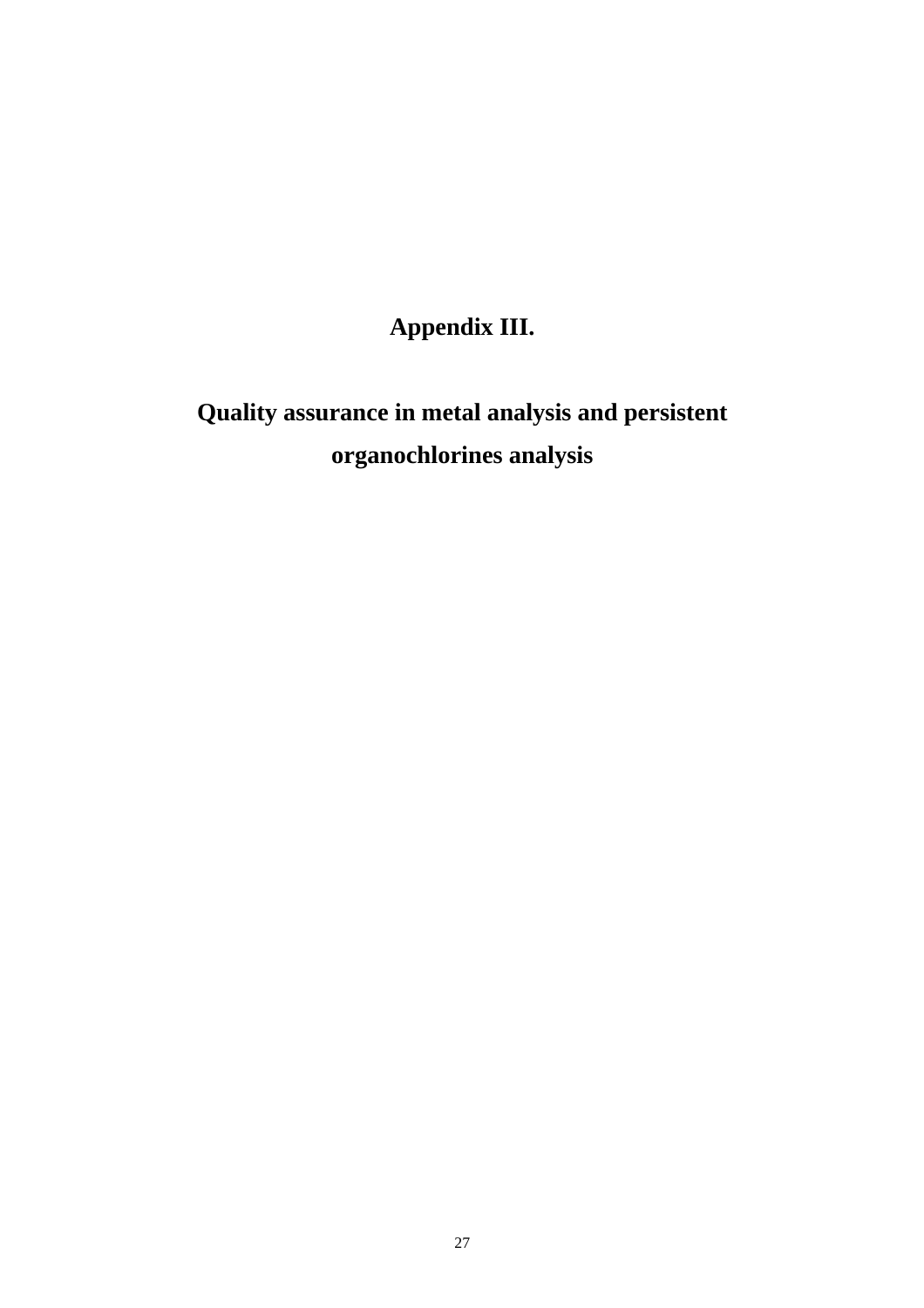# Appendix III.

## Quality assurance in metal analysis and persistent organochlorines analysis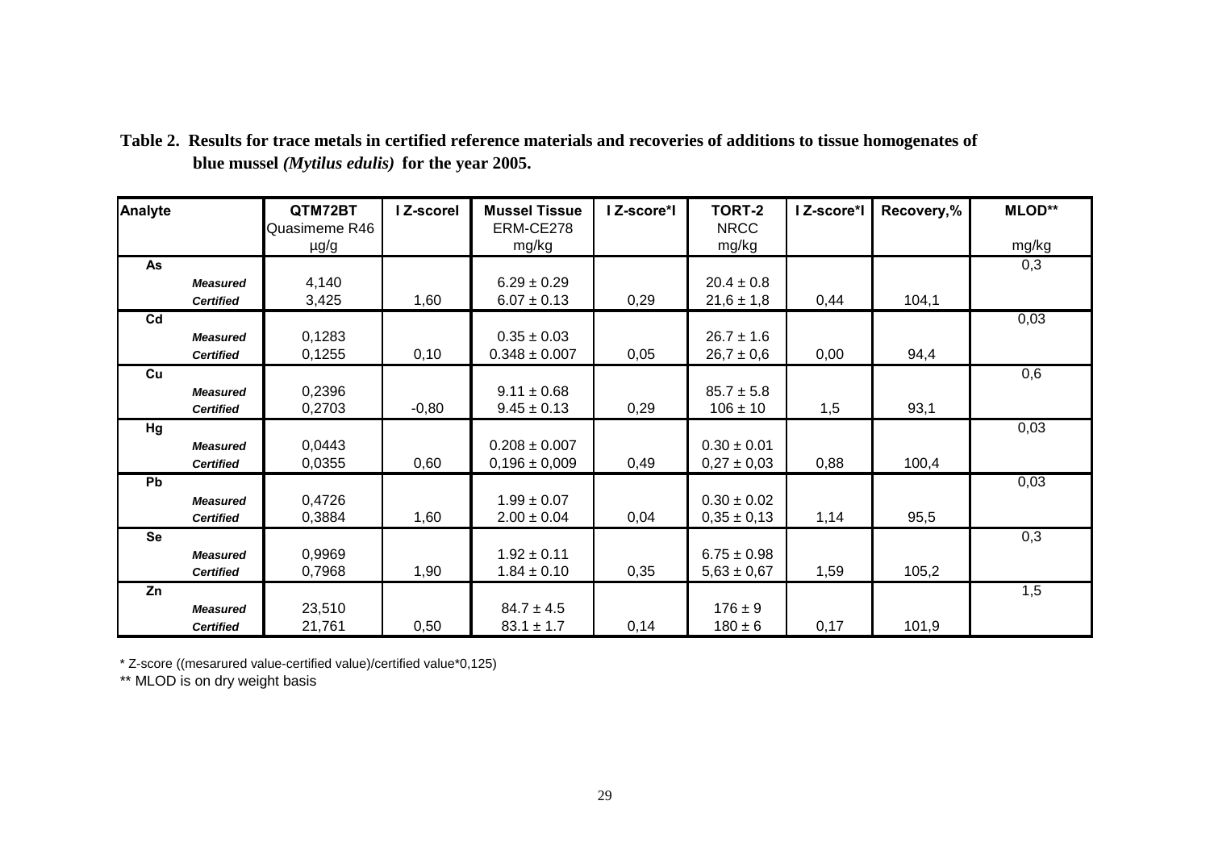**Table 2. Results for trace metals in certified reference materials and recoveries of additions to tissue homogenates of blue mussel *(Mytilus edulis)* for the year 2005.**

| Analyte | | QTM72BT Quasimeme R46 µg/g | I Z-scoreI | Mussel Tissue ERM-CE278 mg/kg | I Z-score*I | TORT-2 NRCC mg/kg | I Z-score*I | Recovery,% | MLOD** mg/kg |
|---|---|---|---|---|---|---|---|---|---|
| As | | | | | | | | | 0,3 |
| | *Measured* | 4,140 | | 6.29 ± 0.29 | | 20.4 ± 0.8 | | | |
| | *Certified* | 3,425 | 1,60 | 6.07 ± 0.13 | 0,29 | 21,6 ± 1,8 | 0,44 | 104,1 | |
| Cd | | | | | | | | | 0,03 |
| | *Measured* | 0,1283 | | 0.35 ± 0.03 | | 26.7 ± 1.6 | | | |
| | *Certified* | 0,1255 | 0,10 | 0.348 ± 0.007 | 0,05 | 26,7 ± 0,6 | 0,00 | 94,4 | |
| Cu | | | | | | | | | 0,6 |
| | *Measured* | 0,2396 | | 9.11 ± 0.68 | | 85.7 ± 5.8 | | | |
| | *Certified* | 0,2703 | -0,80 | 9.45 ± 0.13 | 0,29 | 106 ± 10 | 1,5 | 93,1 | |
| Hg | | | | | | | | | 0,03 |
| | *Measured* | 0,0443 | | 0.208 ± 0.007 | | 0.30 ± 0.01 | | | |
| | *Certified* | 0,0355 | 0,60 | 0,196 ± 0,009 | 0,49 | 0,27 ± 0,03 | 0,88 | 100,4 | |
| Pb | | | | | | | | | 0,03 |
| | *Measured* | 0,4726 | | 1.99 ± 0.07 | | 0.30 ± 0.02 | | | |
| | *Certified* | 0,3884 | 1,60 | 2.00 ± 0.04 | 0,04 | 0,35 ± 0,13 | 1,14 | 95,5 | |
| Se | | | | | | | | | 0,3 |
| | *Measured* | 0,9969 | | 1.92 ± 0.11 | | 6.75 ± 0.98 | | | |
| | *Certified* | 0,7968 | 1,90 | 1.84 ± 0.10 | 0,35 | 5,63 ± 0,67 | 1,59 | 105,2 | |
| Zn | | | | | | | | | 1,5 |
| | *Measured* | 23,510 | | 84.7 ± 4.5 | | 176 ± 9 | | | |
| | *Certified* | 21,761 | 0,50 | 83.1 ± 1.7 | 0,14 | 180 ± 6 | 0,17 | 101,9 | |

\* Z-score ((mesarured value-certified value)/certified value*0,125)

** MLOD is on dry weight basis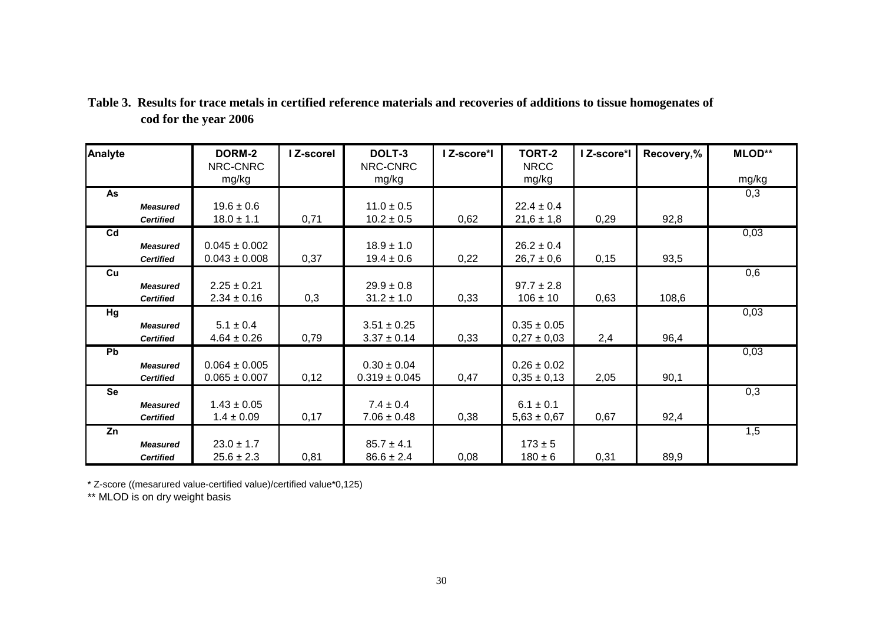**Table 3. Results for trace metals in certified reference materials and recoveries of additions to tissue homogenates of cod for the year 2006**

| Analyte | | DORM-2 NRC-CNRC mg/kg | I Z-scoreI | DOLT-3 NRC-CNRC mg/kg | I Z-score*I | TORT-2 NRCC mg/kg | I Z-score*I | Recovery,% | MLOD** mg/kg |
|---|---|---|---|---|---|---|---|---|---|
| **As** | | | | | | | | | 0,3 |
| | ***Measured*** | 19.6 ± 0.6 | | 11.0 ± 0.5 | | 22.4 ± 0.4 | | | |
| | ***Certified*** | 18.0 ± 1.1 | 0,71 | 10.2 ± 0.5 | 0,62 | 21,6 ± 1,8 | 0,29 | 92,8 | |
| **Cd** | | | | | | | | | 0,03 |
| | ***Measured*** | 0.045 ± 0.002 | | 18.9 ± 1.0 | | 26.2 ± 0.4 | | | |
| | ***Certified*** | 0.043 ± 0.008 | 0,37 | 19.4 ± 0.6 | 0,22 | 26,7 ± 0,6 | 0,15 | 93,5 | |
| **Cu** | | | | | | | | | 0,6 |
| | ***Measured*** | 2.25 ± 0.21 | | 29.9 ± 0.8 | | 97.7 ± 2.8 | | | |
| | ***Certified*** | 2.34 ± 0.16 | 0,3 | 31.2 ± 1.0 | 0,33 | 106 ± 10 | 0,63 | 108,6 | |
| **Hg** | | | | | | | | | 0,03 |
| | ***Measured*** | 5.1 ± 0.4 | | 3.51 ± 0.25 | | 0.35 ± 0.05 | | | |
| | ***Certified*** | 4.64 ± 0.26 | 0,79 | 3.37 ± 0.14 | 0,33 | 0,27 ± 0,03 | 2,4 | 96,4 | |
| **Pb** | | | | | | | | | 0,03 |
| | ***Measured*** | 0.064 ± 0.005 | | 0.30 ± 0.04 | | 0.26 ± 0.02 | | | |
| | ***Certified*** | 0.065 ± 0.007 | 0,12 | 0.319 ± 0.045 | 0,47 | 0,35 ± 0,13 | 2,05 | 90,1 | |
| **Se** | | | | | | | | | 0,3 |
| | ***Measured*** | 1.43 ± 0.05 | | 7.4 ± 0.4 | | 6.1 ± 0.1 | | | |
| | ***Certified*** | 1.4 ± 0.09 | 0,17 | 7.06 ± 0.48 | 0,38 | 5,63 ± 0,67 | 0,67 | 92,4 | |
| **Zn** | | | | | | | | | 1,5 |
| | ***Measured*** | 23.0 ± 1.7 | | 85.7 ± 4.1 | | 173 ± 5 | | | |
| | ***Certified*** | 25.6 ± 2.3 | 0,81 | 86.6 ± 2.4 | 0,08 | 180 ± 6 | 0,31 | 89,9 | |

\* Z-score ((mesarured value-certified value)/certified value*0,125)

** MLOD is on dry weight basis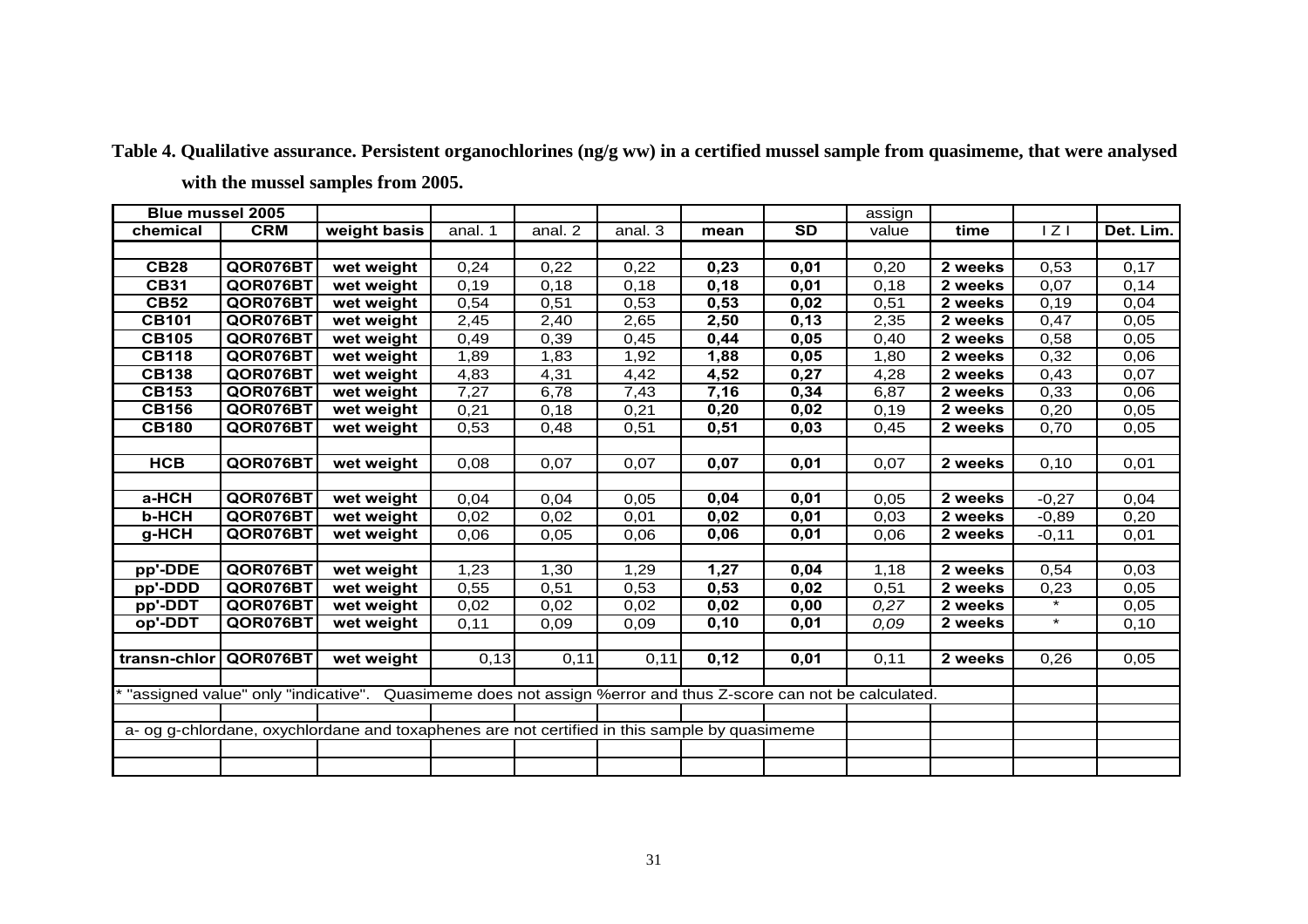**Table 4. Qualilative assurance. Persistent organochlorines (ng/g ww) in a certified mussel sample from quasimeme, that were analysed with the mussel samples from 2005.**

| Blue mussel 2005 | | | | | | | | assign | | | |
|---|---|---|---|---|---|---|---|---|---|---|---|
| chemical | CRM | weight basis | anal. 1 | anal. 2 | anal. 3 | mean | SD | value | time | I Z I | Det. Lim. |
| | | | | | | | | | | | |
| **CB28** | **QOR076BT** | **wet weight** | 0,24 | 0,22 | 0,22 | **0,23** | **0,01** | 0,20 | **2 weeks** | 0,53 | 0,17 |
| **CB31** | **QOR076BT** | **wet weight** | 0,19 | 0,18 | 0,18 | **0,18** | **0,01** | 0,18 | **2 weeks** | 0,07 | 0,14 |
| **CB52** | **QOR076BT** | **wet weight** | 0,54 | 0,51 | 0,53 | **0,53** | **0,02** | 0,51 | **2 weeks** | 0,19 | 0,04 |
| **CB101** | **QOR076BT** | **wet weight** | 2,45 | 2,40 | 2,65 | **2,50** | **0,13** | 2,35 | **2 weeks** | 0,47 | 0,05 |
| **CB105** | **QOR076BT** | **wet weight** | 0,49 | 0,39 | 0,45 | **0,44** | **0,05** | 0,40 | **2 weeks** | 0,58 | 0,05 |
| **CB118** | **QOR076BT** | **wet weight** | 1,89 | 1,83 | 1,92 | **1,88** | **0,05** | 1,80 | **2 weeks** | 0,32 | 0,06 |
| **CB138** | **QOR076BT** | **wet weight** | 4,83 | 4,31 | 4,42 | **4,52** | **0,27** | 4,28 | **2 weeks** | 0,43 | 0,07 |
| **CB153** | **QOR076BT** | **wet weight** | 7,27 | 6,78 | 7,43 | **7,16** | **0,34** | 6,87 | **2 weeks** | 0,33 | 0,06 |
| **CB156** | **QOR076BT** | **wet weight** | 0,21 | 0,18 | 0,21 | **0,20** | **0,02** | 0,19 | **2 weeks** | 0,20 | 0,05 |
| **CB180** | **QOR076BT** | **wet weight** | 0,53 | 0,48 | 0,51 | **0,51** | **0,03** | 0,45 | **2 weeks** | 0,70 | 0,05 |
| | | | | | | | | | | | |
| **HCB** | **QOR076BT** | **wet weight** | 0,08 | 0,07 | 0,07 | **0,07** | **0,01** | 0,07 | **2 weeks** | 0,10 | 0,01 |
| | | | | | | | | | | | |
| **a-HCH** | **QOR076BT** | **wet weight** | 0,04 | 0,04 | 0,05 | **0,04** | **0,01** | 0,05 | **2 weeks** | -0,27 | 0,04 |
| **b-HCH** | **QOR076BT** | **wet weight** | 0,02 | 0,02 | 0,01 | **0,02** | **0,01** | 0,03 | **2 weeks** | -0,89 | 0,20 |
| **g-HCH** | **QOR076BT** | **wet weight** | 0,06 | 0,05 | 0,06 | **0,06** | **0,01** | 0,06 | **2 weeks** | -0,11 | 0,01 |
| | | | | | | | | | | | |
| **pp'-DDE** | **QOR076BT** | **wet weight** | 1,23 | 1,30 | 1,29 | **1,27** | **0,04** | 1,18 | **2 weeks** | 0,54 | 0,03 |
| **pp'-DDD** | **QOR076BT** | **wet weight** | 0,55 | 0,51 | 0,53 | **0,53** | **0,02** | 0,51 | **2 weeks** | 0,23 | 0,05 |
| **pp'-DDT** | **QOR076BT** | **wet weight** | 0,02 | 0,02 | 0,02 | **0,02** | **0,00** | *0,27* | **2 weeks** | * | 0,05 |
| **op'-DDT** | **QOR076BT** | **wet weight** | 0,11 | 0,09 | 0,09 | **0,10** | **0,01** | *0,09* | **2 weeks** | * | 0,10 |
| | | | | | | | | | | | |
| **transn-chlor** | **QOR076BT** | **wet weight** | 0,13 | 0,11 | 0,11 | **0,12** | **0,01** | 0,11 | **2 weeks** | 0,26 | 0,05 |
| | | | | | | | | | | | |
| * "assigned value" only "indicative". Quasimeme does not assign %error and thus Z-score can not be calculated. | | | | | | | | | | | |
| | | | | | | | | | | | |
| a- og g-chlordane, oxychlordane and toxaphenes are not certified in this sample by quasimeme | | | | | | | | | | | |
| | | | | | | | | | | | |
| | | | | | | | | | | | |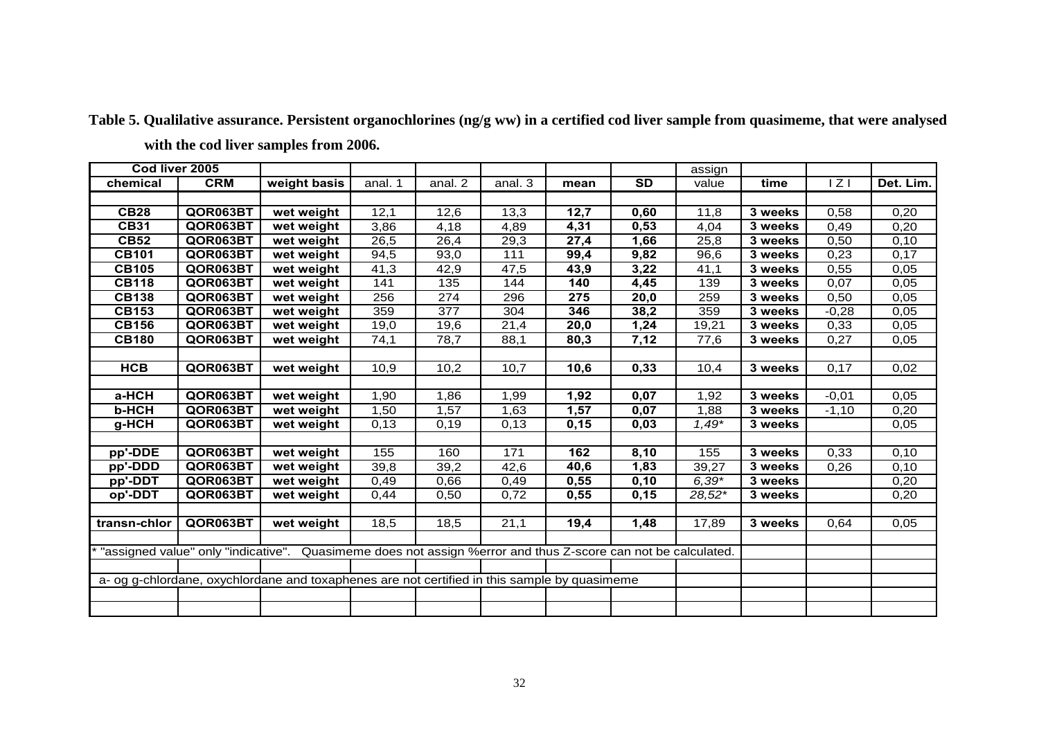**Table 5. Qualilative assurance. Persistent organochlorines (ng/g ww) in a certified cod liver sample from quasimeme, that were analysed with the cod liver samples from 2006.**

| Cod liver 2005 | | | | | | | | assign | | | |
|---|---|---|---|---|---|---|---|---|---|---|---|
| **chemical** | **CRM** | **weight basis** | anal. 1 | anal. 2 | anal. 3 | **mean** | **SD** | value | **time** | I Z I | **Det. Lim.** |
| | | | | | | | | | | | |
| **CB28** | **QOR063BT** | **wet weight** | 12,1 | 12,6 | 13,3 | **12,7** | **0,60** | 11,8 | **3 weeks** | 0,58 | 0,20 |
| **CB31** | **QOR063BT** | **wet weight** | 3,86 | 4,18 | 4,89 | **4,31** | **0,53** | 4,04 | **3 weeks** | 0,49 | 0,20 |
| **CB52** | **QOR063BT** | **wet weight** | 26,5 | 26,4 | 29,3 | **27,4** | **1,66** | 25,8 | **3 weeks** | 0,50 | 0,10 |
| **CB101** | **QOR063BT** | **wet weight** | 94,5 | 93,0 | 111 | **99,4** | **9,82** | 96,6 | **3 weeks** | 0,23 | 0,17 |
| **CB105** | **QOR063BT** | **wet weight** | 41,3 | 42,9 | 47,5 | **43,9** | **3,22** | 41,1 | **3 weeks** | 0,55 | 0,05 |
| **CB118** | **QOR063BT** | **wet weight** | 141 | 135 | 144 | **140** | **4,45** | 139 | **3 weeks** | 0,07 | 0,05 |
| **CB138** | **QOR063BT** | **wet weight** | 256 | 274 | 296 | **275** | **20,0** | 259 | **3 weeks** | 0,50 | 0,05 |
| **CB153** | **QOR063BT** | **wet weight** | 359 | 377 | 304 | **346** | **38,2** | 359 | **3 weeks** | -0,28 | 0,05 |
| **CB156** | **QOR063BT** | **wet weight** | 19,0 | 19,6 | 21,4 | **20,0** | **1,24** | 19,21 | **3 weeks** | 0,33 | 0,05 |
| **CB180** | **QOR063BT** | **wet weight** | 74,1 | 78,7 | 88,1 | **80,3** | **7,12** | 77,6 | **3 weeks** | 0,27 | 0,05 |
| | | | | | | | | | | | |
| **HCB** | **QOR063BT** | **wet weight** | 10,9 | 10,2 | 10,7 | **10,6** | **0,33** | 10,4 | **3 weeks** | 0,17 | 0,02 |
| | | | | | | | | | | | |
| **a-HCH** | **QOR063BT** | **wet weight** | 1,90 | 1,86 | 1,99 | **1,92** | **0,07** | 1,92 | **3 weeks** | -0,01 | 0,05 |
| **b-HCH** | **QOR063BT** | **wet weight** | 1,50 | 1,57 | 1,63 | **1,57** | **0,07** | 1,88 | **3 weeks** | -1,10 | 0,20 |
| **g-HCH** | **QOR063BT** | **wet weight** | 0,13 | 0,19 | 0,13 | **0,15** | **0,03** | *1,49\** | **3 weeks** | | 0,05 |
| | | | | | | | | | | | |
| **pp'-DDE** | **QOR063BT** | **wet weight** | 155 | 160 | 171 | **162** | **8,10** | 155 | **3 weeks** | 0,33 | 0,10 |
| **pp'-DDD** | **QOR063BT** | **wet weight** | 39,8 | 39,2 | 42,6 | **40,6** | **1,83** | 39,27 | **3 weeks** | 0,26 | 0,10 |
| **pp'-DDT** | **QOR063BT** | **wet weight** | 0,49 | 0,66 | 0,49 | **0,55** | **0,10** | *6,39\** | **3 weeks** | | 0,20 |
| **op'-DDT** | **QOR063BT** | **wet weight** | 0,44 | 0,50 | 0,72 | **0,55** | **0,15** | *28,52\** | **3 weeks** | | 0,20 |
| | | | | | | | | | | | |
| **transn-chlor** | **QOR063BT** | **wet weight** | 18,5 | 18,5 | 21,1 | **19,4** | **1,48** | 17,89 | **3 weeks** | 0,64 | 0,05 |

\* "assigned value" only "indicative". Quasimeme does not assign %error and thus Z-score can not be calculated.

a- og g-chlordane, oxychlordane and toxaphenes are not certified in this sample by quasimeme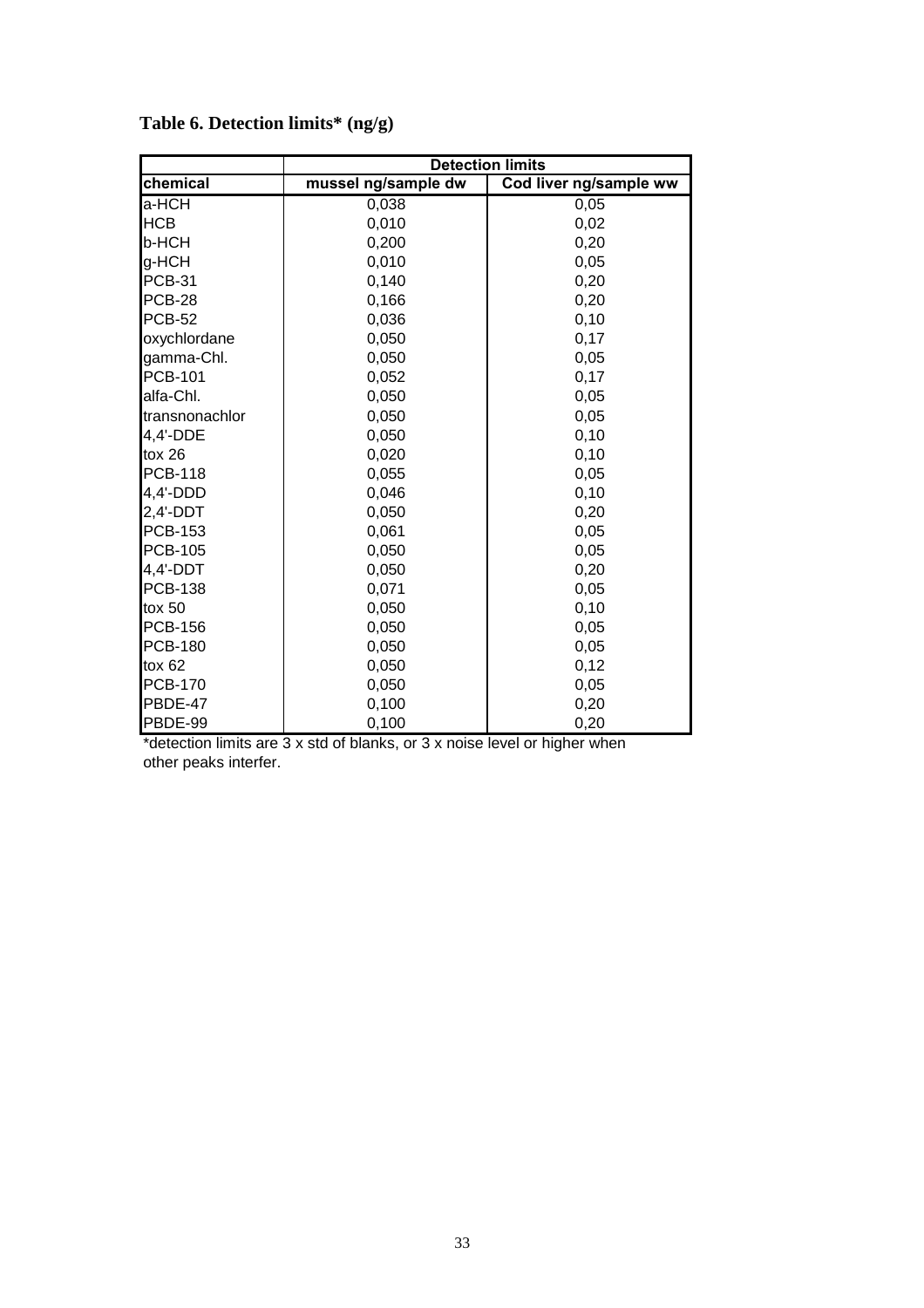**Table 6. Detection limits* (ng/g)**

| | Detection limits | |
|---|---|---|
| chemical | mussel ng/sample dw | Cod liver ng/sample ww |
| a-HCH | 0,038 | 0,05 |
| HCB | 0,010 | 0,02 |
| b-HCH | 0,200 | 0,20 |
| g-HCH | 0,010 | 0,05 |
| PCB-31 | 0,140 | 0,20 |
| PCB-28 | 0,166 | 0,20 |
| PCB-52 | 0,036 | 0,10 |
| oxychlordane | 0,050 | 0,17 |
| gamma-Chl. | 0,050 | 0,05 |
| PCB-101 | 0,052 | 0,17 |
| alfa-Chl. | 0,050 | 0,05 |
| transnonachlor | 0,050 | 0,05 |
| 4,4'-DDE | 0,050 | 0,10 |
| tox 26 | 0,020 | 0,10 |
| PCB-118 | 0,055 | 0,05 |
| 4,4'-DDD | 0,046 | 0,10 |
| 2,4'-DDT | 0,050 | 0,20 |
| PCB-153 | 0,061 | 0,05 |
| PCB-105 | 0,050 | 0,05 |
| 4,4'-DDT | 0,050 | 0,20 |
| PCB-138 | 0,071 | 0,05 |
| tox 50 | 0,050 | 0,10 |
| PCB-156 | 0,050 | 0,05 |
| PCB-180 | 0,050 | 0,05 |
| tox 62 | 0,050 | 0,12 |
| PCB-170 | 0,050 | 0,05 |
| PBDE-47 | 0,100 | 0,20 |
| PBDE-99 | 0,100 | 0,20 |

*detection limits are 3 x std of blanks, or 3 x noise level or higher when other peaks interfer.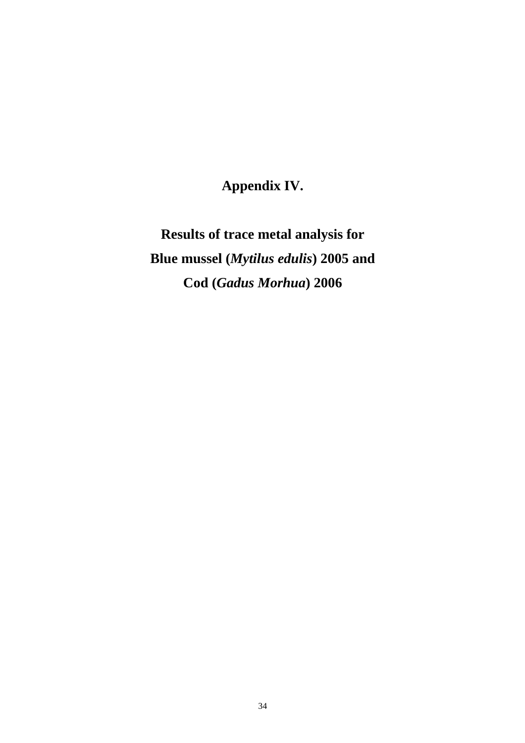# Appendix IV.

# Results of trace metal analysis for Blue mussel (*Mytilus edulis*) 2005 and Cod (*Gadus Morhua*) 2006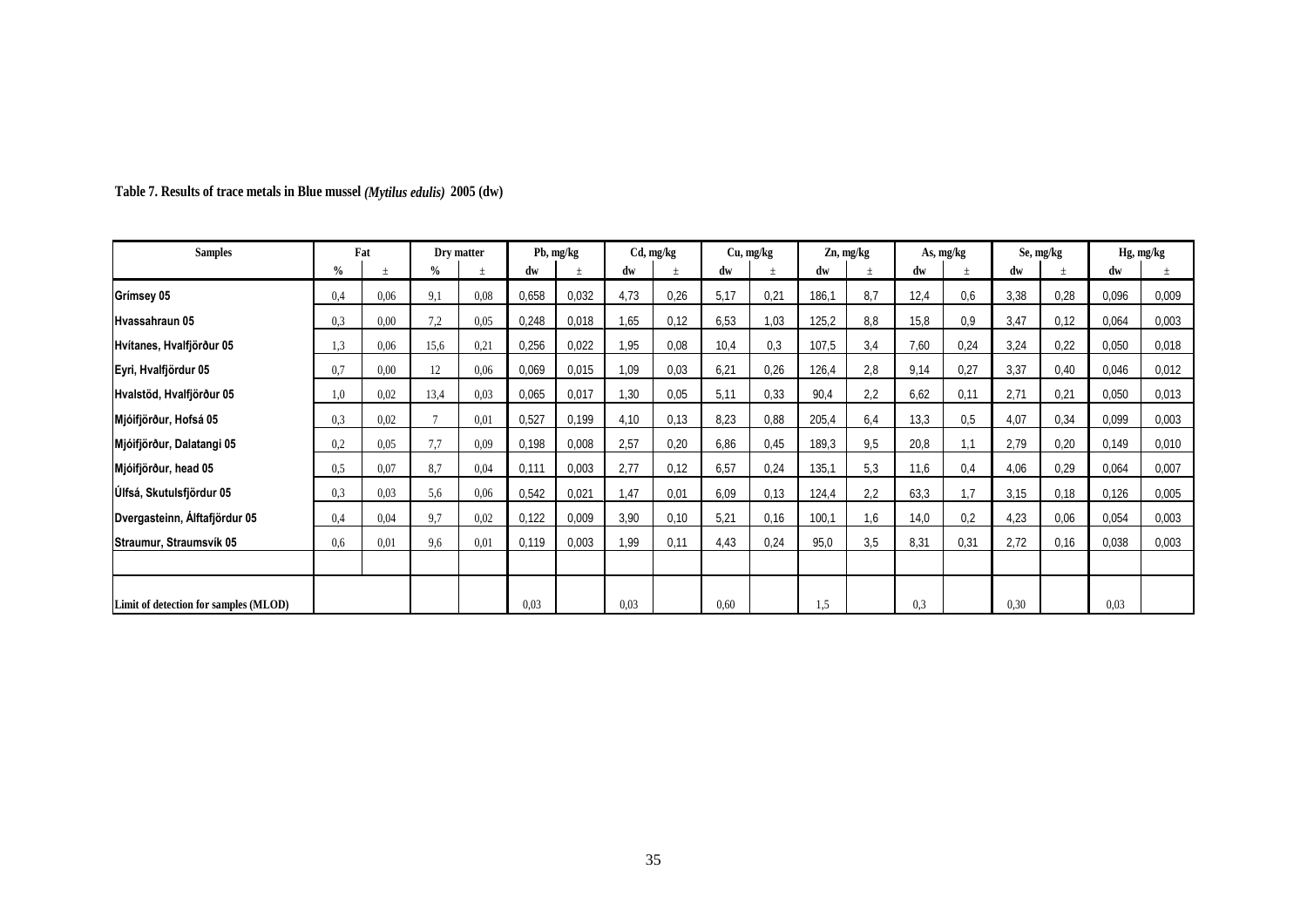**Table 7. Results of trace metals in Blue mussel *(Mytilus edulis)* 2005 (dw)**

| Samples | Fat | | Dry matter | | Pb, mg/kg | | Cd, mg/kg | | Cu, mg/kg | | Zn, mg/kg | | As, mg/kg | | Se, mg/kg | | Hg, mg/kg | |
|---|---|---|---|---|---|---|---|---|---|---|---|---|---|---|---|---|---|---|
| | % | ± | % | ± | dw | ± | dw | ± | dw | ± | dw | ± | dw | ± | dw | ± | dw | ± |
| Grímsey 05 | 0,4 | 0,06 | 9,1 | 0,08 | 0,658 | 0,032 | 4,73 | 0,26 | 5,17 | 0,21 | 186,1 | 8,7 | 12,4 | 0,6 | 3,38 | 0,28 | 0,096 | 0,009 |
| Hvassahraun 05 | 0,3 | 0,00 | 7,2 | 0,05 | 0,248 | 0,018 | 1,65 | 0,12 | 6,53 | 1,03 | 125,2 | 8,8 | 15,8 | 0,9 | 3,47 | 0,12 | 0,064 | 0,003 |
| Hvítanes, Hvalfjörður 05 | 1,3 | 0,06 | 15,6 | 0,21 | 0,256 | 0,022 | 1,95 | 0,08 | 10,4 | 0,3 | 107,5 | 3,4 | 7,60 | 0,24 | 3,24 | 0,22 | 0,050 | 0,018 |
| Eyri, Hvalfjördur 05 | 0,7 | 0,00 | 12 | 0,06 | 0,069 | 0,015 | 1,09 | 0,03 | 6,21 | 0,26 | 126,4 | 2,8 | 9,14 | 0,27 | 3,37 | 0,40 | 0,046 | 0,012 |
| Hvalstöd, Hvalfjörður 05 | 1,0 | 0,02 | 13,4 | 0,03 | 0,065 | 0,017 | 1,30 | 0,05 | 5,11 | 0,33 | 90,4 | 2,2 | 6,62 | 0,11 | 2,71 | 0,21 | 0,050 | 0,013 |
| Mjóifjörður, Hofsá 05 | 0,3 | 0,02 | 7 | 0,01 | 0,527 | 0,199 | 4,10 | 0,13 | 8,23 | 0,88 | 205,4 | 6,4 | 13,3 | 0,5 | 4,07 | 0,34 | 0,099 | 0,003 |
| Mjóifjörður, Dalatangi 05 | 0,2 | 0,05 | 7,7 | 0,09 | 0,198 | 0,008 | 2,57 | 0,20 | 6,86 | 0,45 | 189,3 | 9,5 | 20,8 | 1,1 | 2,79 | 0,20 | 0,149 | 0,010 |
| Mjóifjörður, head 05 | 0,5 | 0,07 | 8,7 | 0,04 | 0,111 | 0,003 | 2,77 | 0,12 | 6,57 | 0,24 | 135,1 | 5,3 | 11,6 | 0,4 | 4,06 | 0,29 | 0,064 | 0,007 |
| Úlfsá, Skutulsfjördur 05 | 0,3 | 0,03 | 5,6 | 0,06 | 0,542 | 0,021 | 1,47 | 0,01 | 6,09 | 0,13 | 124,4 | 2,2 | 63,3 | 1,7 | 3,15 | 0,18 | 0,126 | 0,005 |
| Dvergasteinn, Álftafjördur 05 | 0,4 | 0,04 | 9,7 | 0,02 | 0,122 | 0,009 | 3,90 | 0,10 | 5,21 | 0,16 | 100,1 | 1,6 | 14,0 | 0,2 | 4,23 | 0,06 | 0,054 | 0,003 |
| Straumur, Straumsvík 05 | 0,6 | 0,01 | 9,6 | 0,01 | 0,119 | 0,003 | 1,99 | 0,11 | 4,43 | 0,24 | 95,0 | 3,5 | 8,31 | 0,31 | 2,72 | 0,16 | 0,038 | 0,003 |
| | | | | | | | | | | | | | | | | | | |
| Limit of detection for samples (MLOD) | | | | | 0,03 | | 0,03 | | 0,60 | | 1,5 | | 0,3 | | 0,30 | | 0,03 | |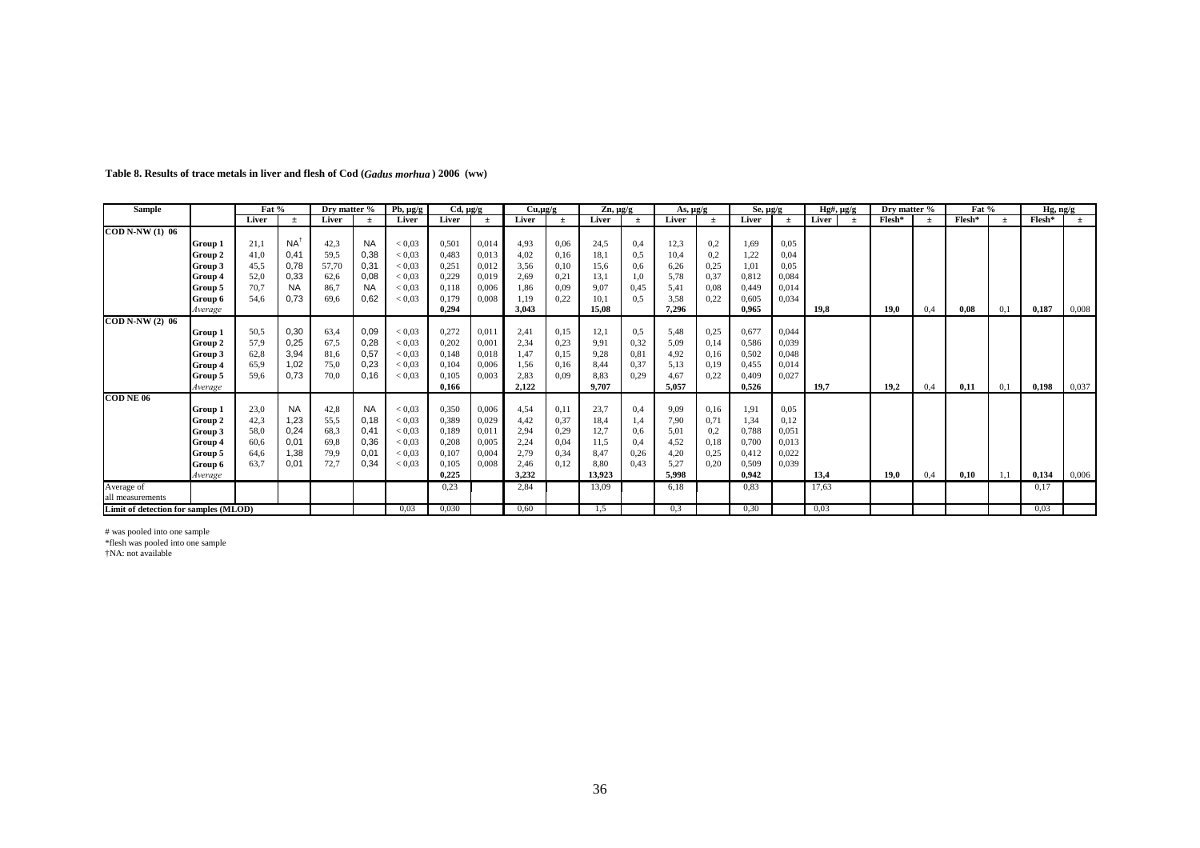**Table 8. Results of trace metals in liver and flesh of Cod (*Gadus morhua*) 2006 (ww)**

| Sample | | Fat % | | Dry matter % | | Pb, µg/g | Cd, µg/g | | Cu,µg/g | | Zn, µg/g | | As, µg/g | | Se, µg/g | | Hg#, µg/g | | Dry matter % | | Fat % | | Hg, ng/g | |
|---|---|---|---|---|---|---|---|---|---|---|---|---|---|---|---|---|---|---|---|---|---|---|---|---|
| | | Liver | ± | Liver | ± | Liver | Liver | ± | Liver | ± | Liver | ± | Liver | ± | Liver | ± | Liver | ± | Flesh* | ± | Flesh* | ± | Flesh* | ± |
| **COD N-NW (1) 06** | | | | | | | | | | | | | | | | | | | | | | | | |
| | **Group 1** | 21,1 | NA[†] | 42,3 | NA | < 0,03 | 0,501 | 0,014 | 4,93 | 0,06 | 24,5 | 0,4 | 12,3 | 0,2 | 1,69 | 0,05 | | | | | | | | |
| | **Group 2** | 41,0 | 0,41 | 59,5 | 0,38 | < 0,03 | 0,483 | 0,013 | 4,02 | 0,16 | 18,1 | 0,5 | 10,4 | 0,2 | 1,22 | 0,04 | | | | | | | | |
| | **Group 3** | 45,5 | 0,78 | 57,70 | 0,31 | < 0,03 | 0,251 | 0,012 | 3,56 | 0,10 | 15,6 | 0,6 | 6,26 | 0,25 | 1,01 | 0,05 | | | | | | | | |
| | **Group 4** | 52,0 | 0,33 | 62,6 | 0,08 | < 0,03 | 0,229 | 0,019 | 2,69 | 0,21 | 13,1 | 1,0 | 5,78 | 0,37 | 0,812 | 0,084 | | | | | | | | |
| | **Group 5** | 70,7 | NA | 86,7 | NA | < 0,03 | 0,118 | 0,006 | 1,86 | 0,09 | 9,07 | 0,45 | 5,41 | 0,08 | 0,449 | 0,014 | | | | | | | | |
| | **Group 6** | 54,6 | 0,73 | 69,6 | 0,62 | < 0,03 | 0,179 | 0,008 | 1,19 | 0,22 | 10,1 | 0,5 | 3,58 | 0,22 | 0,605 | 0,034 | | | | | | | | |
| | *Average* | | | | | | **0,294** | | **3,043** | | **15,08** | | **7,296** | | **0,965** | | **19,8** | | **19,0** | 0,4 | **0,08** | 0,1 | **0,187** | 0,008 |
| **COD N-NW (2) 06** | | | | | | | | | | | | | | | | | | | | | | | | |
| | **Group 1** | 50,5 | 0,30 | 63,4 | 0,09 | < 0,03 | 0,272 | 0,011 | 2,41 | 0,15 | 12,1 | 0,5 | 5,48 | 0,25 | 0,677 | 0,044 | | | | | | | | |
| | **Group 2** | 57,9 | 0,25 | 67,5 | 0,28 | < 0,03 | 0,202 | 0,001 | 2,34 | 0,23 | 9,91 | 0,32 | 5,09 | 0,14 | 0,586 | 0,039 | | | | | | | | |
| | **Group 3** | 62,8 | 3,94 | 81,6 | 0,57 | < 0,03 | 0,148 | 0,018 | 1,47 | 0,15 | 9,28 | 0,81 | 4,92 | 0,16 | 0,502 | 0,048 | | | | | | | | |
| | **Group 4** | 65,9 | 1,02 | 75,0 | 0,23 | < 0,03 | 0,104 | 0,006 | 1,56 | 0,16 | 8,44 | 0,37 | 5,13 | 0,19 | 0,455 | 0,014 | | | | | | | | |
| | **Group 5** | 59,6 | 0,73 | 70,0 | 0,16 | < 0,03 | 0,105 | 0,003 | 2,83 | 0,09 | 8,83 | 0,29 | 4,67 | 0,22 | 0,409 | 0,027 | | | | | | | | |
| | *Average* | | | | | | **0,166** | | **2,122** | | **9,707** | | **5,057** | | **0,526** | | **19,7** | | **19,2** | 0,4 | **0,11** | 0,1 | **0,198** | 0,037 |
| **COD NE 06** | | | | | | | | | | | | | | | | | | | | | | | | |
| | **Group 1** | 23,0 | NA | 42,8 | NA | < 0,03 | 0,350 | 0,006 | 4,54 | 0,11 | 23,7 | 0,4 | 9,09 | 0,16 | 1,91 | 0,05 | | | | | | | | |
| | **Group 2** | 42,3 | 1,23 | 55,5 | 0,18 | < 0,03 | 0,389 | 0,029 | 4,42 | 0,37 | 18,4 | 1,4 | 7,90 | 0,71 | 1,34 | 0,12 | | | | | | | | |
| | **Group 3** | 58,0 | 0,24 | 68,3 | 0,41 | < 0,03 | 0,189 | 0,011 | 2,94 | 0,29 | 12,7 | 0,6 | 5,01 | 0,2 | 0,788 | 0,051 | | | | | | | | |
| | **Group 4** | 60,6 | 0,01 | 69,8 | 0,36 | < 0,03 | 0,208 | 0,005 | 2,24 | 0,04 | 11,5 | 0,4 | 4,52 | 0,18 | 0,700 | 0,013 | | | | | | | | |
| | **Group 5** | 64,6 | 1,38 | 79,9 | 0,01 | < 0,03 | 0,107 | 0,004 | 2,79 | 0,34 | 8,47 | 0,26 | 4,20 | 0,25 | 0,412 | 0,022 | | | | | | | | |
| | **Group 6** | 63,7 | 0,01 | 72,7 | 0,34 | < 0,03 | 0,105 | 0,008 | 2,46 | 0,12 | 8,80 | 0,43 | 5,27 | 0,20 | 0,509 | 0,039 | | | | | | | | |
| | *Average* | | | | | | **0,225** | | **3,232** | | **13,923** | | **5,998** | | **0,942** | | **13,4** | | **19,0** | 0,4 | **0,10** | 1,1 | **0,134** | 0,006 |
| Average of all measurements | | | | | | | 0,23 | | 2,84 | | 13,09 | | 6,18 | | 0,83 | | 17,63 | | | | | | 0,17 | |
| **Limit of detection for samples (MLOD)** | | | | | | 0,03 | 0,030 | | 0,60 | | 1,5 | | 0,3 | | 0,30 | | 0,03 | | | | | | 0,03 | |

# was pooled into one sample

*flesh was pooled into one sample

†NA: not available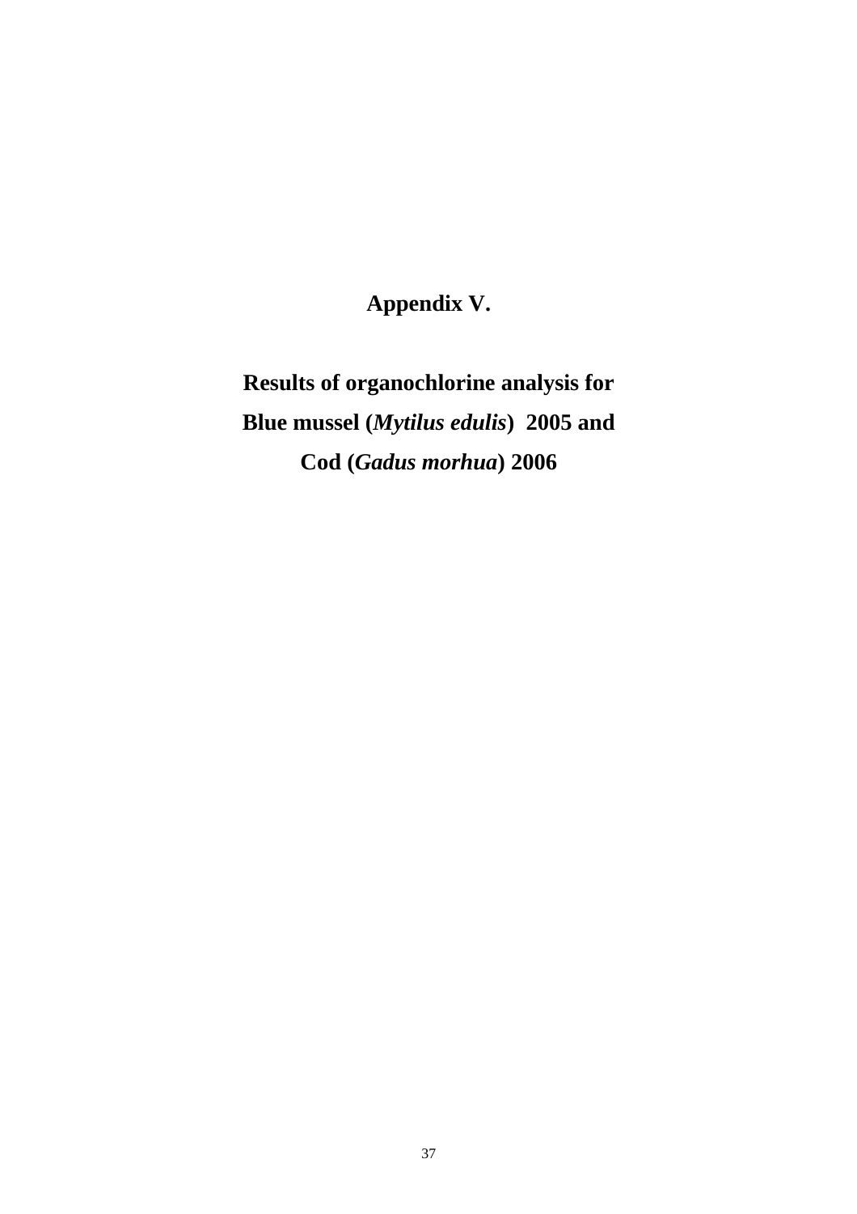# Appendix V.

## Results of organochlorine analysis for Blue mussel (*Mytilus edulis*) 2005 and Cod (*Gadus morhua*) 2006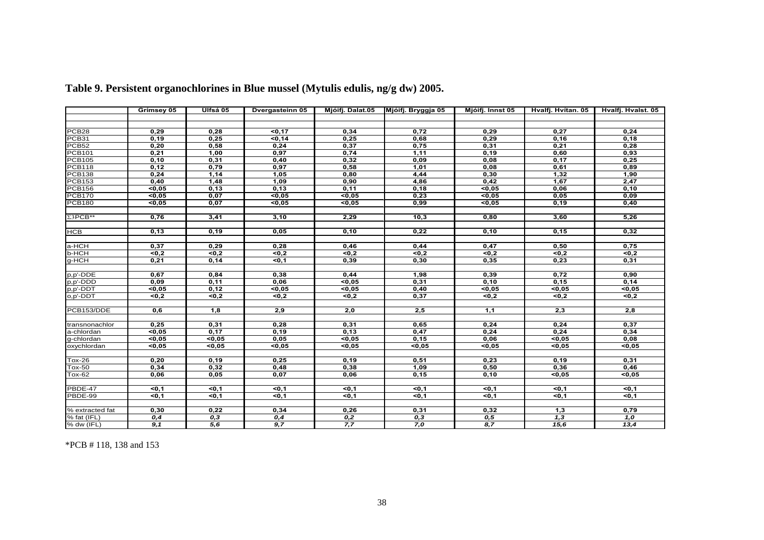**Table 9. Persistent organochlorines in Blue mussel (Mytulis edulis, ng/g dw) 2005.**

| | Grímsey 05 | Úlfsá 05 | Dvergasteinn 05 | Mjóifj. Dalat.05 | Mjóifj. Bryggja 05 | Mjóifj. Innst 05 | Hvalfj. Hvítan. 05 | Hvalfj. Hvalst. 05 |
|---|---|---|---|---|---|---|---|---|
| | | | | | | | | |
| | | | | | | | | |
| PCB28 | 0,29 | 0,28 | <0,17 | 0,34 | 0,72 | 0,29 | 0,27 | 0,24 |
| PCB31 | 0,19 | 0,25 | <0,14 | 0,25 | 0,68 | 0,29 | 0,16 | 0,18 |
| PCB52 | 0,20 | 0,58 | 0,24 | 0,37 | 0,75 | 0,31 | 0,21 | 0,28 |
| PCB101 | 0,21 | 1,00 | 0,97 | 0,74 | 1,11 | 0,19 | 0,60 | 0,93 |
| PCB105 | 0,10 | 0,31 | 0,40 | 0,32 | 0,09 | 0,08 | 0,17 | 0,25 |
| PCB118 | 0,12 | 0,79 | 0,97 | 0,58 | 1,01 | 0,08 | 0,61 | 0,89 |
| PCB138 | 0,24 | 1,14 | 1,05 | 0,80 | 4,44 | 0,30 | 1,32 | 1,90 |
| PCB153 | 0,40 | 1,48 | 1,09 | 0,90 | 4,86 | 0,42 | 1,67 | 2,47 |
| PCB156 | <0,05 | 0,13 | 0,13 | 0,11 | 0,18 | <0,05 | 0,06 | 0,10 |
| PCB170 | <0,05 | 0,07 | <0,05 | <0,05 | 0,23 | <0,05 | 0,05 | 0,09 |
| PCB180 | <0,05 | 0,07 | <0,05 | <0,05 | 0,99 | <0,05 | 0,19 | 0,40 |
| | | | | | | | | |
| Σ3PCB** | 0,76 | 3,41 | 3,10 | 2,29 | 10,3 | 0,80 | 3,60 | 5,26 |
| | | | | | | | | |
| HCB | 0,13 | 0,19 | 0,05 | 0,10 | 0,22 | 0,10 | 0,15 | 0,32 |
| | | | | | | | | |
| a-HCH | 0,37 | 0,29 | 0,28 | 0,46 | 0,44 | 0,47 | 0,50 | 0,75 |
| b-HCH | <0,2 | <0,2 | <0,2 | <0,2 | <0,2 | <0,2 | <0,2 | <0,2 |
| g-HCH | 0,21 | 0,14 | <0,1 | 0,39 | 0,30 | 0,35 | 0,23 | 0,31 |
| | | | | | | | | |
| p,p'-DDE | 0,67 | 0,84 | 0,38 | 0,44 | 1,98 | 0,39 | 0,72 | 0,90 |
| p,p'-DDD | 0,09 | 0,11 | 0,06 | <0,05 | 0,31 | 0,10 | 0,15 | 0,14 |
| p,p'-DDT | <0,05 | 0,12 | <0,05 | <0,05 | 0,40 | <0,05 | <0,05 | <0,05 |
| o,p'-DDT | <0,2 | <0,2 | <0,2 | <0,2 | 0,37 | <0,2 | <0,2 | <0,2 |
| | | | | | | | | |
| PCB153/DDE | 0,6 | 1,8 | 2,9 | 2,0 | 2,5 | 1,1 | 2,3 | 2,8 |
| | | | | | | | | |
| transnonachlor | 0,25 | 0,31 | 0,28 | 0,31 | 0,65 | 0,24 | 0,24 | 0,37 |
| a-chlordan | <0,05 | 0,17 | 0,19 | 0,13 | 0,47 | 0,24 | 0,24 | 0,34 |
| g-chlordan | <0,05 | <0,05 | 0,05 | <0,05 | 0,15 | 0,06 | <0,05 | 0,08 |
| oxychlordan | <0,05 | <0,05 | <0,05 | <0,05 | <0,05 | <0,05 | <0,05 | <0,05 |
| | | | | | | | | |
| Tox-26 | 0,20 | 0,19 | 0,25 | 0,19 | 0,51 | 0,23 | 0,19 | 0,31 |
| Tox-50 | 0,34 | 0,32 | 0,48 | 0,38 | 1,09 | 0,50 | 0,36 | 0,46 |
| Tox-62 | 0,06 | 0,05 | 0,07 | 0,06 | 0,15 | 0,10 | <0,05 | <0,05 |
| | | | | | | | | |
| PBDE-47 | <0,1 | <0,1 | <0,1 | <0,1 | <0,1 | <0,1 | <0,1 | <0,1 |
| PBDE-99 | <0,1 | <0,1 | <0,1 | <0,1 | <0,1 | <0,1 | <0,1 | <0,1 |
| | | | | | | | | |
| % extracted fat | 0,30 | 0,22 | 0,34 | 0,26 | 0,31 | 0,32 | 1,3 | 0,79 |
| % fat (IFL) | *0,4* | *0,3* | *0,4* | *0,2* | *0,3* | *0,5* | *1,3* | *1,0* |
| % dw (IFL) | *9,1* | *5,6* | *9,7* | *7,7* | *7,0* | *8,7* | *15,6* | *13,4* |

*PCB # 118, 138 and 153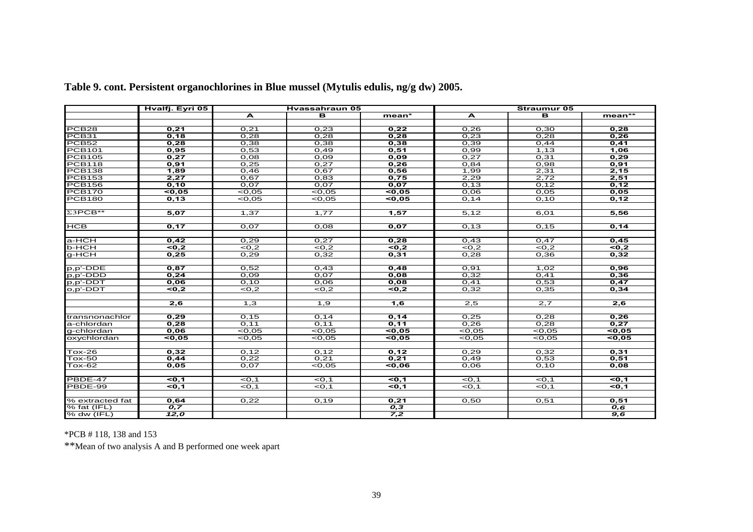**Table 9. cont. Persistent organochlorines in Blue mussel (Mytulis edulis, ng/g dw) 2005.**

| | Hvalfj. Eyri 05 | Hvassahraun 05 | | | Straumur 05 | | |
|---|---|---|---|---|---|---|---|
| | | A | B | mean* | A | B | mean** |
| PCB28 | **0,21** | 0,21 | 0,23 | **0,22** | 0,26 | 0,30 | **0,28** |
| PCB31 | **0,18** | 0,28 | 0,28 | **0,28** | 0,23 | 0,28 | **0,26** |
| PCB52 | **0,28** | 0,38 | 0,38 | **0,38** | 0,39 | 0,44 | **0,41** |
| PCB101 | **0,95** | 0,53 | 0,49 | **0,51** | 0,99 | 1,13 | **1,06** |
| PCB105 | **0,27** | 0,08 | 0,09 | **0,09** | 0,27 | 0,31 | **0,29** |
| PCB118 | **0,91** | 0,25 | 0,27 | **0,26** | 0,84 | 0,98 | **0,91** |
| PCB138 | **1,89** | 0,46 | 0,67 | **0,56** | 1,99 | 2,31 | **2,15** |
| PCB153 | **2,27** | 0,67 | 0,83 | **0,75** | 2,29 | 2,72 | **2,51** |
| PCB156 | **0,10** | 0,07 | 0,07 | **0,07** | 0,13 | 0,12 | **0,12** |
| PCB170 | **<0,05** | <0,05 | <0,05 | **<0,05** | 0,06 | 0,05 | **0,05** |
| PCB180 | **0,13** | <0,05 | <0,05 | **<0,05** | 0,14 | 0,10 | **0,12** |
| Σ3PCB** | **5,07** | 1,37 | 1,77 | **1,57** | 5,12 | 6,01 | **5,56** |
| HCB | **0,17** | 0,07 | 0,08 | **0,07** | 0,13 | 0,15 | **0,14** |
| a-HCH | **0,42** | 0,29 | 0,27 | **0,28** | 0,43 | 0,47 | **0,45** |
| b-HCH | **<0,2** | <0,2 | <0,2 | **<0,2** | <0,2 | <0,2 | **<0,2** |
| g-HCH | **0,25** | 0,29 | 0,32 | **0,31** | 0,28 | 0,36 | **0,32** |
| p,p'-DDE | **0,87** | 0,52 | 0,43 | **0,48** | 0,91 | 1,02 | **0,96** |
| p,p'-DDD | **0,24** | 0,09 | 0,07 | **0,08** | 0,32 | 0,41 | **0,36** |
| p,p'-DDT | **0,06** | 0,10 | 0,06 | **0,08** | 0,41 | 0,53 | **0,47** |
| o,p'-DDT | **<0,2** | <0,2 | <0,2 | **<0,2** | 0,32 | 0,35 | **0,34** |
| | **2,6** | 1,3 | 1,9 | **1,6** | 2,5 | 2,7 | **2,6** |
| transnonachlor | **0,29** | 0,15 | 0,14 | **0,14** | 0,25 | 0,28 | **0,26** |
| a-chlordan | **0,28** | 0,11 | 0,11 | **0,11** | 0,26 | 0,28 | **0,27** |
| g-chlordan | **0,06** | <0,05 | <0,05 | **<0,05** | <0,05 | <0,05 | **<0,05** |
| oxychlordan | **<0,05** | <0,05 | <0,05 | **<0,05** | <0,05 | <0,05 | **<0,05** |
| Tox-26 | **0,32** | 0,12 | 0,12 | **0,12** | 0,29 | 0,32 | **0,31** |
| Tox-50 | **0,44** | 0,22 | 0,21 | **0,21** | 0,49 | 0,53 | **0,51** |
| Tox-62 | **0,05** | 0,07 | <0,05 | **<0,06** | 0,06 | 0,10 | **0,08** |
| PBDE-47 | **<0,1** | <0,1 | <0,1 | **<0,1** | <0,1 | <0,1 | **<0,1** |
| PBDE-99 | **<0,1** | <0,1 | <0,1 | **<0,1** | <0,1 | <0,1 | **<0,1** |
| % extracted fat | **0,64** | 0,22 | 0,19 | **0,21** | 0,50 | 0,51 | **0,51** |
| % fat (IFL) | ***0,7*** | | | ***0,3*** | | | ***0,6*** |
| % dw (IFL) | ***12,0*** | | | ***7,2*** | | | ***9,6*** |

*PCB # 118, 138 and 153

**Mean of two analysis A and B performed one week apart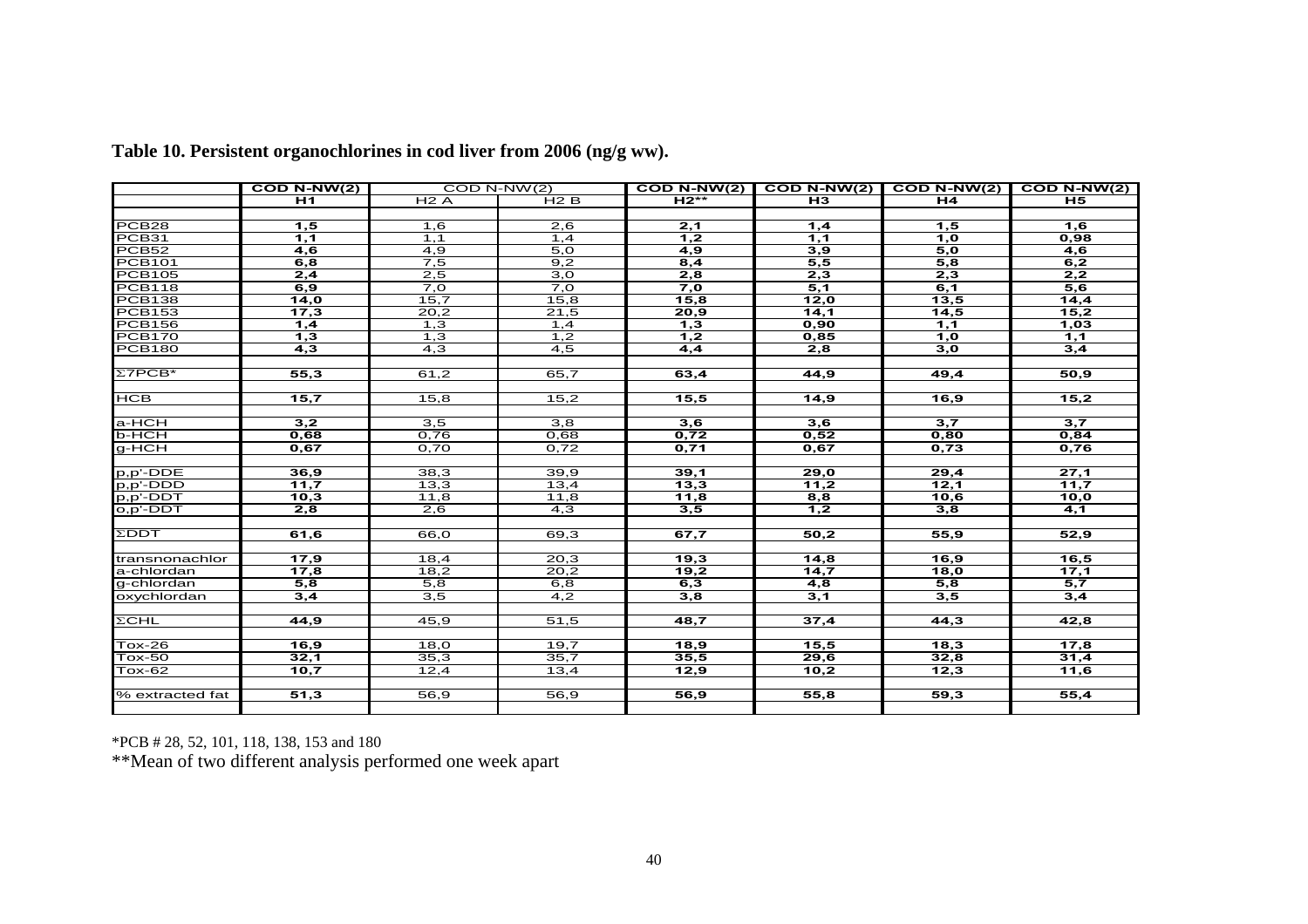**Table 10. Persistent organochlorines in cod liver from 2006 (ng/g ww).**

| | COD N-NW(2) | COD N-NW(2) | | COD N-NW(2) | COD N-NW(2) | COD N-NW(2) | COD N-NW(2) |
|---|---|---|---|---|---|---|---|
| | H1 | H2 A | H2 B | H2** | H3 | H4 | H5 |
| PCB28 | 1,5 | 1,6 | 2,6 | 2,1 | 1,4 | 1,5 | 1,6 |
| PCB31 | 1,1 | 1,1 | 1,4 | 1,2 | 1,1 | 1,0 | 0,98 |
| PCB52 | 4,6 | 4,9 | 5,0 | 4,9 | 3,9 | 5,0 | 4,6 |
| PCB101 | 6,8 | 7,5 | 9,2 | 8,4 | 5,5 | 5,8 | 6,2 |
| PCB105 | 2,4 | 2,5 | 3,0 | 2,8 | 2,3 | 2,3 | 2,2 |
| PCB118 | 6,9 | 7,0 | 7,0 | 7,0 | 5,1 | 6,1 | 5,6 |
| PCB138 | 14,0 | 15,7 | 15,8 | 15,8 | 12,0 | 13,5 | 14,4 |
| PCB153 | 17,3 | 20,2 | 21,5 | 20,9 | 14,1 | 14,5 | 15,2 |
| PCB156 | 1,4 | 1,3 | 1,4 | 1,3 | 0,90 | 1,1 | 1,03 |
| PCB170 | 1,3 | 1,3 | 1,2 | 1,2 | 0,85 | 1,0 | 1,1 |
| PCB180 | 4,3 | 4,3 | 4,5 | 4,4 | 2,8 | 3,0 | 3,4 |
| Σ7PCB* | 55,3 | 61,2 | 65,7 | 63,4 | 44,9 | 49,4 | 50,9 |
| HCB | 15,7 | 15,8 | 15,2 | 15,5 | 14,9 | 16,9 | 15,2 |
| a-HCH | 3,2 | 3,5 | 3,8 | 3,6 | 3,6 | 3,7 | 3,7 |
| b-HCH | 0,68 | 0,76 | 0,68 | 0,72 | 0,52 | 0,80 | 0,84 |
| g-HCH | 0,67 | 0,70 | 0,72 | 0,71 | 0,67 | 0,73 | 0,76 |
| p,p'-DDE | 36,9 | 38,3 | 39,9 | 39,1 | 29,0 | 29,4 | 27,1 |
| p,p'-DDD | 11,7 | 13,3 | 13,4 | 13,3 | 11,2 | 12,1 | 11,7 |
| p,p'-DDT | 10,3 | 11,8 | 11,8 | 11,8 | 8,8 | 10,6 | 10,0 |
| o,p'-DDT | 2,8 | 2,6 | 4,3 | 3,5 | 1,2 | 3,8 | 4,1 |
| ΣDDT | 61,6 | 66,0 | 69,3 | 67,7 | 50,2 | 55,9 | 52,9 |
| transnonachlor | 17,9 | 18,4 | 20,3 | 19,3 | 14,8 | 16,9 | 16,5 |
| a-chlordan | 17,8 | 18,2 | 20,2 | 19,2 | 14,7 | 18,0 | 17,1 |
| g-chlordan | 5,8 | 5,8 | 6,8 | 6,3 | 4,8 | 5,8 | 5,7 |
| oxychlordan | 3,4 | 3,5 | 4,2 | 3,8 | 3,1 | 3,5 | 3,4 |
| ΣCHL | 44,9 | 45,9 | 51,5 | 48,7 | 37,4 | 44,3 | 42,8 |
| Tox-26 | 16,9 | 18,0 | 19,7 | 18,9 | 15,5 | 18,3 | 17,8 |
| Tox-50 | 32,1 | 35,3 | 35,7 | 35,5 | 29,6 | 32,8 | 31,4 |
| Tox-62 | 10,7 | 12,4 | 13,4 | 12,9 | 10,2 | 12,3 | 11,6 |
| % extracted fat | 51,3 | 56,9 | 56,9 | 56,9 | 55,8 | 59,3 | 55,4 |

*PCB # 28, 52, 101, 118, 138, 153 and 180

**Mean of two different analysis performed one week apart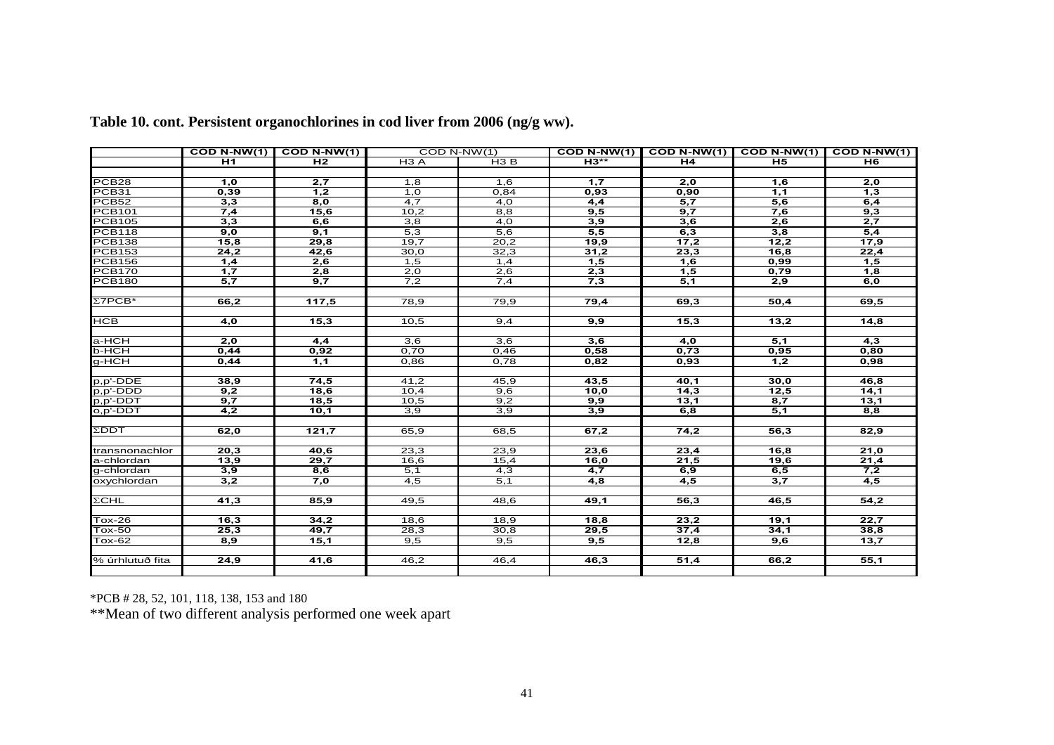**Table 10. cont. Persistent organochlorines in cod liver from 2006 (ng/g ww).**

| | COD N-NW(1) | COD N-NW(1) | COD N-NW(1) | | COD N-NW(1) | COD N-NW(1) | COD N-NW(1) | COD N-NW(1) |
|---|---|---|---|---|---|---|---|---|
| | H1 | H2 | H3 A | H3 B | H3** | H4 | H5 | H6 |
| PCB28 | 1,0 | 2,7 | 1,8 | 1,6 | 1,7 | 2,0 | 1,6 | 2,0 |
| PCB31 | 0,39 | 1,2 | 1,0 | 0,84 | 0,93 | 0,90 | 1,1 | 1,3 |
| PCB52 | 3,3 | 8,0 | 4,7 | 4,0 | 4,4 | 5,7 | 5,6 | 6,4 |
| PCB101 | 7,4 | 15,6 | 10,2 | 8,8 | 9,5 | 9,7 | 7,6 | 9,3 |
| PCB105 | 3,3 | 6,6 | 3,8 | 4,0 | 3,9 | 3,6 | 2,6 | 2,7 |
| PCB118 | 9,0 | 9,1 | 5,3 | 5,6 | 5,5 | 6,3 | 3,8 | 5,4 |
| PCB138 | 15,8 | 29,8 | 19,7 | 20,2 | 19,9 | 17,2 | 12,2 | 17,9 |
| PCB153 | 24,2 | 42,6 | 30,0 | 32,3 | 31,2 | 23,3 | 16,8 | 22,4 |
| PCB156 | 1,4 | 2,6 | 1,5 | 1,4 | 1,5 | 1,6 | 0,99 | 1,5 |
| PCB170 | 1,7 | 2,8 | 2,0 | 2,6 | 2,3 | 1,5 | 0,79 | 1,8 |
| PCB180 | 5,7 | 9,7 | 7,2 | 7,4 | 7,3 | 5,1 | 2,9 | 6,0 |
| Σ7PCB* | 66,2 | 117,5 | 78,9 | 79,9 | 79,4 | 69,3 | 50,4 | 69,5 |
| HCB | 4,0 | 15,3 | 10,5 | 9,4 | 9,9 | 15,3 | 13,2 | 14,8 |
| a-HCH | 2,0 | 4,4 | 3,6 | 3,6 | 3,6 | 4,0 | 5,1 | 4,3 |
| b-HCH | 0,44 | 0,92 | 0,70 | 0,46 | 0,58 | 0,73 | 0,95 | 0,80 |
| g-HCH | 0,44 | 1,1 | 0,86 | 0,78 | 0,82 | 0,93 | 1,2 | 0,98 |
| p,p'-DDE | 38,9 | 74,5 | 41,2 | 45,9 | 43,5 | 40,1 | 30,0 | 46,8 |
| p,p'-DDD | 9,2 | 18,6 | 10,4 | 9,6 | 10,0 | 14,3 | 12,5 | 14,1 |
| p,p'-DDT | 9,7 | 18,5 | 10,5 | 9,2 | 9,9 | 13,1 | 8,7 | 13,1 |
| o,p'-DDT | 4,2 | 10,1 | 3,9 | 3,9 | 3,9 | 6,8 | 5,1 | 8,8 |
| ΣDDT | 62,0 | 121,7 | 65,9 | 68,5 | 67,2 | 74,2 | 56,3 | 82,9 |
| transnonachlor | 20,3 | 40,6 | 23,3 | 23,9 | 23,6 | 23,4 | 16,8 | 21,0 |
| a-chlordan | 13,9 | 29,7 | 16,6 | 15,4 | 16,0 | 21,5 | 19,6 | 21,4 |
| g-chlordan | 3,9 | 8,6 | 5,1 | 4,3 | 4,7 | 6,9 | 6,5 | 7,2 |
| oxychlordan | 3,2 | 7,0 | 4,5 | 5,1 | 4,8 | 4,5 | 3,7 | 4,5 |
| ΣCHL | 41,3 | 85,9 | 49,5 | 48,6 | 49,1 | 56,3 | 46,5 | 54,2 |
| Tox-26 | 16,3 | 34,2 | 18,6 | 18,9 | 18,8 | 23,2 | 19,1 | 22,7 |
| Tox-50 | 25,3 | 49,7 | 28,3 | 30,8 | 29,5 | 37,4 | 34,1 | 38,8 |
| Tox-62 | 8,9 | 15,1 | 9,5 | 9,5 | 9,5 | 12,8 | 9,6 | 13,7 |
| % úrhlutuð fita | 24,9 | 41,6 | 46,2 | 46,4 | 46,3 | 51,4 | 66,2 | 55,1 |

*PCB # 28, 52, 101, 118, 138, 153 and 180

**Mean of two different analysis performed one week apart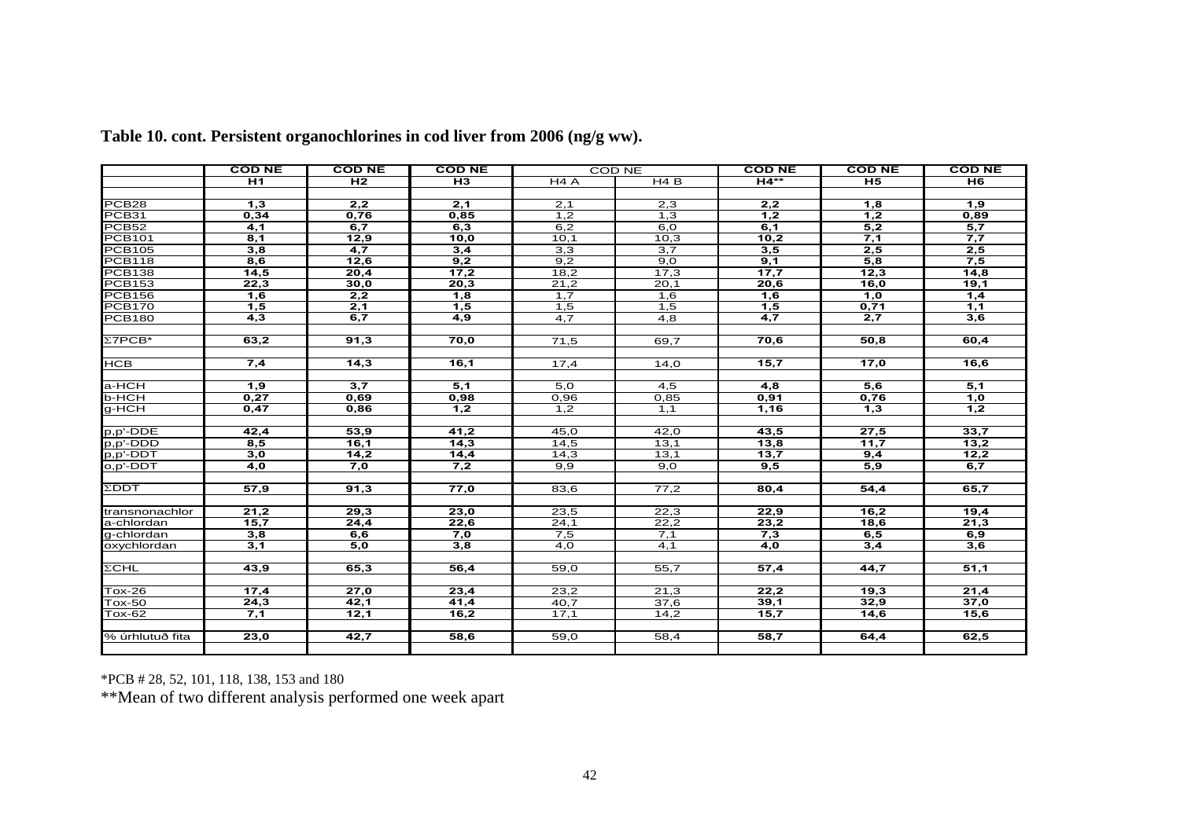**Table 10. cont. Persistent organochlorines in cod liver from 2006 (ng/g ww).**

| | COD NE | COD NE | COD NE | COD NE | | COD NE | COD NE | COD NE |
|---|---|---|---|---|---|---|---|---|
| | H1 | H2 | H3 | H4 A | H4 B | H4** | H5 | H6 |
| PCB28 | 1,3 | 2,2 | 2,1 | 2,1 | 2,3 | 2,2 | 1,8 | 1,9 |
| PCB31 | 0,34 | 0,76 | 0,85 | 1,2 | 1,3 | 1,2 | 1,2 | 0,89 |
| PCB52 | 4,1 | 6,7 | 6,3 | 6,2 | 6,0 | 6,1 | 5,2 | 5,7 |
| PCB101 | 8,1 | 12,9 | 10,0 | 10,1 | 10,3 | 10,2 | 7,1 | 7,7 |
| PCB105 | 3,8 | 4,7 | 3,4 | 3,3 | 3,7 | 3,5 | 2,5 | 2,5 |
| PCB118 | 8,6 | 12,6 | 9,2 | 9,2 | 9,0 | 9,1 | 5,8 | 7,5 |
| PCB138 | 14,5 | 20,4 | 17,2 | 18,2 | 17,3 | 17,7 | 12,3 | 14,8 |
| PCB153 | 22,3 | 30,0 | 20,3 | 21,2 | 20,1 | 20,6 | 16,0 | 19,1 |
| PCB156 | 1,6 | 2,2 | 1,8 | 1,7 | 1,6 | 1,6 | 1,0 | 1,4 |
| PCB170 | 1,5 | 2,1 | 1,5 | 1,5 | 1,5 | 1,5 | 0,71 | 1,1 |
| PCB180 | 4,3 | 6,7 | 4,9 | 4,7 | 4,8 | 4,7 | 2,7 | 3,6 |
| Σ7PCB* | 63,2 | 91,3 | 70,0 | 71,5 | 69,7 | 70,6 | 50,8 | 60,4 |
| HCB | 7,4 | 14,3 | 16,1 | 17,4 | 14,0 | 15,7 | 17,0 | 16,6 |
| a-HCH | 1,9 | 3,7 | 5,1 | 5,0 | 4,5 | 4,8 | 5,6 | 5,1 |
| b-HCH | 0,27 | 0,69 | 0,98 | 0,96 | 0,85 | 0,91 | 0,76 | 1,0 |
| g-HCH | 0,47 | 0,86 | 1,2 | 1,2 | 1,1 | 1,16 | 1,3 | 1,2 |
| p,p'-DDE | 42,4 | 53,9 | 41,2 | 45,0 | 42,0 | 43,5 | 27,5 | 33,7 |
| p,p'-DDD | 8,5 | 16,1 | 14,3 | 14,5 | 13,1 | 13,8 | 11,7 | 13,2 |
| p,p'-DDT | 3,0 | 14,2 | 14,4 | 14,3 | 13,1 | 13,7 | 9,4 | 12,2 |
| o,p'-DDT | 4,0 | 7,0 | 7,2 | 9,9 | 9,0 | 9,5 | 5,9 | 6,7 |
| ΣDDT | 57,9 | 91,3 | 77,0 | 83,6 | 77,2 | 80,4 | 54,4 | 65,7 |
| transnonachlor | 21,2 | 29,3 | 23,0 | 23,5 | 22,3 | 22,9 | 16,2 | 19,4 |
| a-chlordan | 15,7 | 24,4 | 22,6 | 24,1 | 22,2 | 23,2 | 18,6 | 21,3 |
| g-chlordan | 3,8 | 6,6 | 7,0 | 7,5 | 7,1 | 7,3 | 6,5 | 6,9 |
| oxychlordan | 3,1 | 5,0 | 3,8 | 4,0 | 4,1 | 4,0 | 3,4 | 3,6 |
| ΣCHL | 43,9 | 65,3 | 56,4 | 59,0 | 55,7 | 57,4 | 44,7 | 51,1 |
| Tox-26 | 17,4 | 27,0 | 23,4 | 23,2 | 21,3 | 22,2 | 19,3 | 21,4 |
| Tox-50 | 24,3 | 42,1 | 41,4 | 40,7 | 37,6 | 39,1 | 32,9 | 37,0 |
| Tox-62 | 7,1 | 12,1 | 16,2 | 17,1 | 14,2 | 15,7 | 14,6 | 15,6 |
| % úrhlutuð fita | 23,0 | 42,7 | 58,6 | 59,0 | 58,4 | 58,7 | 64,4 | 62,5 |

*PCB # 28, 52, 101, 118, 138, 153 and 180

**Mean of two different analysis performed one week apart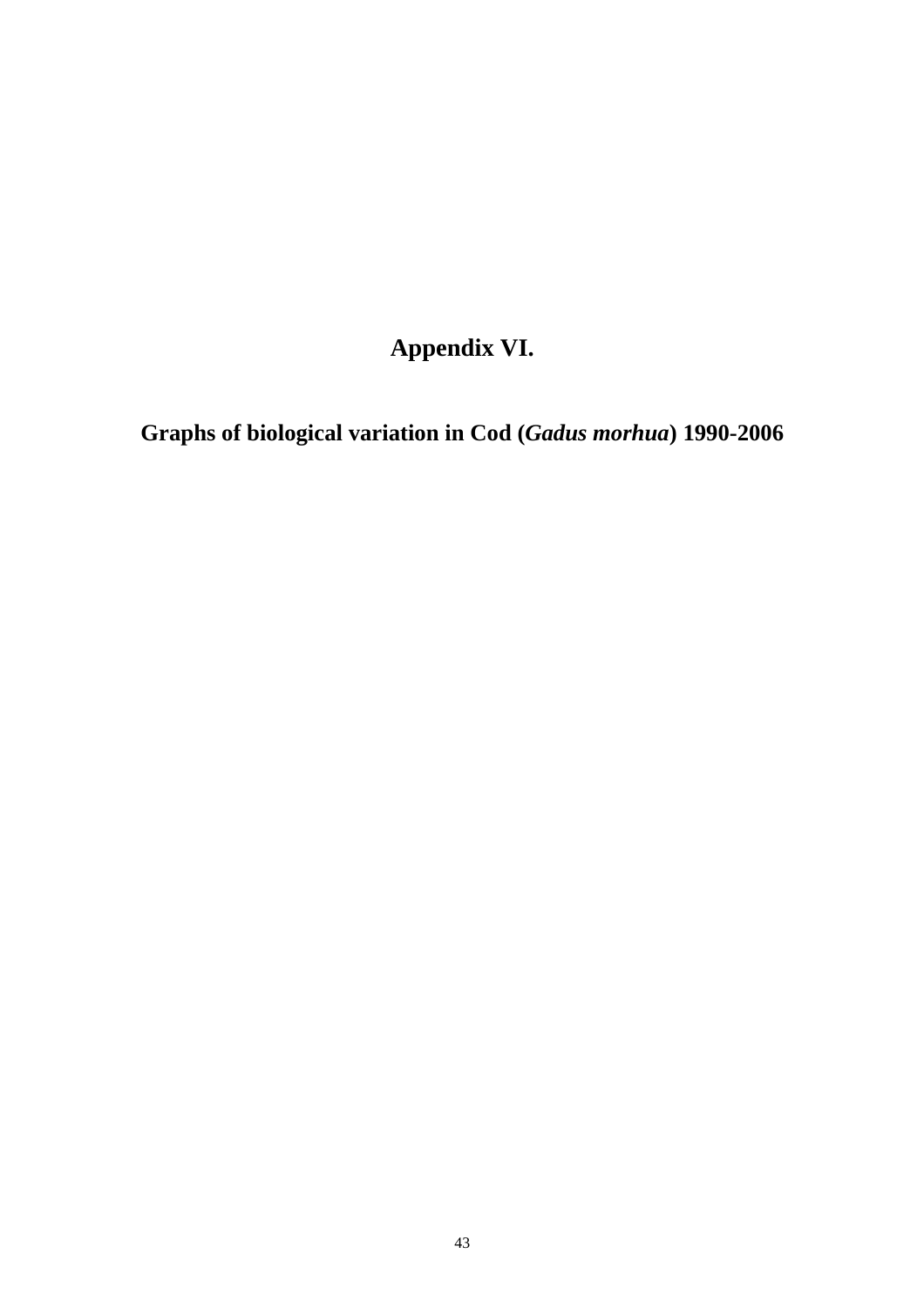# Appendix VI.

## Graphs of biological variation in Cod (*Gadus morhua*) 1990-2006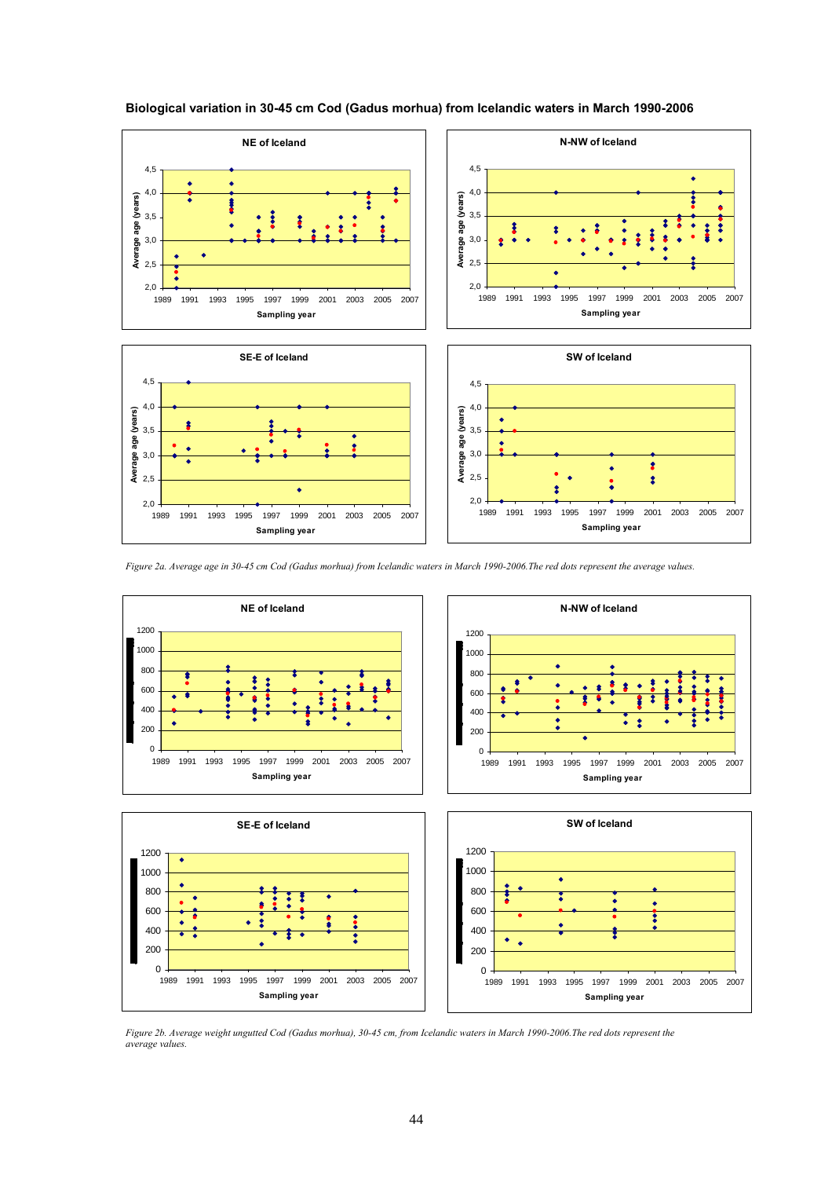**Biological variation in 30-45 cm Cod (Gadus morhua) from Icelandic waters in March 1990-2006**

*Figure 2a. Average age in 30-45 cm Cod (Gadus morhua) from Icelandic waters in March 1990-2006.The red dots represent the average values.*

*Figure 2b. Average weight ungutted Cod (Gadus morhua), 30-45 cm, from Icelandic waters in March 1990-2006.The red dots represent the average values.*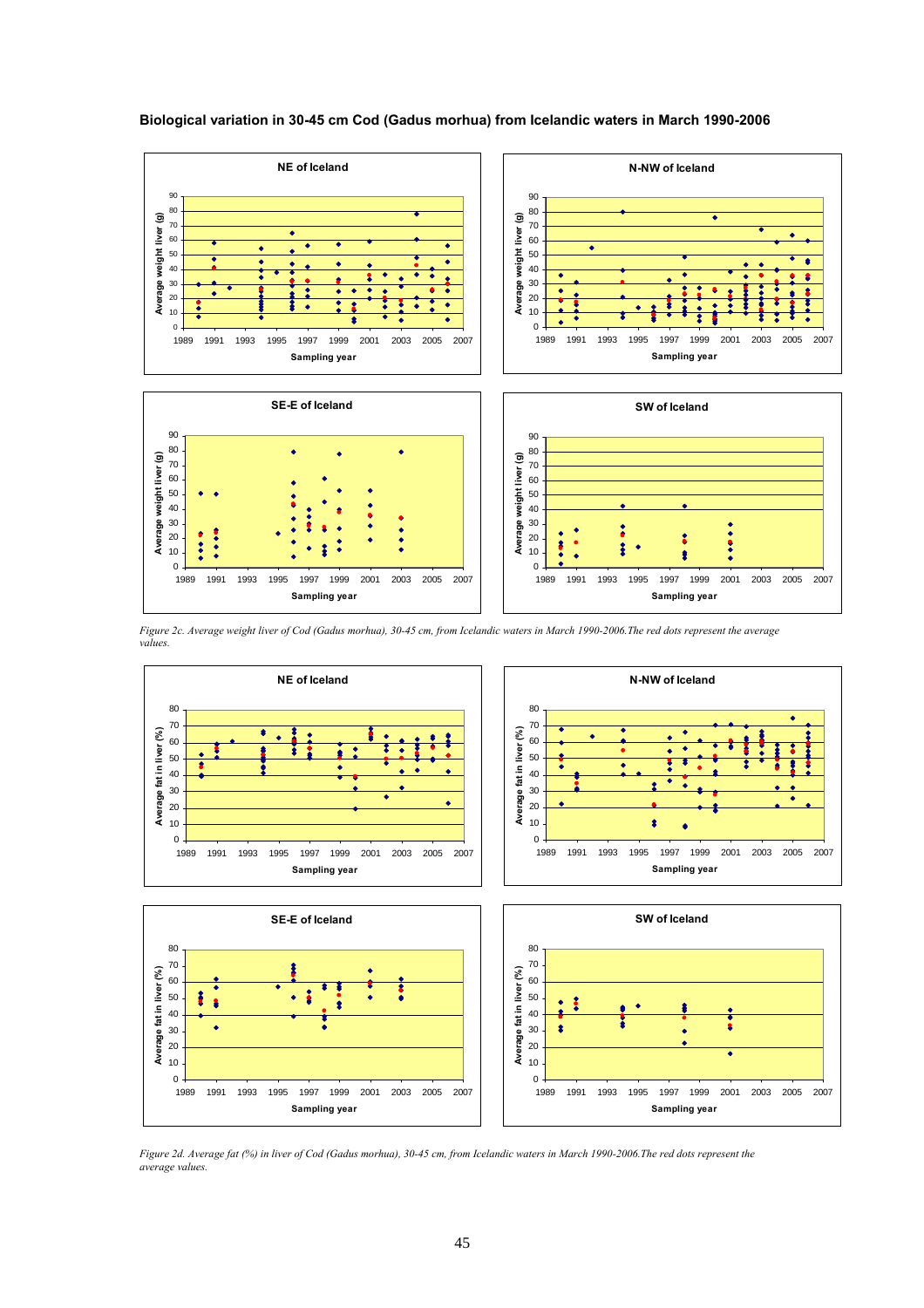**Biological variation in 30-45 cm Cod (Gadus morhua) from Icelandic waters in March 1990-2006**

*Figure 2c. Average weight liver of Cod (Gadus morhua), 30-45 cm, from Icelandic waters in March 1990-2006.The red dots represent the average values.*

*Figure 2d. Average fat (%) in liver of Cod (Gadus morhua), 30-45 cm, from Icelandic waters in March 1990-2006.The red dots represent the average values.*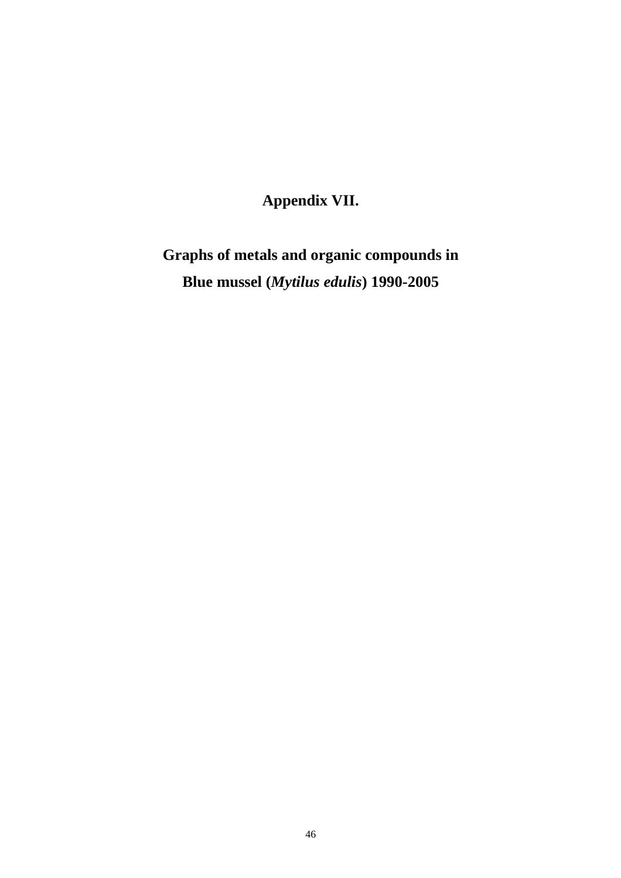# Appendix VII.

## Graphs of metals and organic compounds in Blue mussel (*Mytilus edulis*) 1990-2005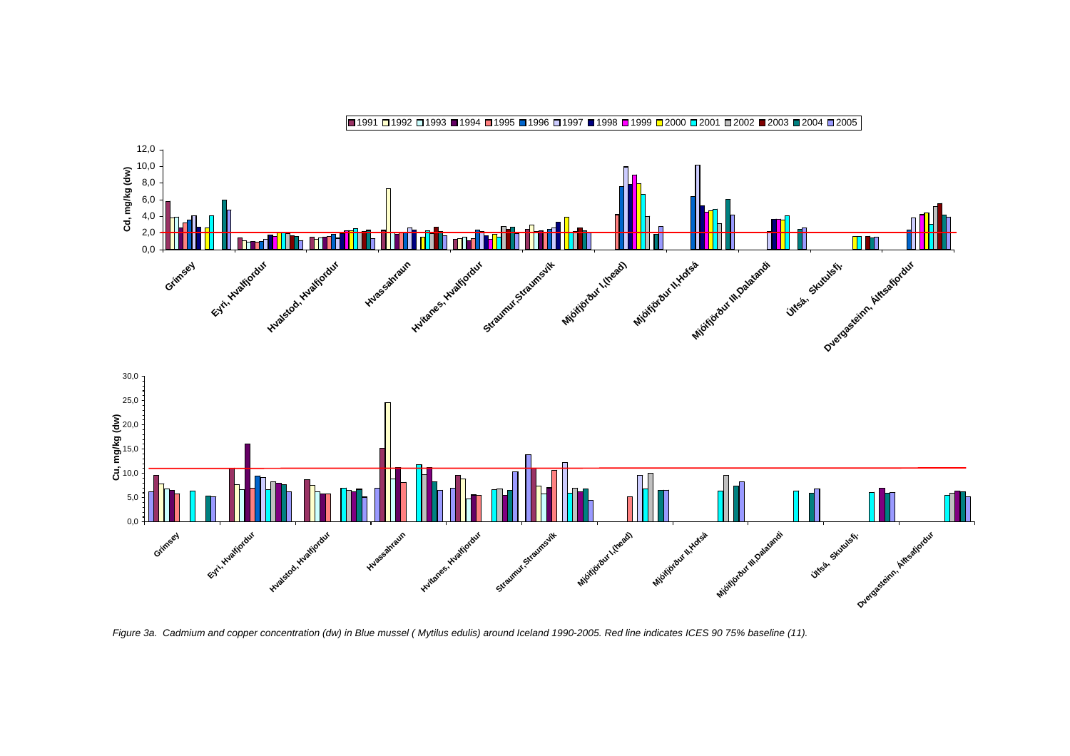*Figure 3a. Cadmium and copper concentration (dw) in Blue mussel ( Mytilus edulis) around Iceland 1990-2005. Red line indicates ICES 90 75% baseline (11).*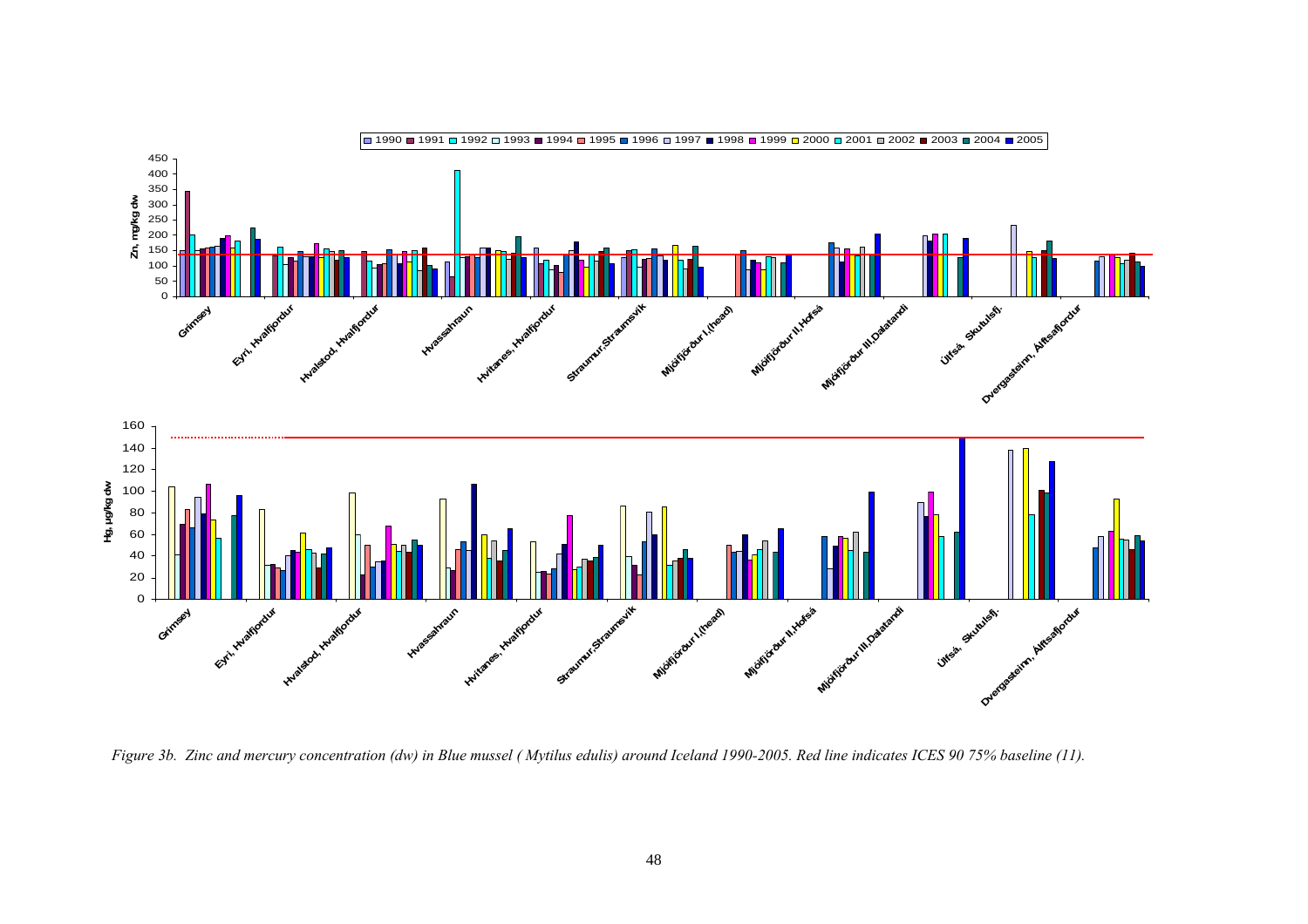*Figure 3b. Zinc and mercury concentration (dw) in Blue mussel ( Mytilus edulis) around Iceland 1990-2005. Red line indicates ICES 90 75% baseline (11).*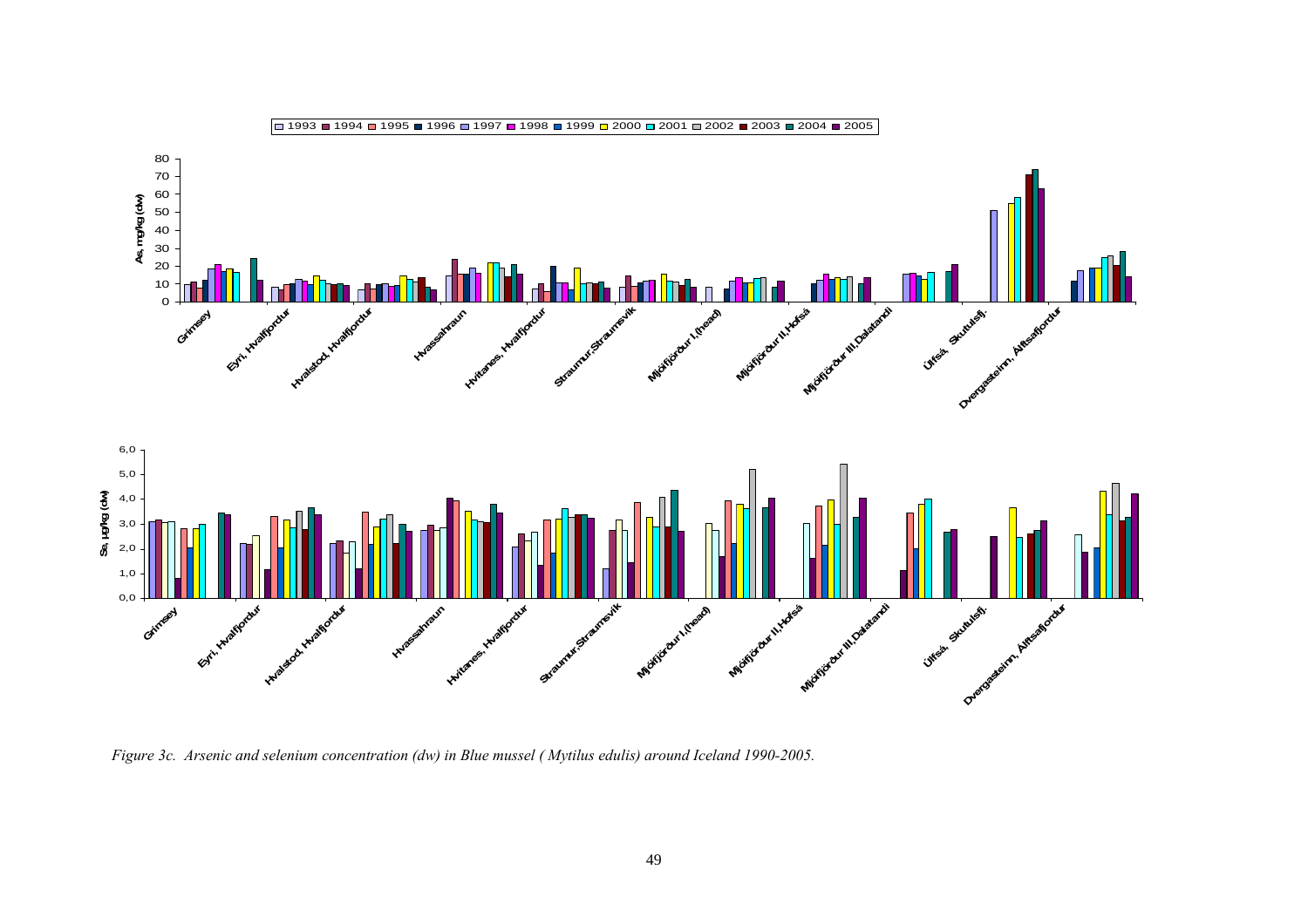*Figure 3c. Arsenic and selenium concentration (dw) in Blue mussel ( Mytilus edulis) around Iceland 1990-2005.*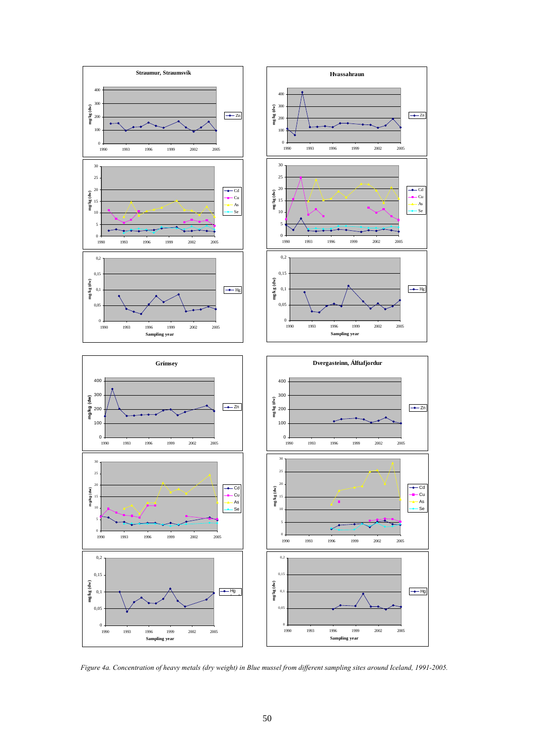**Straumur, Straumsvík**

**Hvassahraun**

**Grímsey**

**Dvergasteinn, Álftafjordur**

*Figure 4a. Concentration of heavy metals (dry weight) in Blue mussel from different sampling sites around Iceland, 1991-2005.*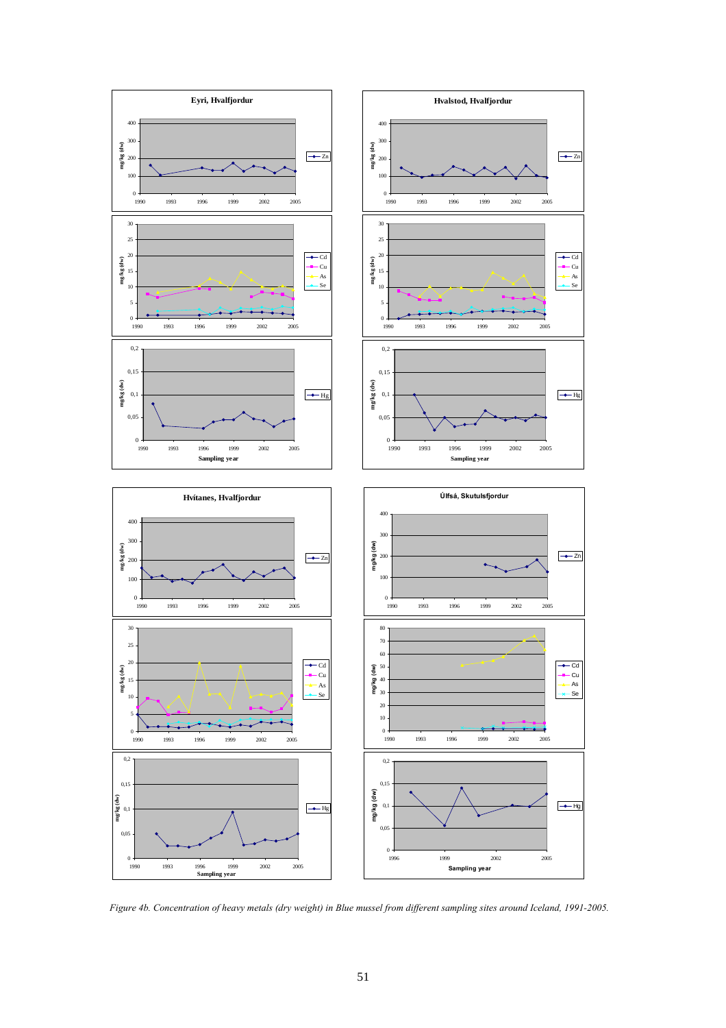*Figure 4b. Concentration of heavy metals (dry weight) in Blue mussel from different sampling sites around Iceland, 1991-2005.*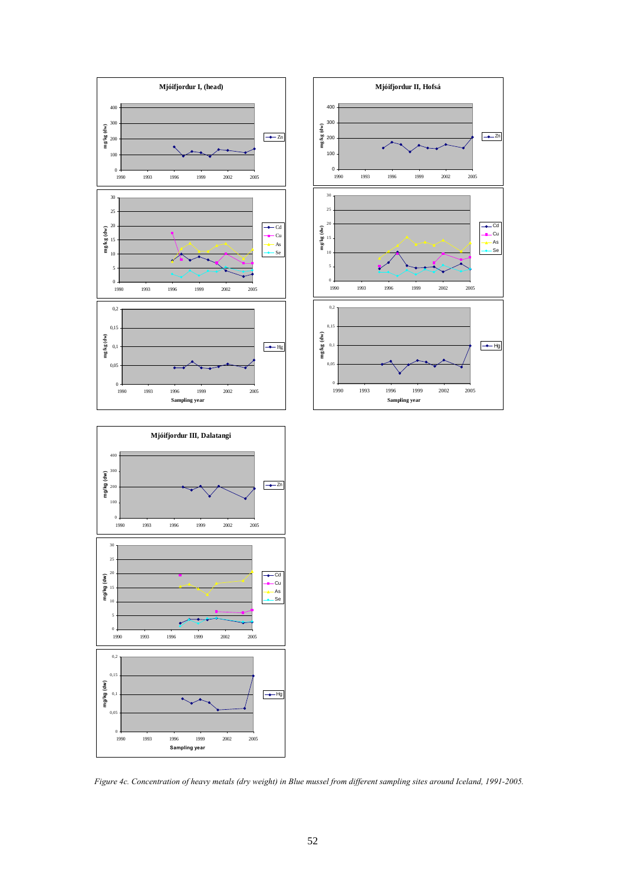*Figure 4c. Concentration of heavy metals (dry weight) in Blue mussel from different sampling sites around Iceland, 1991-2005.*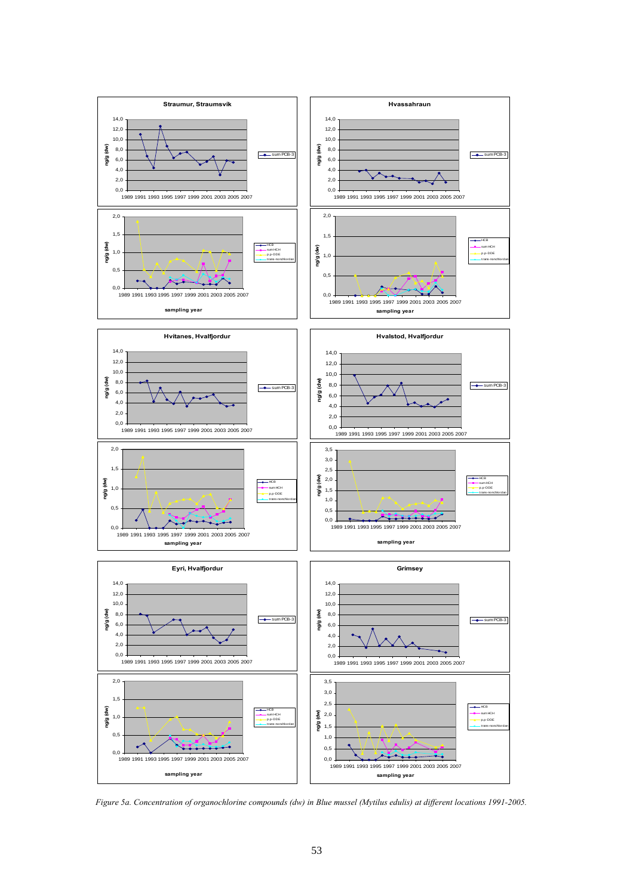*Figure 5a. Concentration of organochlorine compounds (dw) in Blue mussel (Mytilus edulis) at different locations 1991-2005.*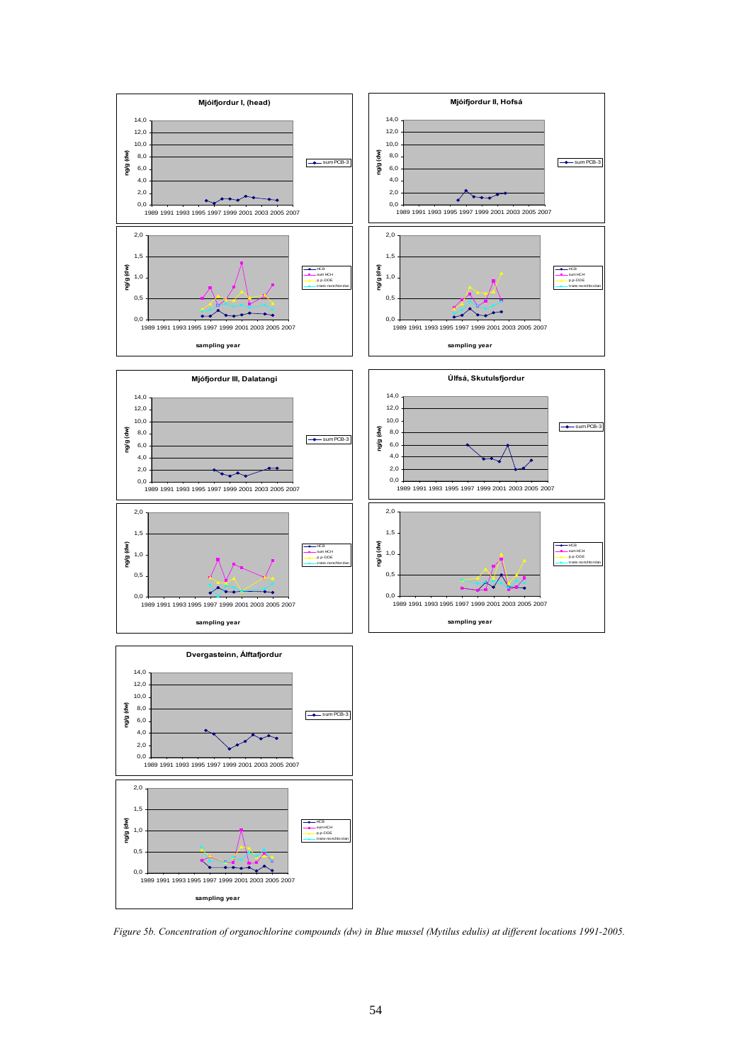**Mjóifjordur I, (head)**

**Mjóifjordur II, Hofsá**

**Mjófjordur III, Dalatangi**

**Úlfsá, Skutulsfjordur**

**Dvergasteinn, Álftafjordur**

*Figure 5b. Concentration of organochlorine compounds (dw) in Blue mussel (Mytilus edulis) at different locations 1991-2005.*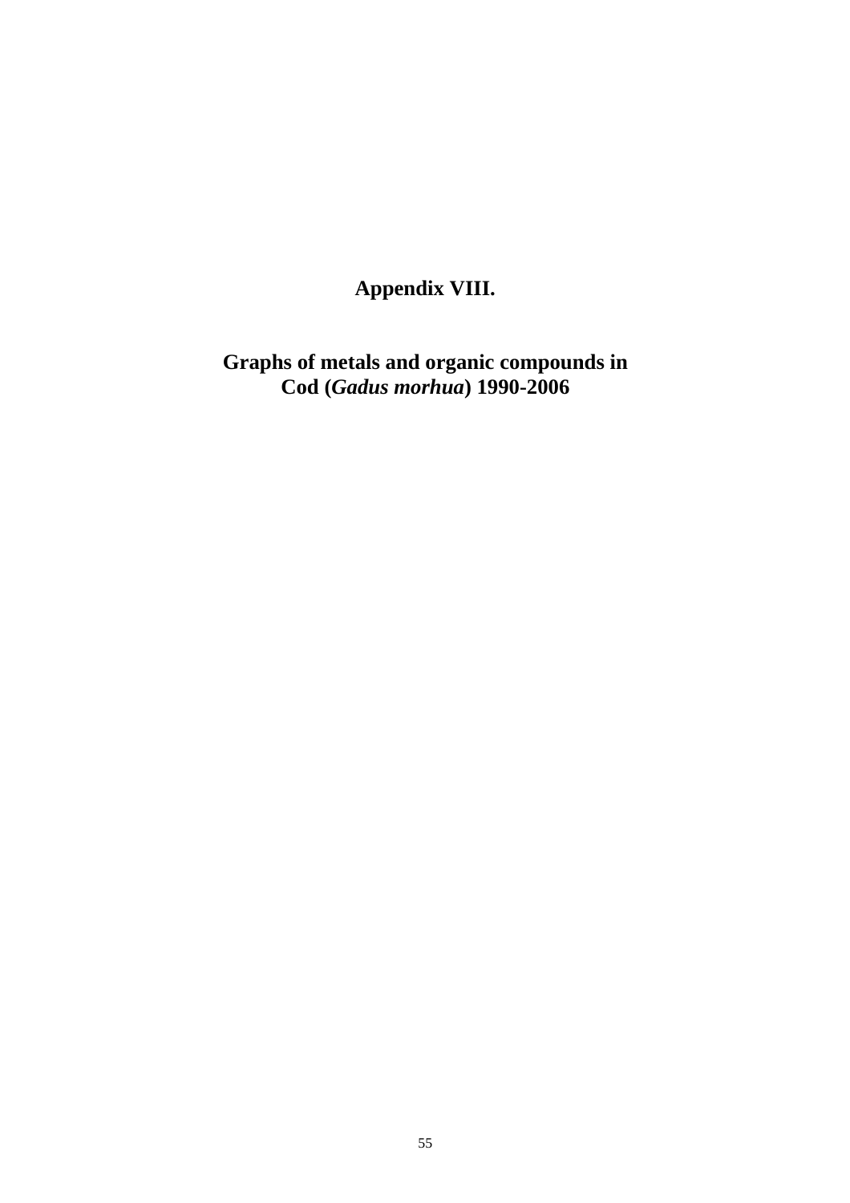# Appendix VIII.

## Graphs of metals and organic compounds in Cod (*Gadus morhua*) 1990-2006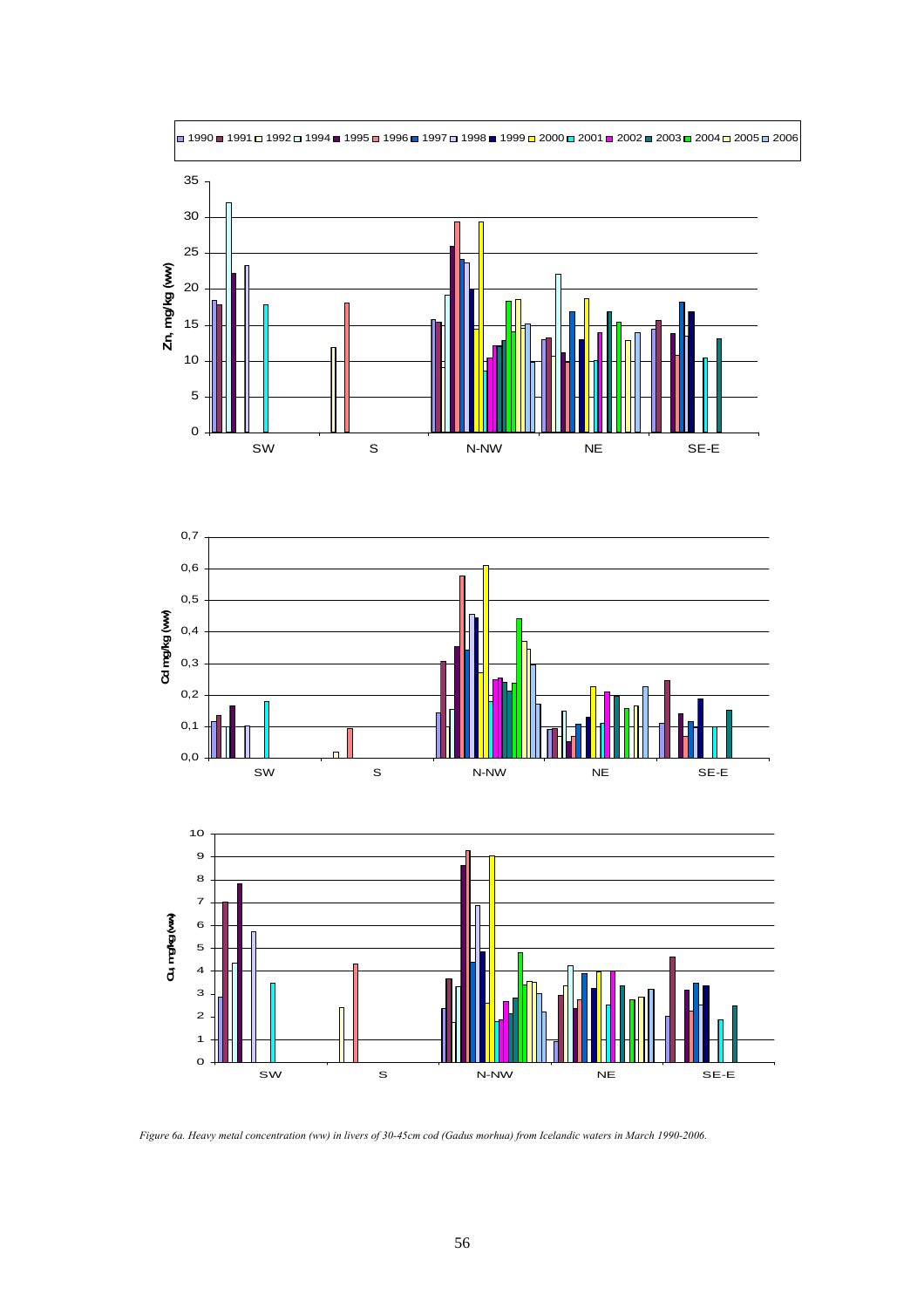1990 1991 1992 1994 1995 1996 1997 1998 1999 2000 2001 2002 2003 2004 2005 2006

*Figure 6a. Heavy metal concentration (ww) in livers of 30-45cm cod (Gadus morhua) from Icelandic waters in March 1990-2006.*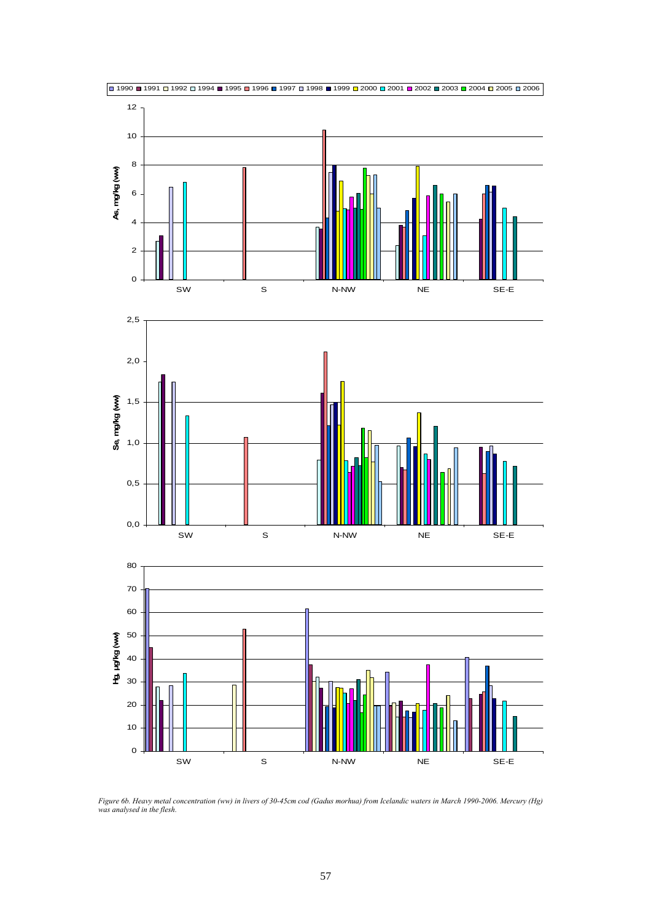*Figure 6b. Heavy metal concentration (ww) in livers of 30-45cm cod (Gadus morhua) from Icelandic waters in March 1990-2006. Mercury (Hg) was analysed in the flesh.*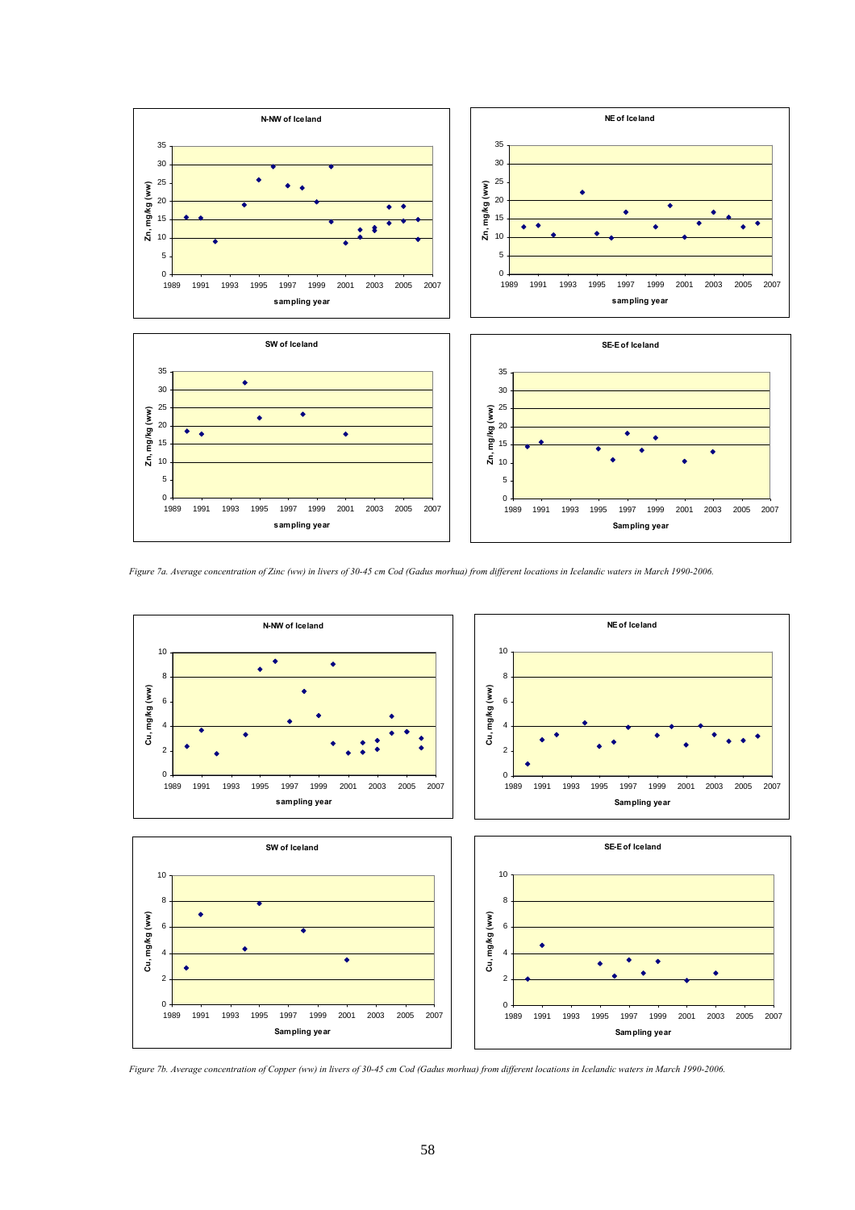*Figure 7a. Average concentration of Zinc (ww) in livers of 30-45 cm Cod (Gadus morhua) from different locations in Icelandic waters in March 1990-2006.*

*Figure 7b. Average concentration of Copper (ww) in livers of 30-45 cm Cod (Gadus morhua) from different locations in Icelandic waters in March 1990-2006.*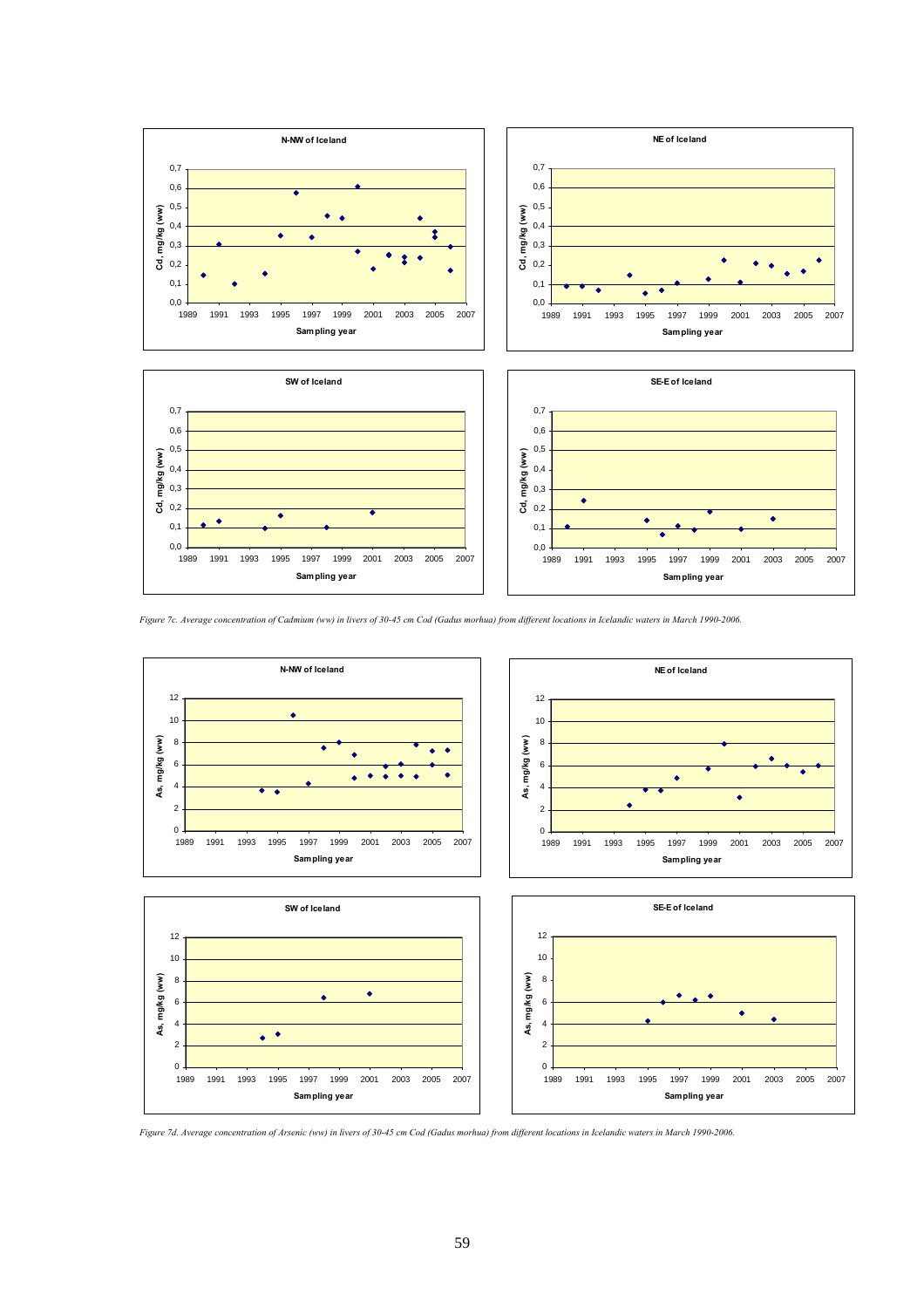Figure 7c. Average concentration of Cadmium (ww) in livers of 30-45 cm Cod (Gadus morhua) from different locations in Icelandic waters in March 1990-2006.

Figure 7d. Average concentration of Arsenic (ww) in livers of 30-45 cm Cod (Gadus morhua) from different locations in Icelandic waters in March 1990-2006.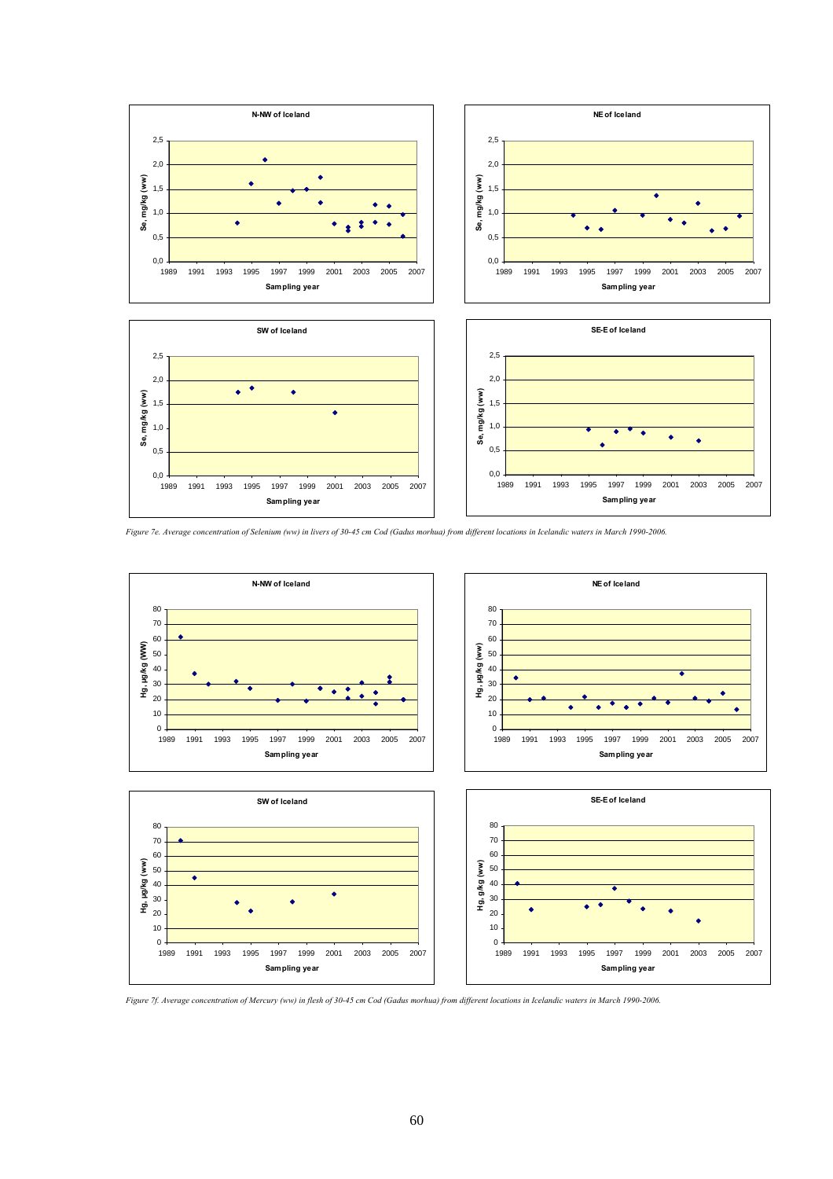Figure 7e. Average concentration of Selenium (ww) in livers of 30-45 cm Cod (Gadus morhua) from different locations in Icelandic waters in March 1990-2006.

Figure 7f. Average concentration of Mercury (ww) in flesh of 30-45 cm Cod (Gadus morhua) from different locations in Icelandic waters in March 1990-2006.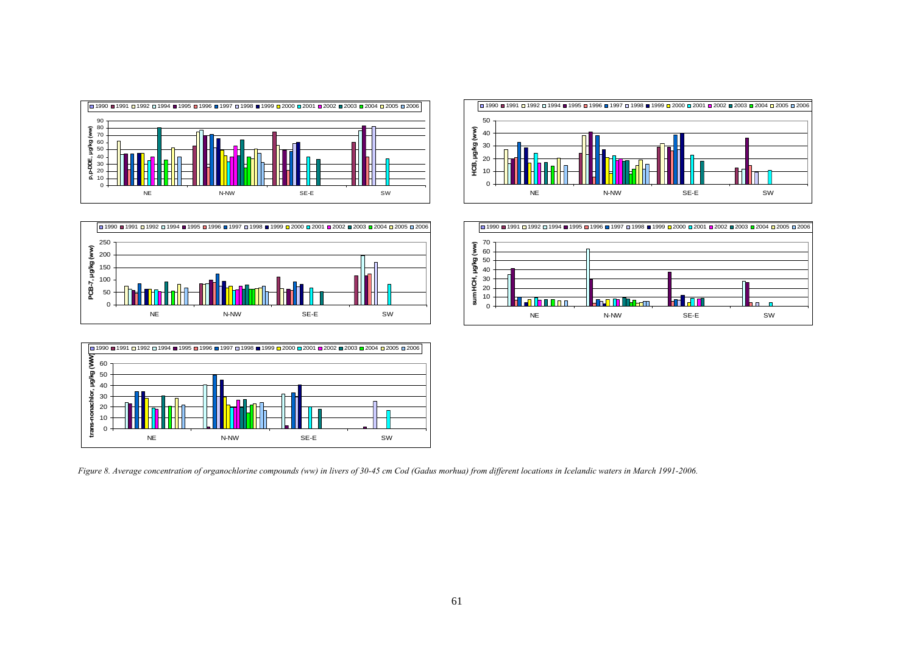*Figure 8. Average concentration of organochlorine compounds (ww) in livers of 30-45 cm Cod (Gadus morhua) from different locations in Icelandic waters in March 1991-2006.*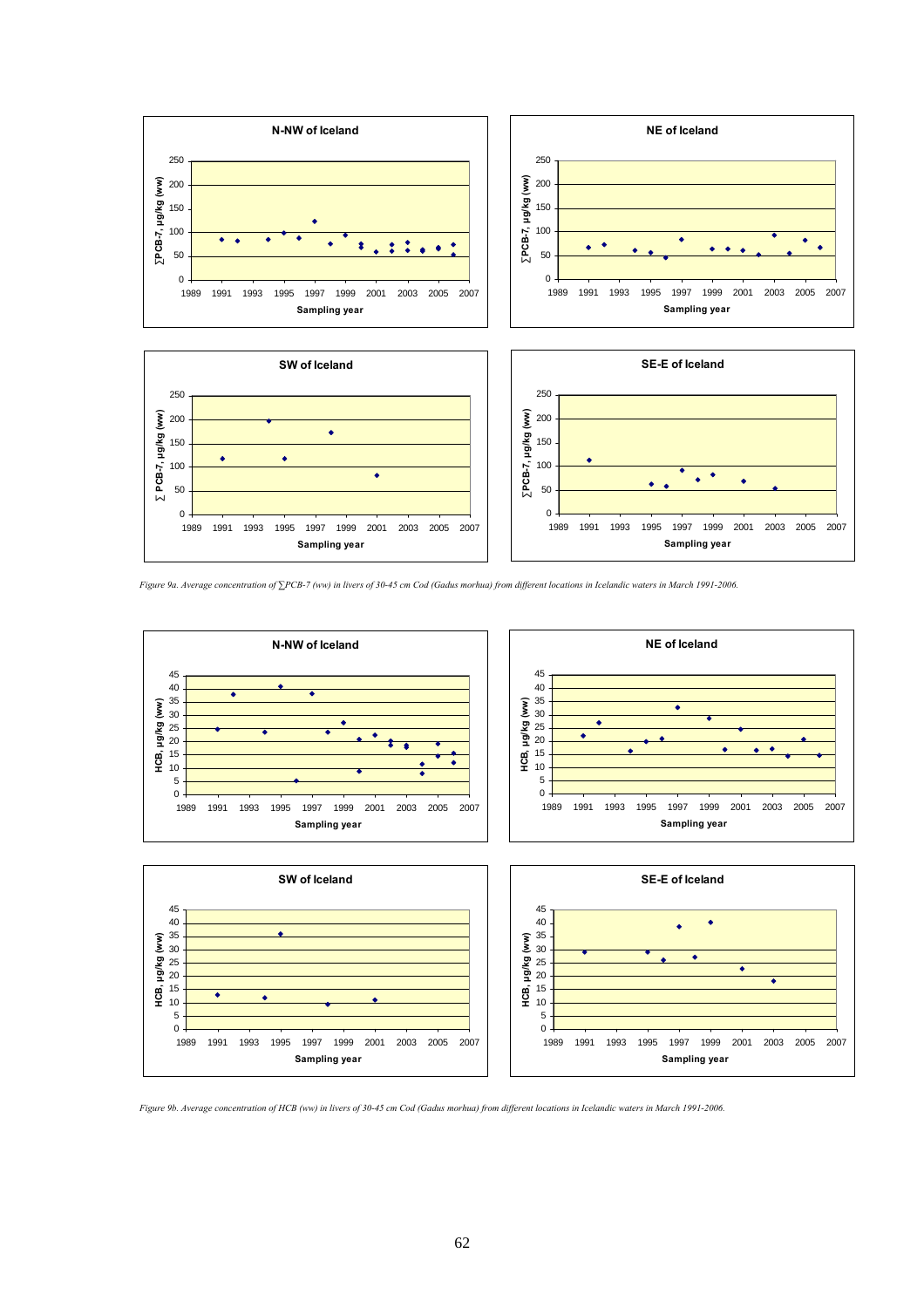Figure 9a. Average concentration of ∑PCB-7 (ww) in livers of 30-45 cm Cod (Gadus morhua) from different locations in Icelandic waters in March 1991-2006.

Figure 9b. Average concentration of HCB (ww) in livers of 30-45 cm Cod (Gadus morhua) from different locations in Icelandic waters in March 1991-2006.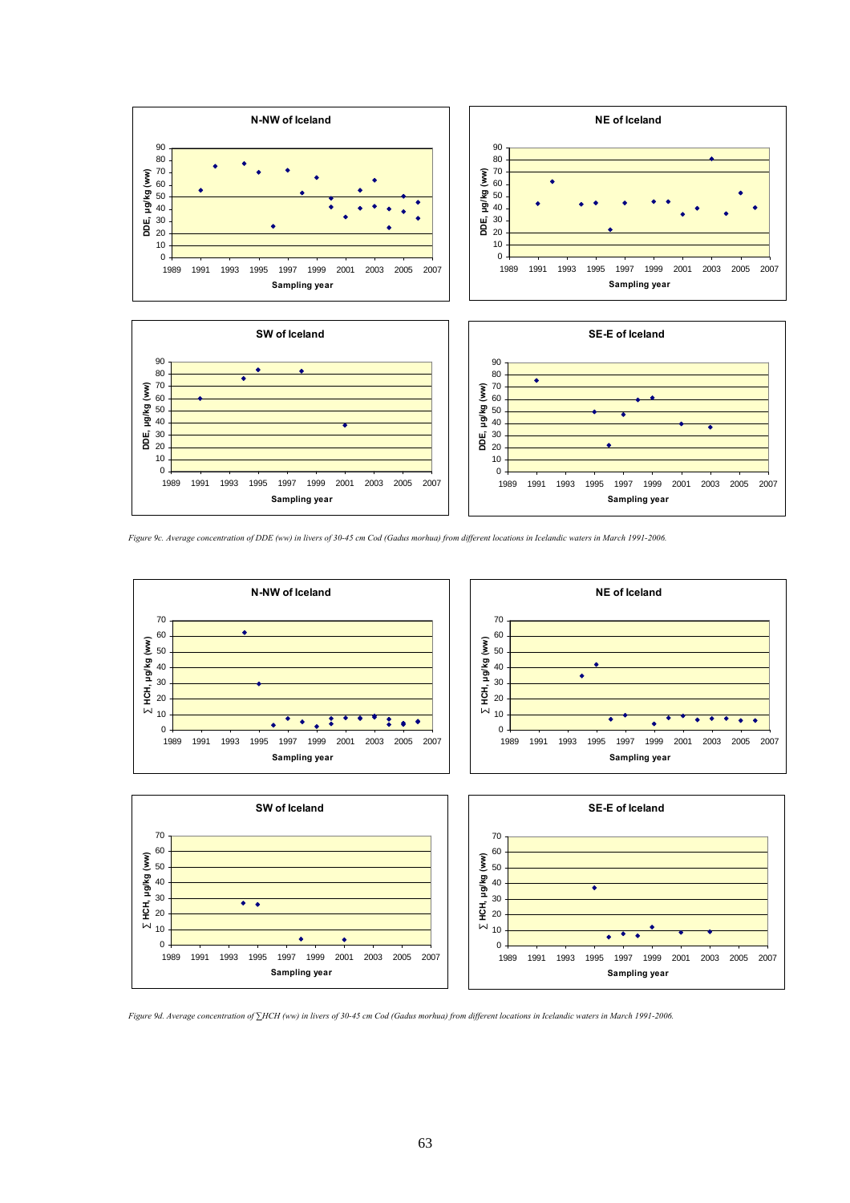Figure 9c. Average concentration of DDE (ww) in livers of 30-45 cm Cod (Gadus morhua) from different locations in Icelandic waters in March 1991-2006.

Figure 9d. Average concentration of ∑HCH (ww) in livers of 30-45 cm Cod (Gadus morhua) from different locations in Icelandic waters in March 1991-2006.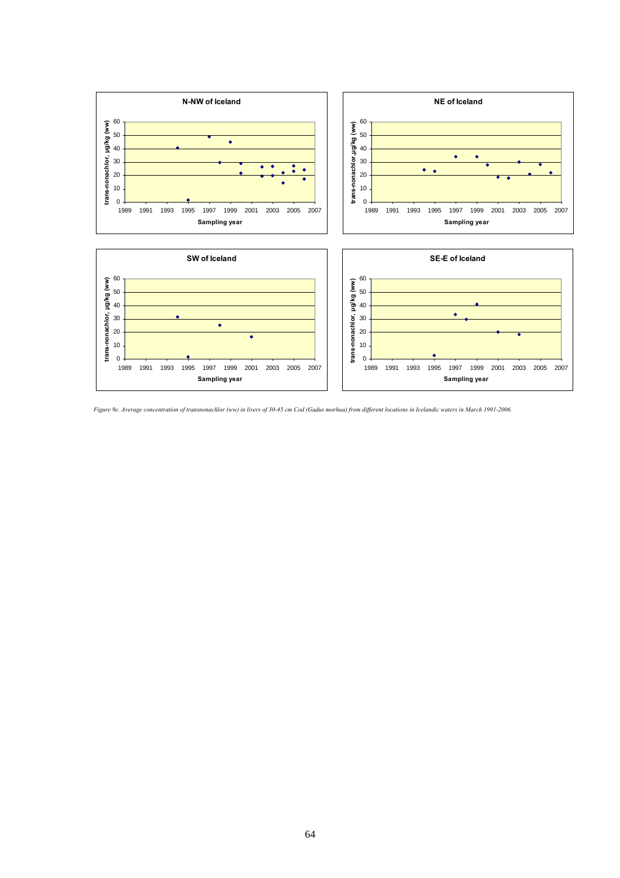N-NW of Iceland

trans-nonachlor, µg/kg (ww)

0
10
20
30
40
50
60

1989 1991 1993 1995 1997 1999 2001 2003 2005 2007

Sampling year

NE of Iceland

trans-nonachlor, µg/kg (ww)

0
10
20
30
40
50
60

1989 1991 1993 1995 1997 1999 2001 2003 2005 2007

Sampling year

SW of Iceland

trans-nonachlor, µg/kg (ww)

0
10
20
30
40
50
60

1989 1991 1993 1995 1997 1999 2001 2003 2005 2007

Sampling year

SE-E of Iceland

trans-nonachlor, µg/kg (ww)

0
10
20
30
40
50
60

1989 1991 1993 1995 1997 1999 2001 2003 2005 2007

Sampling year

*Figure 9e. Average concentration of transnonachlor (ww) in livers of 30-45 cm Cod (Gadus morhua) from different locations in Icelandic waters in March 1991-2006.*